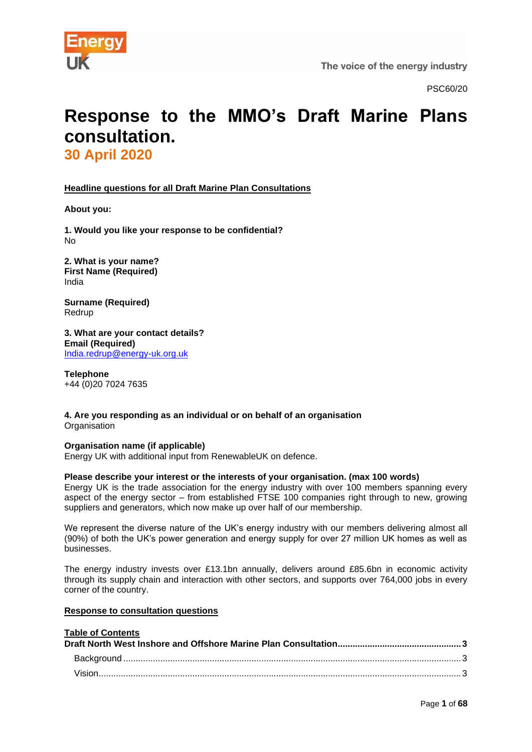Energy UK

The voice of the energy industry

PSC60/20

# Response to the MMO's Draft Marine Plans consultation.

## 30 April 2020

**Headline questions for all Draft Marine Plan Consultations**

**About you:**

**1. Would you like your response to be confidential?**
No

**2. What is your name?**
**First Name (Required)**
India

**Surname (Required)**
Redrup

**3. What are your contact details?**
**Email (Required)**
India.redrup@energy-uk.org.uk

**Telephone**
+44 (0)20 7024 7635

**4. Are you responding as an individual or on behalf of an organisation**
Organisation

**Organisation name (if applicable)**
Energy UK with additional input from RenewableUK on defence.

**Please describe your interest or the interests of your organisation. (max 100 words)**
Energy UK is the trade association for the energy industry with over 100 members spanning every aspect of the energy sector – from established FTSE 100 companies right through to new, growing suppliers and generators, which now make up over half of our membership.

We represent the diverse nature of the UK's energy industry with our members delivering almost all (90%) of both the UK's power generation and energy supply for over 27 million UK homes as well as businesses.

The energy industry invests over £13.1bn annually, delivers around £85.6bn in economic activity through its supply chain and interaction with other sectors, and supports over 764,000 jobs in every corner of the country.

**Response to consultation questions**

**Table of Contents**

**Draft North West Inshore and Offshore Marine Plan Consultation** .......... **3**

Background .......... 3

Vision .......... 3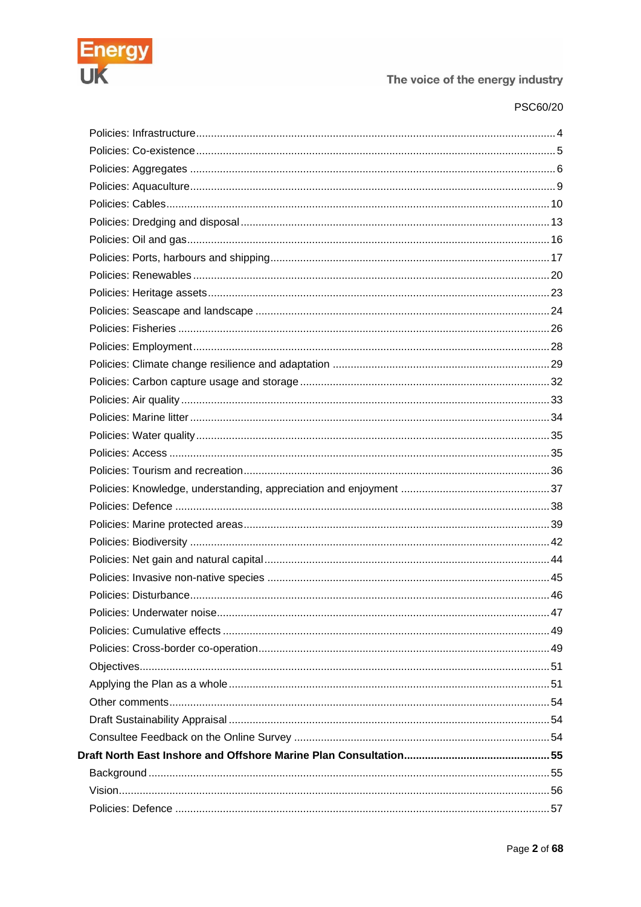PSC60/20

- Policies: Infrastructure ..... 4
- Policies: Co-existence ..... 5
- Policies: Aggregates ..... 6
- Policies: Aquaculture ..... 9
- Policies: Cables ..... 10
- Policies: Dredging and disposal ..... 13
- Policies: Oil and gas ..... 16
- Policies: Ports, harbours and shipping ..... 17
- Policies: Renewables ..... 20
- Policies: Heritage assets ..... 23
- Policies: Seascape and landscape ..... 24
- Policies: Fisheries ..... 26
- Policies: Employment ..... 28
- Policies: Climate change resilience and adaptation ..... 29
- Policies: Carbon capture usage and storage ..... 32
- Policies: Air quality ..... 33
- Policies: Marine litter ..... 34
- Policies: Water quality ..... 35
- Policies: Access ..... 35
- Policies: Tourism and recreation ..... 36
- Policies: Knowledge, understanding, appreciation and enjoyment ..... 37
- Policies: Defence ..... 38
- Policies: Marine protected areas ..... 39
- Policies: Biodiversity ..... 42
- Policies: Net gain and natural capital ..... 44
- Policies: Invasive non-native species ..... 45
- Policies: Disturbance ..... 46
- Policies: Underwater noise ..... 47
- Policies: Cumulative effects ..... 49
- Policies: Cross-border co-operation ..... 49
- Objectives ..... 51
- Applying the Plan as a whole ..... 51
- Other comments ..... 54
- Draft Sustainability Appraisal ..... 54
- Consultee Feedback on the Online Survey ..... 54

**Draft North East Inshore and Offshore Marine Plan Consultation ..... 55**

- Background ..... 55
- Vision ..... 56
- Policies: Defence ..... 57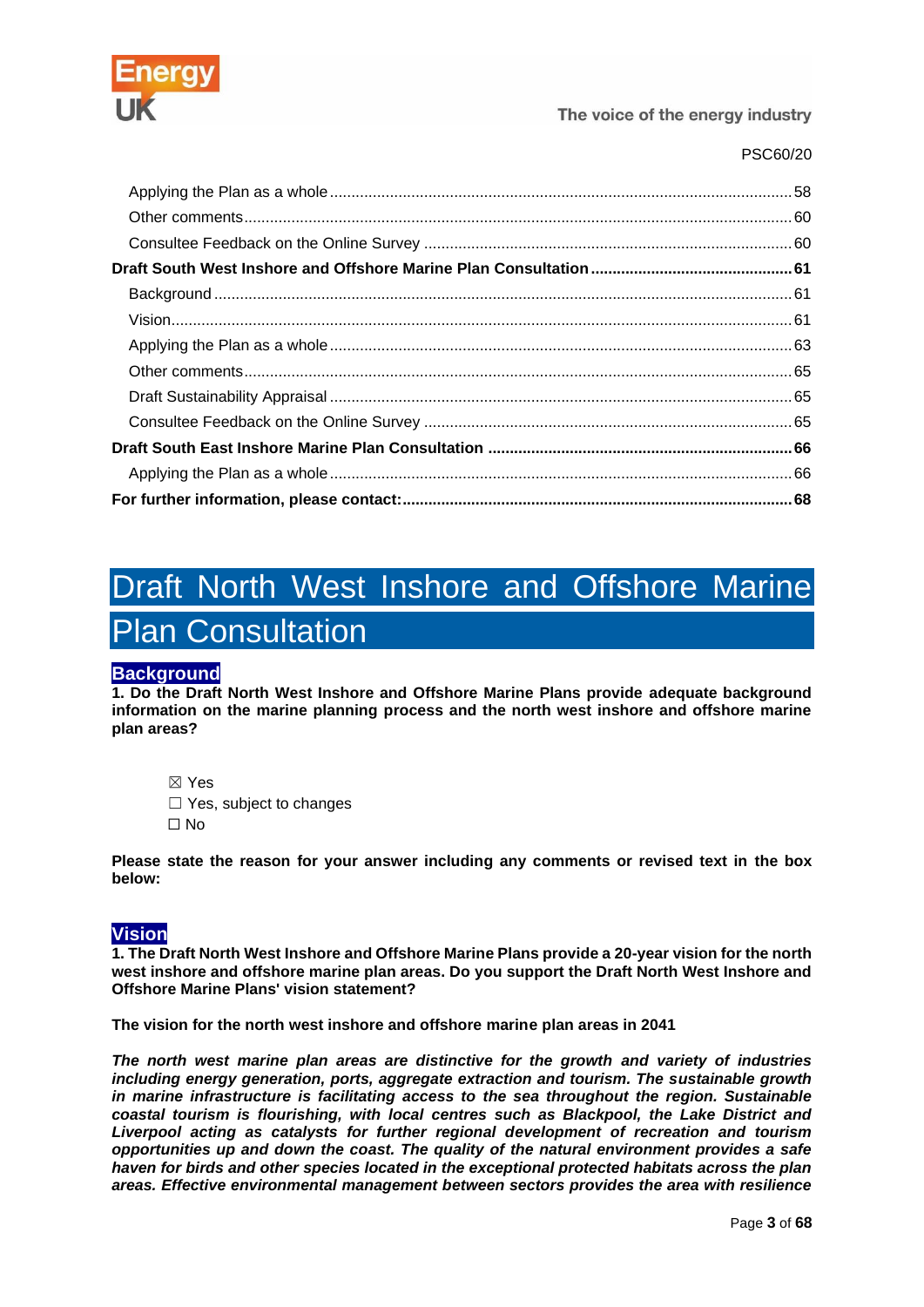Applying the Plan as a whole ........................................................................................................ 58
Other comments ............................................................................................................................ 60
Consultee Feedback on the Online Survey ................................................................................... 60

**Draft South West Inshore and Offshore Marine Plan Consultation .............................................. 61**

Background ................................................................................................................................... 61
Vision ............................................................................................................................................. 61
Applying the Plan as a whole ........................................................................................................ 63
Other comments ............................................................................................................................ 65
Draft Sustainability Appraisal ......................................................................................................... 65
Consultee Feedback on the Online Survey ................................................................................... 65

**Draft South East Inshore Marine Plan Consultation ..................................................................... 66**

Applying the Plan as a whole ........................................................................................................ 66

**For further information, please contact: ......................................................................................... 68**

# Draft North West Inshore and Offshore Marine Plan Consultation

## Background

**1. Do the Draft North West Inshore and Offshore Marine Plans provide adequate background information on the marine planning process and the north west inshore and offshore marine plan areas?**

☒ Yes
☐ Yes, subject to changes
☐ No

**Please state the reason for your answer including any comments or revised text in the box below:**

## Vision

**1. The Draft North West Inshore and Offshore Marine Plans provide a 20-year vision for the north west inshore and offshore marine plan areas. Do you support the Draft North West Inshore and Offshore Marine Plans' vision statement?**

**The vision for the north west inshore and offshore marine plan areas in 2041**

***The north west marine plan areas are distinctive for the growth and variety of industries including energy generation, ports, aggregate extraction and tourism. The sustainable growth in marine infrastructure is facilitating access to the sea throughout the region. Sustainable coastal tourism is flourishing, with local centres such as Blackpool, the Lake District and Liverpool acting as catalysts for further regional development of recreation and tourism opportunities up and down the coast. The quality of the natural environment provides a safe haven for birds and other species located in the exceptional protected habitats across the plan areas. Effective environmental management between sectors provides the area with resilience***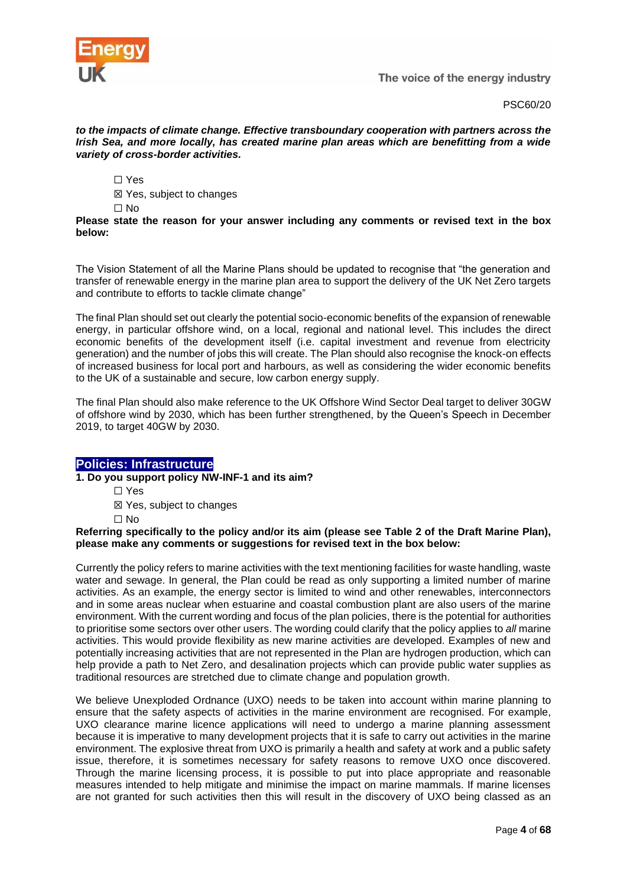***to the impacts of climate change. Effective transboundary cooperation with partners across the Irish Sea, and more locally, has created marine plan areas which are benefitting from a wide variety of cross-border activities.***

☐ Yes
☒ Yes, subject to changes
☐ No

**Please state the reason for your answer including any comments or revised text in the box below:**

The Vision Statement of all the Marine Plans should be updated to recognise that "the generation and transfer of renewable energy in the marine plan area to support the delivery of the UK Net Zero targets and contribute to efforts to tackle climate change"

The final Plan should set out clearly the potential socio-economic benefits of the expansion of renewable energy, in particular offshore wind, on a local, regional and national level. This includes the direct economic benefits of the development itself (i.e. capital investment and revenue from electricity generation) and the number of jobs this will create. The Plan should also recognise the knock-on effects of increased business for local port and harbours, as well as considering the wider economic benefits to the UK of a sustainable and secure, low carbon energy supply.

The final Plan should also make reference to the UK Offshore Wind Sector Deal target to deliver 30GW of offshore wind by 2030, which has been further strengthened, by the Queen's Speech in December 2019, to target 40GW by 2030.

## Policies: Infrastructure

**1. Do you support policy NW-INF-1 and its aim?**

☐ Yes
☒ Yes, subject to changes
☐ No

**Referring specifically to the policy and/or its aim (please see Table 2 of the Draft Marine Plan), please make any comments or suggestions for revised text in the box below:**

Currently the policy refers to marine activities with the text mentioning facilities for waste handling, waste water and sewage. In general, the Plan could be read as only supporting a limited number of marine activities. As an example, the energy sector is limited to wind and other renewables, interconnectors and in some areas nuclear when estuarine and coastal combustion plant are also users of the marine environment. With the current wording and focus of the plan policies, there is the potential for authorities to prioritise some sectors over other users. The wording could clarify that the policy applies to *all* marine activities. This would provide flexibility as new marine activities are developed. Examples of new and potentially increasing activities that are not represented in the Plan are hydrogen production, which can help provide a path to Net Zero, and desalination projects which can provide public water supplies as traditional resources are stretched due to climate change and population growth.

We believe Unexploded Ordnance (UXO) needs to be taken into account within marine planning to ensure that the safety aspects of activities in the marine environment are recognised. For example, UXO clearance marine licence applications will need to undergo a marine planning assessment because it is imperative to many development projects that it is safe to carry out activities in the marine environment. The explosive threat from UXO is primarily a health and safety at work and a public safety issue, therefore, it is sometimes necessary for safety reasons to remove UXO once discovered. Through the marine licensing process, it is possible to put into place appropriate and reasonable measures intended to help mitigate and minimise the impact on marine mammals. If marine licenses are not granted for such activities then this will result in the discovery of UXO being classed as an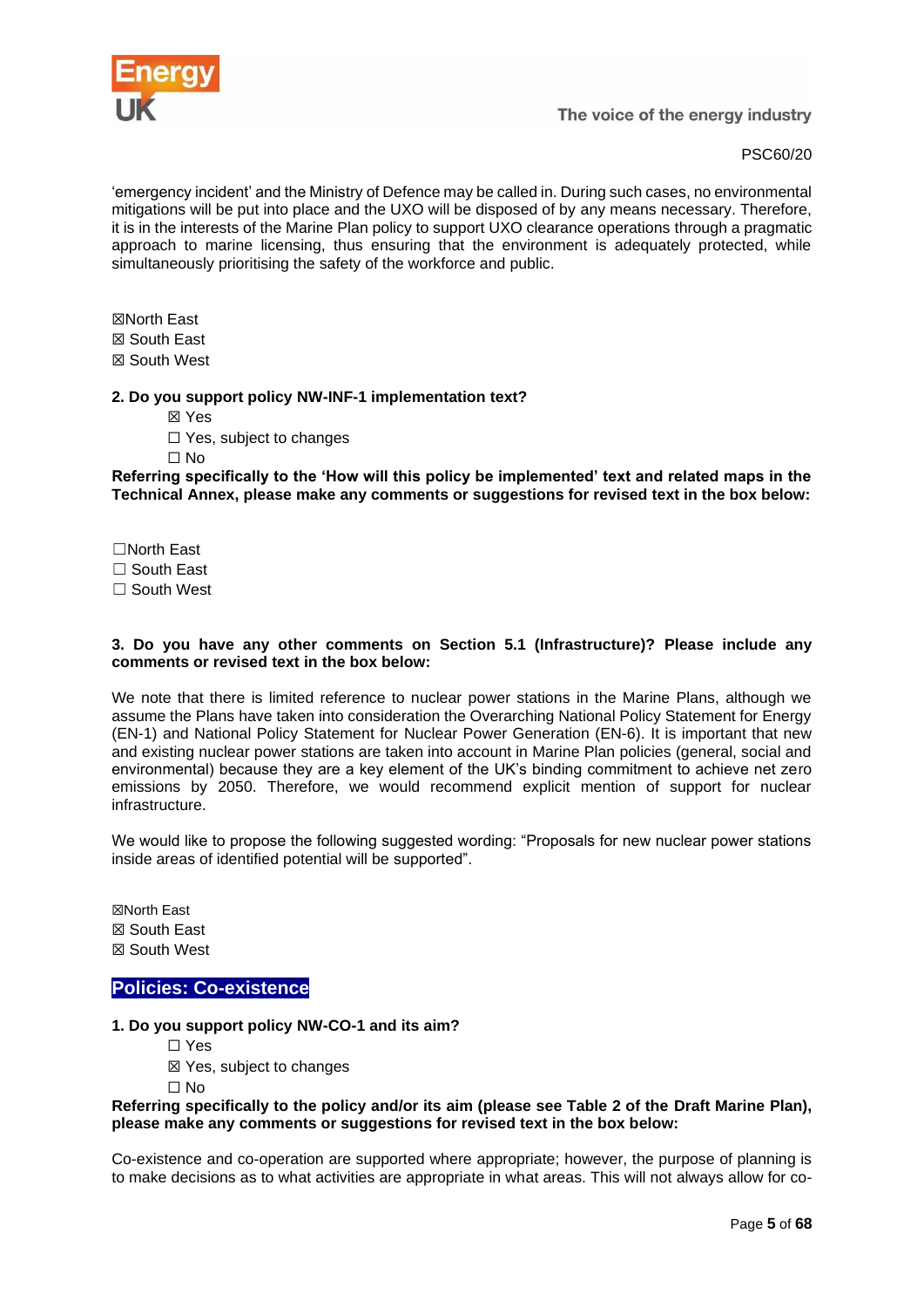'emergency incident' and the Ministry of Defence may be called in. During such cases, no environmental mitigations will be put into place and the UXO will be disposed of by any means necessary. Therefore, it is in the interests of the Marine Plan policy to support UXO clearance operations through a pragmatic approach to marine licensing, thus ensuring that the environment is adequately protected, while simultaneously prioritising the safety of the workforce and public.

☒North East
☒ South East
☒ South West

**2. Do you support policy NW-INF-1 implementation text?**

☒ Yes
☐ Yes, subject to changes
☐ No

**Referring specifically to the 'How will this policy be implemented' text and related maps in the Technical Annex, please make any comments or suggestions for revised text in the box below:**

☐North East
☐ South East
☐ South West

**3. Do you have any other comments on Section 5.1 (Infrastructure)? Please include any comments or revised text in the box below:**

We note that there is limited reference to nuclear power stations in the Marine Plans, although we assume the Plans have taken into consideration the Overarching National Policy Statement for Energy (EN-1) and National Policy Statement for Nuclear Power Generation (EN-6). It is important that new and existing nuclear power stations are taken into account in Marine Plan policies (general, social and environmental) because they are a key element of the UK's binding commitment to achieve net zero emissions by 2050. Therefore, we would recommend explicit mention of support for nuclear infrastructure.

We would like to propose the following suggested wording: "Proposals for new nuclear power stations inside areas of identified potential will be supported".

☒North East
☒ South East
☒ South West

## Policies: Co-existence

**1. Do you support policy NW-CO-1 and its aim?**

☐ Yes
☒ Yes, subject to changes
☐ No

**Referring specifically to the policy and/or its aim (please see Table 2 of the Draft Marine Plan), please make any comments or suggestions for revised text in the box below:**

Co-existence and co-operation are supported where appropriate; however, the purpose of planning is to make decisions as to what activities are appropriate in what areas. This will not always allow for co-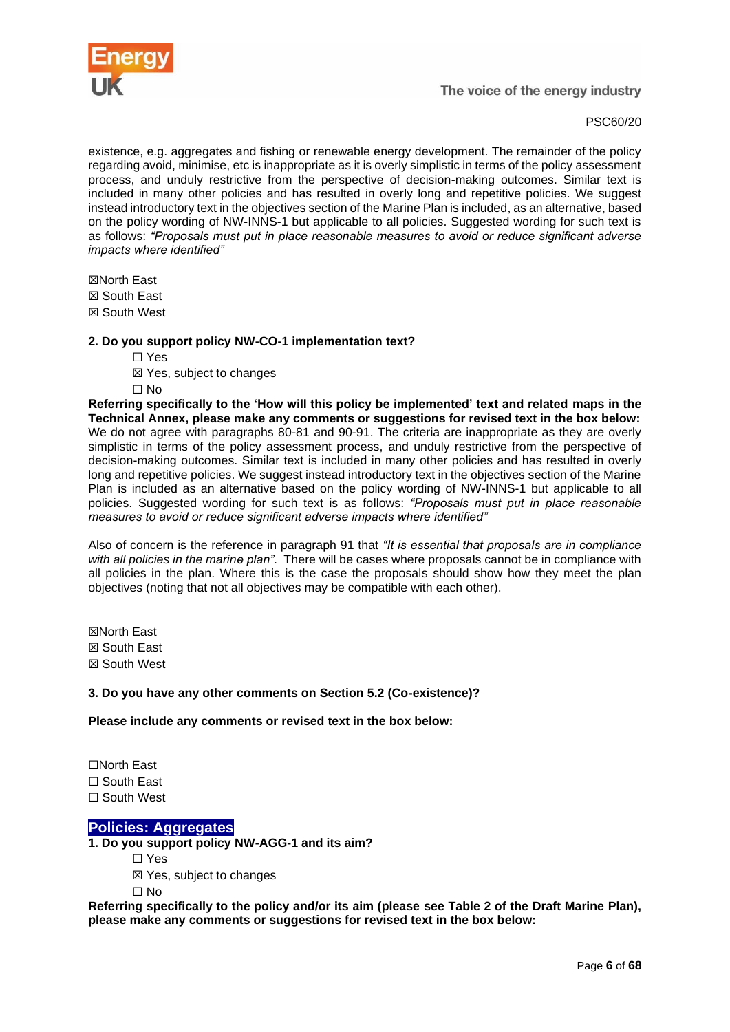existence, e.g. aggregates and fishing or renewable energy development. The remainder of the policy regarding avoid, minimise, etc is inappropriate as it is overly simplistic in terms of the policy assessment process, and unduly restrictive from the perspective of decision-making outcomes. Similar text is included in many other policies and has resulted in overly long and repetitive policies. We suggest instead introductory text in the objectives section of the Marine Plan is included, as an alternative, based on the policy wording of NW-INNS-1 but applicable to all policies. Suggested wording for such text is as follows: *"Proposals must put in place reasonable measures to avoid or reduce significant adverse impacts where identified"*

☒North East
☒ South East
☒ South West

**2. Do you support policy NW-CO-1 implementation text?**

☐ Yes
☒ Yes, subject to changes
☐ No

**Referring specifically to the 'How will this policy be implemented' text and related maps in the Technical Annex, please make any comments or suggestions for revised text in the box below:**

We do not agree with paragraphs 80-81 and 90-91. The criteria are inappropriate as they are overly simplistic in terms of the policy assessment process, and unduly restrictive from the perspective of decision-making outcomes. Similar text is included in many other policies and has resulted in overly long and repetitive policies. We suggest instead introductory text in the objectives section of the Marine Plan is included as an alternative based on the policy wording of NW-INNS-1 but applicable to all policies. Suggested wording for such text is as follows: *"Proposals must put in place reasonable measures to avoid or reduce significant adverse impacts where identified"*

Also of concern is the reference in paragraph 91 that *"It is essential that proposals are in compliance with all policies in the marine plan"*. There will be cases where proposals cannot be in compliance with all policies in the plan. Where this is the case the proposals should show how they meet the plan objectives (noting that not all objectives may be compatible with each other).

☒North East
☒ South East
☒ South West

**3. Do you have any other comments on Section 5.2 (Co-existence)?**

**Please include any comments or revised text in the box below:**

☐North East
☐ South East
☐ South West

## Policies: Aggregates

**1. Do you support policy NW-AGG-1 and its aim?**

☐ Yes
☒ Yes, subject to changes
☐ No

**Referring specifically to the policy and/or its aim (please see Table 2 of the Draft Marine Plan), please make any comments or suggestions for revised text in the box below:**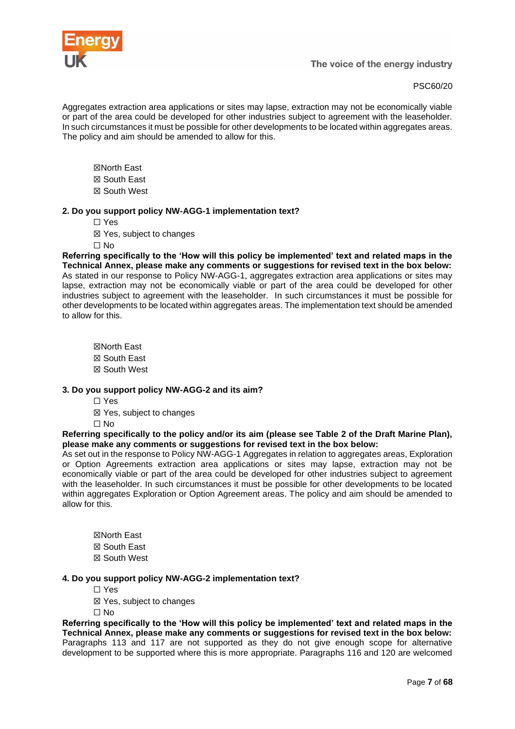Aggregates extraction area applications or sites may lapse, extraction may not be economically viable or part of the area could be developed for other industries subject to agreement with the leaseholder. In such circumstances it must be possible for other developments to be located within aggregates areas. The policy and aim should be amended to allow for this.

☒North East
☒ South East
☒ South West

**2. Do you support policy NW-AGG-1 implementation text?**

☐ Yes
☒ Yes, subject to changes
☐ No

**Referring specifically to the 'How will this policy be implemented' text and related maps in the Technical Annex, please make any comments or suggestions for revised text in the box below:**
As stated in our response to Policy NW-AGG-1, aggregates extraction area applications or sites may lapse, extraction may not be economically viable or part of the area could be developed for other industries subject to agreement with the leaseholder. In such circumstances it must be possible for other developments to be located within aggregates areas. The implementation text should be amended to allow for this.

☒North East
☒ South East
☒ South West

**3. Do you support policy NW-AGG-2 and its aim?**

☐ Yes
☒ Yes, subject to changes
☐ No

**Referring specifically to the policy and/or its aim (please see Table 2 of the Draft Marine Plan), please make any comments or suggestions for revised text in the box below:**
As set out in the response to Policy NW-AGG-1 Aggregates in relation to aggregates areas, Exploration or Option Agreements extraction area applications or sites may lapse, extraction may not be economically viable or part of the area could be developed for other industries subject to agreement with the leaseholder. In such circumstances it must be possible for other developments to be located within aggregates Exploration or Option Agreement areas. The policy and aim should be amended to allow for this.

☒North East
☒ South East
☒ South West

**4. Do you support policy NW-AGG-2 implementation text?**

☐ Yes
☒ Yes, subject to changes
☐ No

**Referring specifically to the 'How will this policy be implemented' text and related maps in the Technical Annex, please make any comments or suggestions for revised text in the box below:**
Paragraphs 113 and 117 are not supported as they do not give enough scope for alternative development to be supported where this is more appropriate. Paragraphs 116 and 120 are welcomed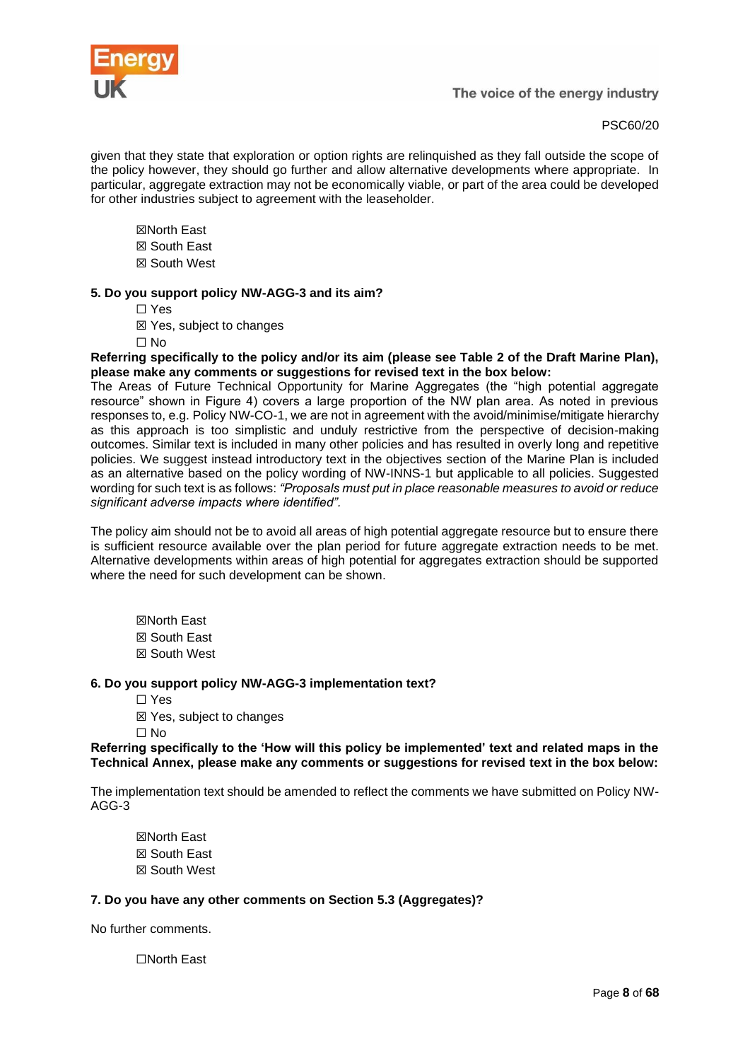given that they state that exploration or option rights are relinquished as they fall outside the scope of the policy however, they should go further and allow alternative developments where appropriate. In particular, aggregate extraction may not be economically viable, or part of the area could be developed for other industries subject to agreement with the leaseholder.

☒North East
☒ South East
☒ South West

**5. Do you support policy NW-AGG-3 and its aim?**

☐ Yes
☒ Yes, subject to changes
☐ No

**Referring specifically to the policy and/or its aim (please see Table 2 of the Draft Marine Plan), please make any comments or suggestions for revised text in the box below:**

The Areas of Future Technical Opportunity for Marine Aggregates (the "high potential aggregate resource" shown in Figure 4) covers a large proportion of the NW plan area. As noted in previous responses to, e.g. Policy NW-CO-1, we are not in agreement with the avoid/minimise/mitigate hierarchy as this approach is too simplistic and unduly restrictive from the perspective of decision-making outcomes. Similar text is included in many other policies and has resulted in overly long and repetitive policies. We suggest instead introductory text in the objectives section of the Marine Plan is included as an alternative based on the policy wording of NW-INNS-1 but applicable to all policies. Suggested wording for such text is as follows: *"Proposals must put in place reasonable measures to avoid or reduce significant adverse impacts where identified".*

The policy aim should not be to avoid all areas of high potential aggregate resource but to ensure there is sufficient resource available over the plan period for future aggregate extraction needs to be met. Alternative developments within areas of high potential for aggregates extraction should be supported where the need for such development can be shown.

☒North East
☒ South East
☒ South West

**6. Do you support policy NW-AGG-3 implementation text?**

☐ Yes
☒ Yes, subject to changes
☐ No

**Referring specifically to the 'How will this policy be implemented' text and related maps in the Technical Annex, please make any comments or suggestions for revised text in the box below:**

The implementation text should be amended to reflect the comments we have submitted on Policy NW-AGG-3

☒North East
☒ South East
☒ South West

**7. Do you have any other comments on Section 5.3 (Aggregates)?**

No further comments.

☐North East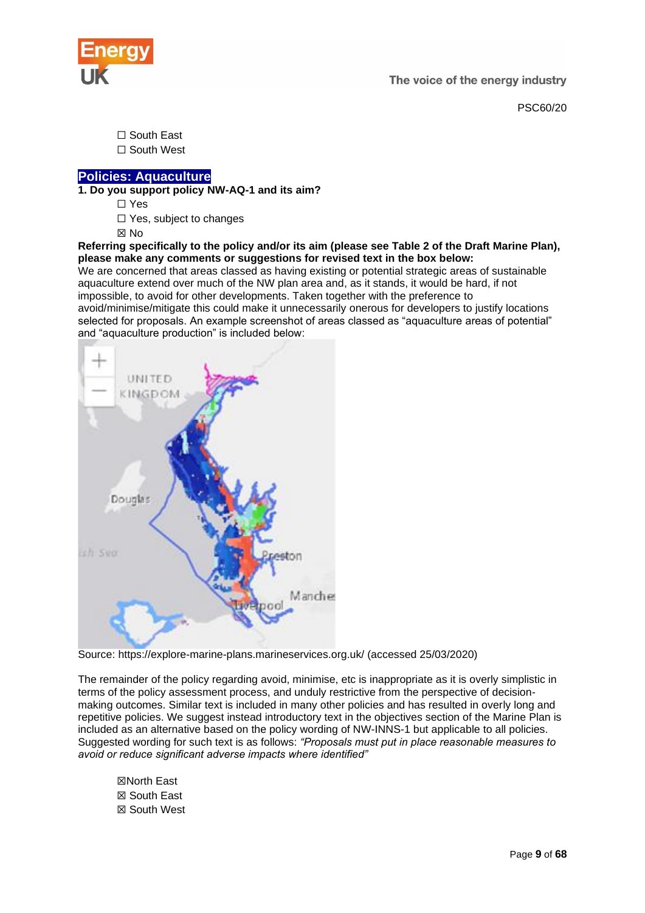☐ South East
☐ South West

## Policies: Aquaculture

**1. Do you support policy NW-AQ-1 and its aim?**

☐ Yes
☐ Yes, subject to changes
☒ No

**Referring specifically to the policy and/or its aim (please see Table 2 of the Draft Marine Plan), please make any comments or suggestions for revised text in the box below:**

We are concerned that areas classed as having existing or potential strategic areas of sustainable aquaculture extend over much of the NW plan area and, as it stands, it would be hard, if not impossible, to avoid for other developments. Taken together with the preference to avoid/minimise/mitigate this could make it unnecessarily onerous for developers to justify locations selected for proposals. An example screenshot of areas classed as "aquaculture areas of potential" and "aquaculture production" is included below:

Source: https://explore-marine-plans.marineservices.org.uk/ (accessed 25/03/2020)

The remainder of the policy regarding avoid, minimise, etc is inappropriate as it is overly simplistic in terms of the policy assessment process, and unduly restrictive from the perspective of decision-making outcomes. Similar text is included in many other policies and has resulted in overly long and repetitive policies. We suggest instead introductory text in the objectives section of the Marine Plan is included as an alternative based on the policy wording of NW-INNS-1 but applicable to all policies. Suggested wording for such text is as follows: *"Proposals must put in place reasonable measures to avoid or reduce significant adverse impacts where identified"*

☒North East
☒ South East
☒ South West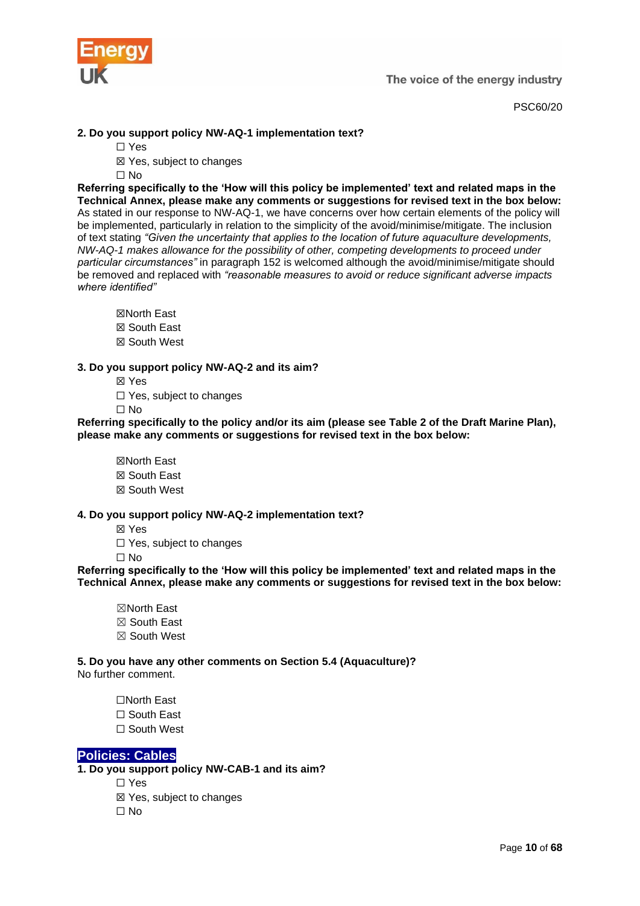**2. Do you support policy NW-AQ-1 implementation text?**

☐ Yes
☒ Yes, subject to changes
☐ No

**Referring specifically to the 'How will this policy be implemented' text and related maps in the Technical Annex, please make any comments or suggestions for revised text in the box below:**

As stated in our response to NW-AQ-1, we have concerns over how certain elements of the policy will be implemented, particularly in relation to the simplicity of the avoid/minimise/mitigate. The inclusion of text stating *"Given the uncertainty that applies to the location of future aquaculture developments, NW-AQ-1 makes allowance for the possibility of other, competing developments to proceed under particular circumstances"* in paragraph 152 is welcomed although the avoid/minimise/mitigate should be removed and replaced with *"reasonable measures to avoid or reduce significant adverse impacts where identified"*

☒North East
☒ South East
☒ South West

**3. Do you support policy NW-AQ-2 and its aim?**

☒ Yes
☐ Yes, subject to changes
☐ No

**Referring specifically to the policy and/or its aim (please see Table 2 of the Draft Marine Plan), please make any comments or suggestions for revised text in the box below:**

☒North East
☒ South East
☒ South West

**4. Do you support policy NW-AQ-2 implementation text?**

☒ Yes
☐ Yes, subject to changes
☐ No

**Referring specifically to the 'How will this policy be implemented' text and related maps in the Technical Annex, please make any comments or suggestions for revised text in the box below:**

☒North East
☒ South East
☒ South West

**5. Do you have any other comments on Section 5.4 (Aquaculture)?**

No further comment.

☐North East
☐ South East
☐ South West

## Policies: Cables

**1. Do you support policy NW-CAB-1 and its aim?**

☐ Yes
☒ Yes, subject to changes
☐ No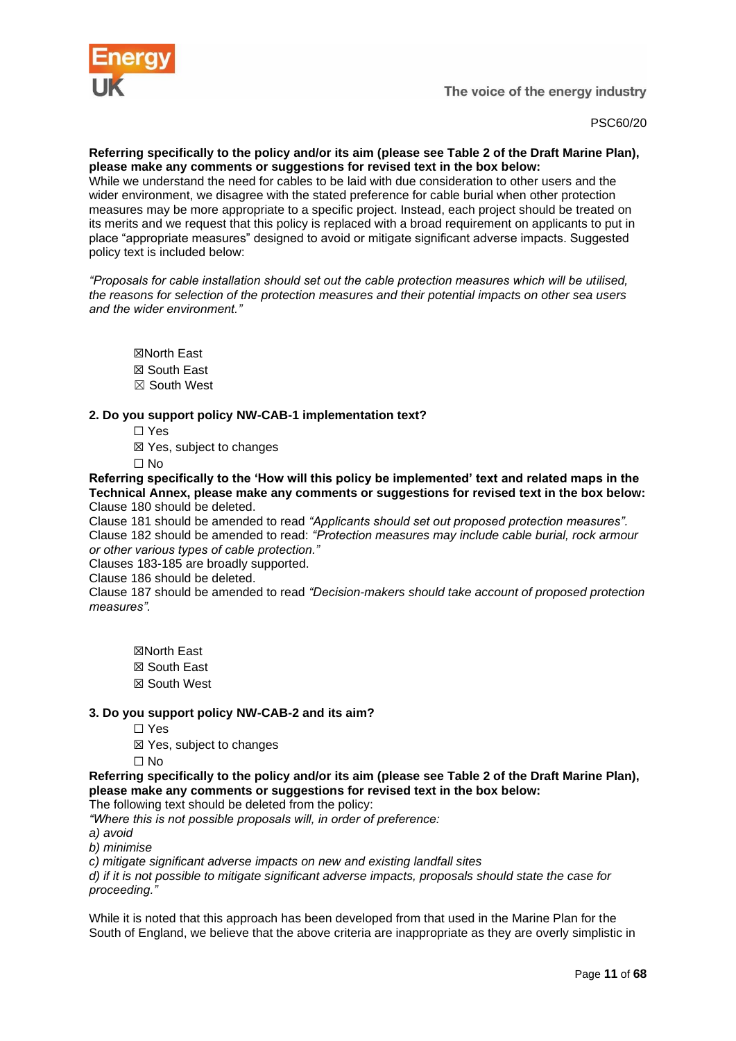**Referring specifically to the policy and/or its aim (please see Table 2 of the Draft Marine Plan), please make any comments or suggestions for revised text in the box below:**

While we understand the need for cables to be laid with due consideration to other users and the wider environment, we disagree with the stated preference for cable burial when other protection measures may be more appropriate to a specific project. Instead, each project should be treated on its merits and we request that this policy is replaced with a broad requirement on applicants to put in place "appropriate measures" designed to avoid or mitigate significant adverse impacts. Suggested policy text is included below:

*"Proposals for cable installation should set out the cable protection measures which will be utilised, the reasons for selection of the protection measures and their potential impacts on other sea users and the wider environment."*

☒North East
☒ South East
☒ South West

**2. Do you support policy NW-CAB-1 implementation text?**

☐ Yes
☒ Yes, subject to changes
☐ No

**Referring specifically to the 'How will this policy be implemented' text and related maps in the Technical Annex, please make any comments or suggestions for revised text in the box below:**

Clause 180 should be deleted.
Clause 181 should be amended to read *"Applicants should set out proposed protection measures"*.
Clause 182 should be amended to read: *"Protection measures may include cable burial, rock armour or other various types of cable protection."*
Clauses 183-185 are broadly supported.
Clause 186 should be deleted.
Clause 187 should be amended to read *"Decision-makers should take account of proposed protection measures"*.

☒North East
☒ South East
☒ South West

**3. Do you support policy NW-CAB-2 and its aim?**

☐ Yes
☒ Yes, subject to changes
☐ No

**Referring specifically to the policy and/or its aim (please see Table 2 of the Draft Marine Plan), please make any comments or suggestions for revised text in the box below:**

The following text should be deleted from the policy:
*"Where this is not possible proposals will, in order of preference:*
*a) avoid*
*b) minimise*
*c) mitigate significant adverse impacts on new and existing landfall sites*
*d) if it is not possible to mitigate significant adverse impacts, proposals should state the case for proceeding."*

While it is noted that this approach has been developed from that used in the Marine Plan for the South of England, we believe that the above criteria are inappropriate as they are overly simplistic in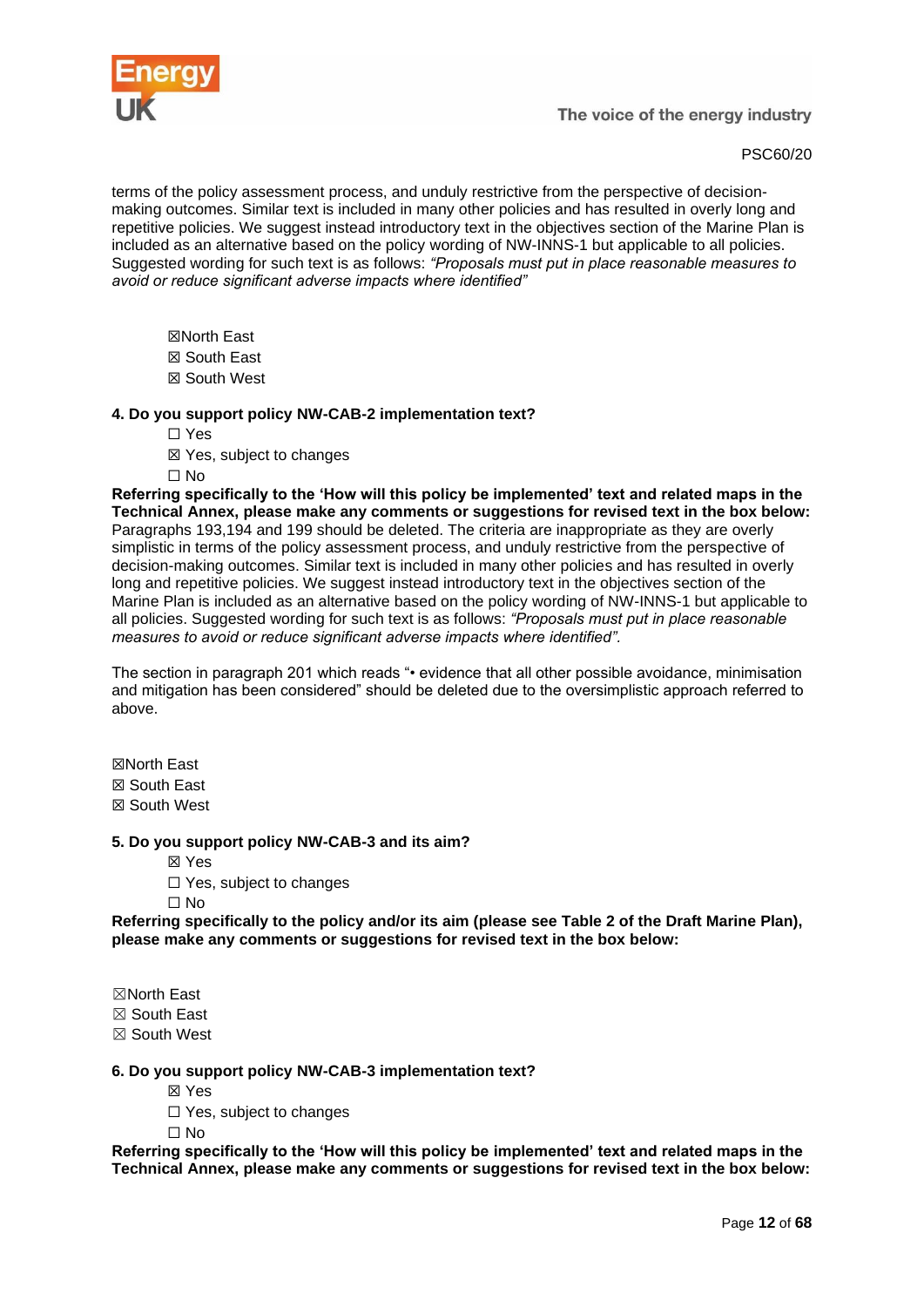terms of the policy assessment process, and unduly restrictive from the perspective of decision-making outcomes. Similar text is included in many other policies and has resulted in overly long and repetitive policies. We suggest instead introductory text in the objectives section of the Marine Plan is included as an alternative based on the policy wording of NW-INNS-1 but applicable to all policies. Suggested wording for such text is as follows: *"Proposals must put in place reasonable measures to avoid or reduce significant adverse impacts where identified"*

☒North East
☒ South East
☒ South West

**4. Do you support policy NW-CAB-2 implementation text?**

☐ Yes
☒ Yes, subject to changes
☐ No

**Referring specifically to the 'How will this policy be implemented' text and related maps in the Technical Annex, please make any comments or suggestions for revised text in the box below:**

Paragraphs 193,194 and 199 should be deleted. The criteria are inappropriate as they are overly simplistic in terms of the policy assessment process, and unduly restrictive from the perspective of decision-making outcomes. Similar text is included in many other policies and has resulted in overly long and repetitive policies. We suggest instead introductory text in the objectives section of the Marine Plan is included as an alternative based on the policy wording of NW-INNS-1 but applicable to all policies. Suggested wording for such text is as follows: *"Proposals must put in place reasonable measures to avoid or reduce significant adverse impacts where identified".*

The section in paragraph 201 which reads "• evidence that all other possible avoidance, minimisation and mitigation has been considered" should be deleted due to the oversimplistic approach referred to above.

☒North East
☒ South East
☒ South West

**5. Do you support policy NW-CAB-3 and its aim?**

☒ Yes
☐ Yes, subject to changes
☐ No

**Referring specifically to the policy and/or its aim (please see Table 2 of the Draft Marine Plan), please make any comments or suggestions for revised text in the box below:**

☒North East
☒ South East
☒ South West

**6. Do you support policy NW-CAB-3 implementation text?**

☒ Yes
☐ Yes, subject to changes
☐ No

**Referring specifically to the 'How will this policy be implemented' text and related maps in the Technical Annex, please make any comments or suggestions for revised text in the box below:**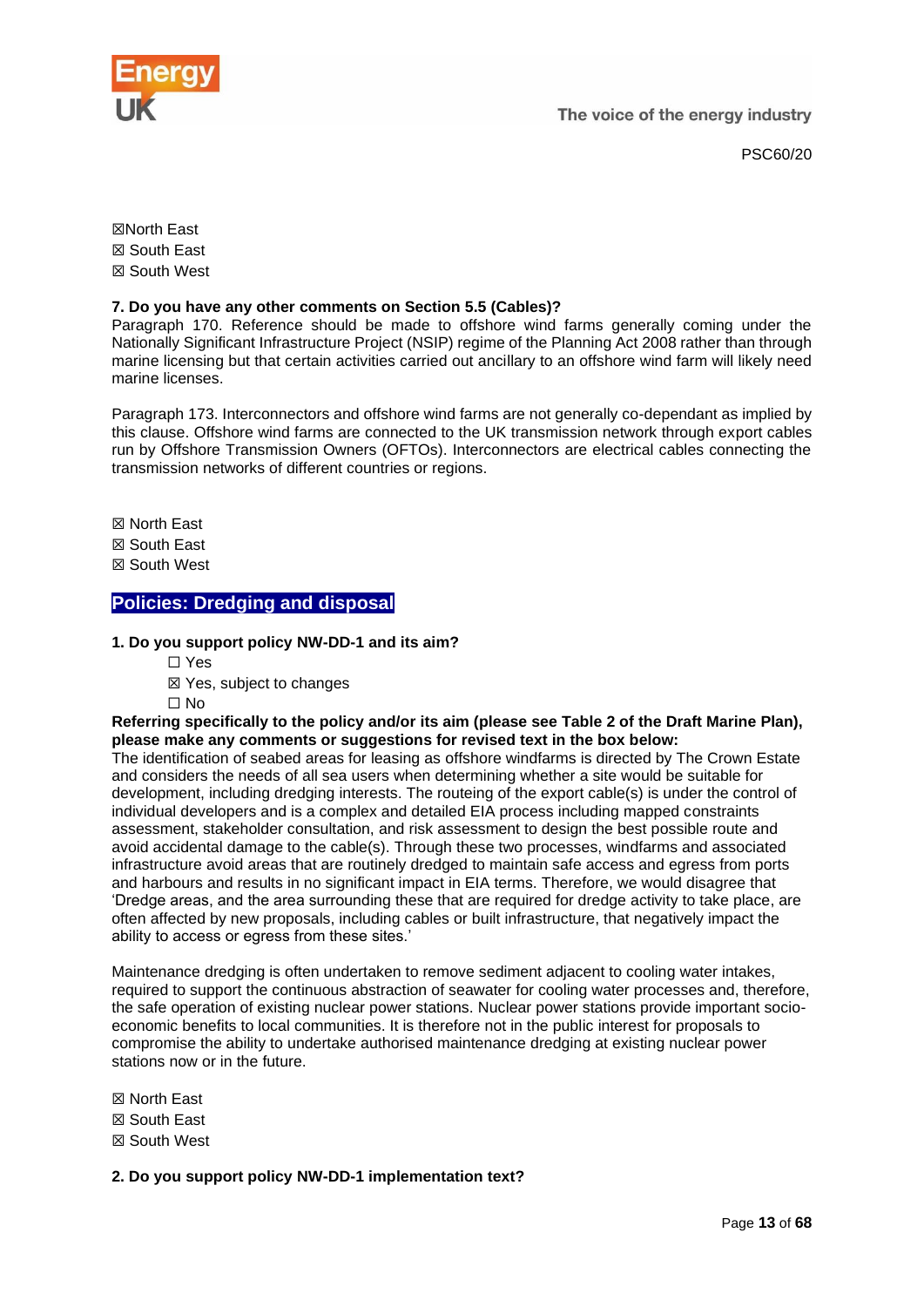☒North East
☒ South East
☒ South West

**7. Do you have any other comments on Section 5.5 (Cables)?**

Paragraph 170. Reference should be made to offshore wind farms generally coming under the Nationally Significant Infrastructure Project (NSIP) regime of the Planning Act 2008 rather than through marine licensing but that certain activities carried out ancillary to an offshore wind farm will likely need marine licenses.

Paragraph 173. Interconnectors and offshore wind farms are not generally co-dependant as implied by this clause. Offshore wind farms are connected to the UK transmission network through export cables run by Offshore Transmission Owners (OFTOs). Interconnectors are electrical cables connecting the transmission networks of different countries or regions.

☒ North East
☒ South East
☒ South West

## Policies: Dredging and disposal

**1. Do you support policy NW-DD-1 and its aim?**

☐ Yes
☒ Yes, subject to changes
☐ No

**Referring specifically to the policy and/or its aim (please see Table 2 of the Draft Marine Plan), please make any comments or suggestions for revised text in the box below:**

The identification of seabed areas for leasing as offshore windfarms is directed by The Crown Estate and considers the needs of all sea users when determining whether a site would be suitable for development, including dredging interests. The routeing of the export cable(s) is under the control of individual developers and is a complex and detailed EIA process including mapped constraints assessment, stakeholder consultation, and risk assessment to design the best possible route and avoid accidental damage to the cable(s). Through these two processes, windfarms and associated infrastructure avoid areas that are routinely dredged to maintain safe access and egress from ports and harbours and results in no significant impact in EIA terms. Therefore, we would disagree that 'Dredge areas, and the area surrounding these that are required for dredge activity to take place, are often affected by new proposals, including cables or built infrastructure, that negatively impact the ability to access or egress from these sites.'

Maintenance dredging is often undertaken to remove sediment adjacent to cooling water intakes, required to support the continuous abstraction of seawater for cooling water processes and, therefore, the safe operation of existing nuclear power stations. Nuclear power stations provide important socio-economic benefits to local communities. It is therefore not in the public interest for proposals to compromise the ability to undertake authorised maintenance dredging at existing nuclear power stations now or in the future.

☒ North East
☒ South East
☒ South West

**2. Do you support policy NW-DD-1 implementation text?**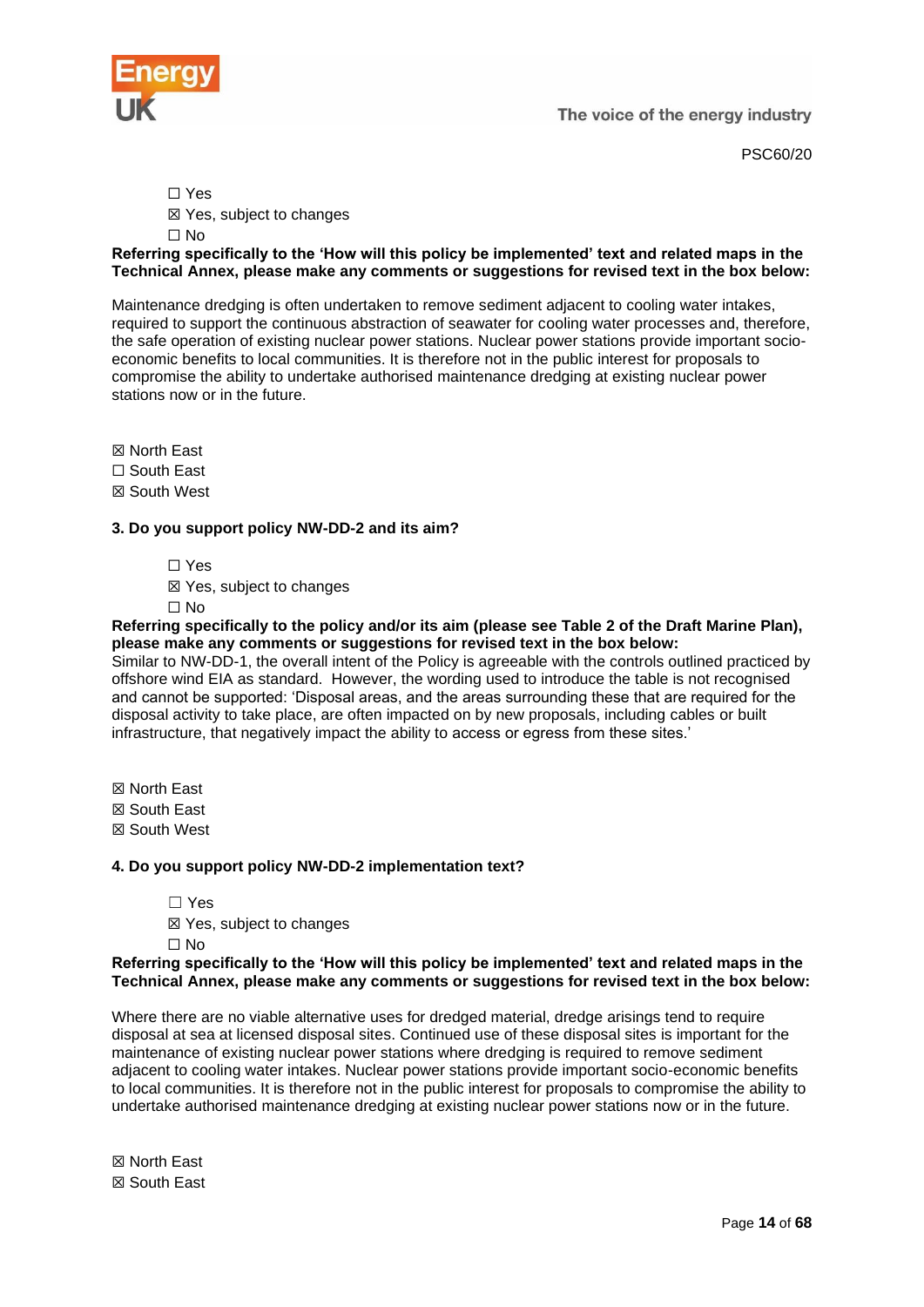☐ Yes
☒ Yes, subject to changes
☐ No

**Referring specifically to the 'How will this policy be implemented' text and related maps in the Technical Annex, please make any comments or suggestions for revised text in the box below:**

Maintenance dredging is often undertaken to remove sediment adjacent to cooling water intakes, required to support the continuous abstraction of seawater for cooling water processes and, therefore, the safe operation of existing nuclear power stations. Nuclear power stations provide important socio-economic benefits to local communities. It is therefore not in the public interest for proposals to compromise the ability to undertake authorised maintenance dredging at existing nuclear power stations now or in the future.

☒ North East
☐ South East
☒ South West

**3. Do you support policy NW-DD-2 and its aim?**

☐ Yes
☒ Yes, subject to changes
☐ No

**Referring specifically to the policy and/or its aim (please see Table 2 of the Draft Marine Plan), please make any comments or suggestions for revised text in the box below:**

Similar to NW-DD-1, the overall intent of the Policy is agreeable with the controls outlined practiced by offshore wind EIA as standard. However, the wording used to introduce the table is not recognised and cannot be supported: 'Disposal areas, and the areas surrounding these that are required for the disposal activity to take place, are often impacted on by new proposals, including cables or built infrastructure, that negatively impact the ability to access or egress from these sites.'

☒ North East
☒ South East
☒ South West

**4. Do you support policy NW-DD-2 implementation text?**

☐ Yes
☒ Yes, subject to changes
☐ No

**Referring specifically to the 'How will this policy be implemented' text and related maps in the Technical Annex, please make any comments or suggestions for revised text in the box below:**

Where there are no viable alternative uses for dredged material, dredge arisings tend to require disposal at sea at licensed disposal sites. Continued use of these disposal sites is important for the maintenance of existing nuclear power stations where dredging is required to remove sediment adjacent to cooling water intakes. Nuclear power stations provide important socio-economic benefits to local communities. It is therefore not in the public interest for proposals to compromise the ability to undertake authorised maintenance dredging at existing nuclear power stations now or in the future.

☒ North East
☒ South East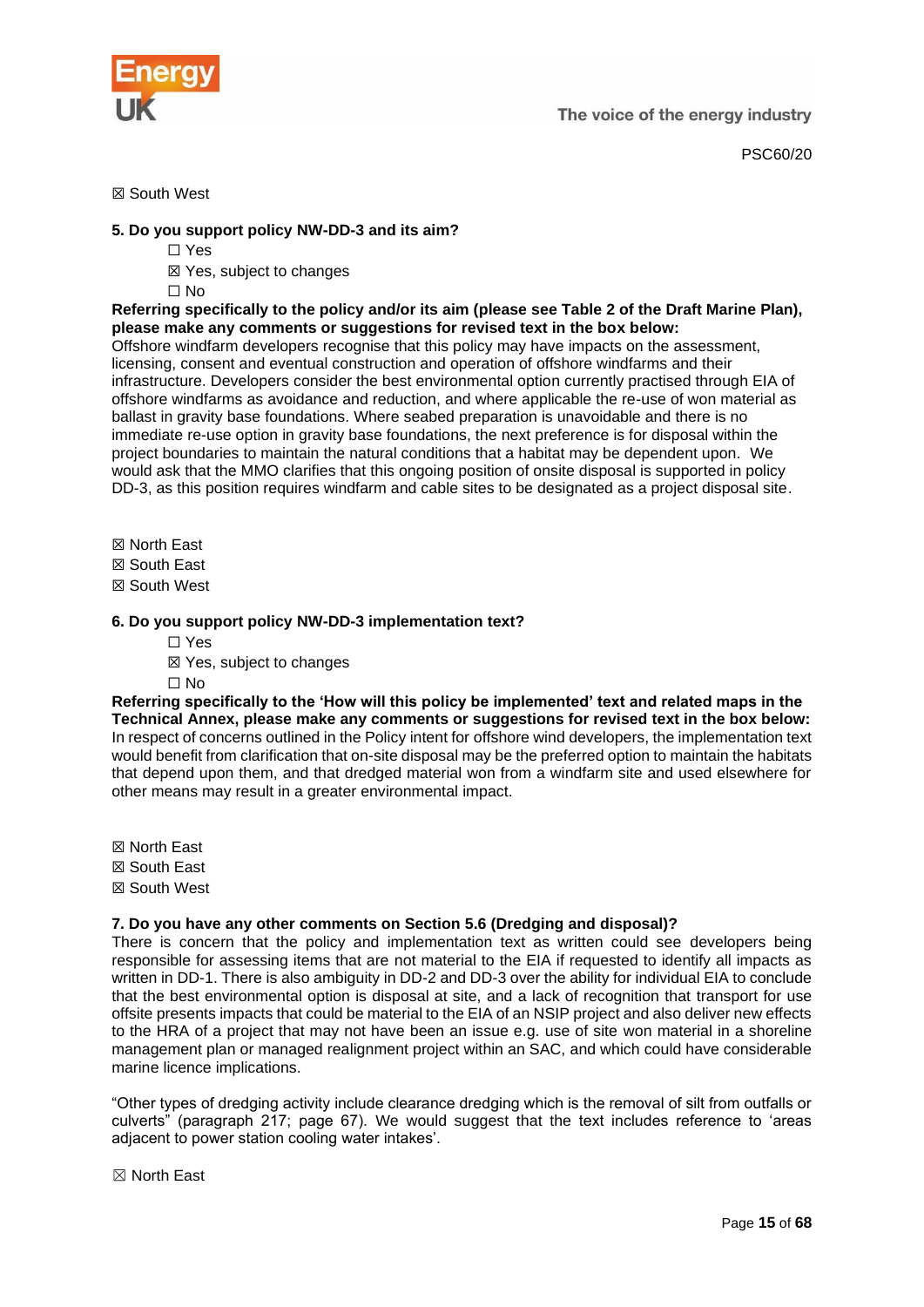☒ South West

**5. Do you support policy NW-DD-3 and its aim?**

☐ Yes
☒ Yes, subject to changes
☐ No

**Referring specifically to the policy and/or its aim (please see Table 2 of the Draft Marine Plan), please make any comments or suggestions for revised text in the box below:**

Offshore windfarm developers recognise that this policy may have impacts on the assessment, licensing, consent and eventual construction and operation of offshore windfarms and their infrastructure. Developers consider the best environmental option currently practised through EIA of offshore windfarms as avoidance and reduction, and where applicable the re-use of won material as ballast in gravity base foundations. Where seabed preparation is unavoidable and there is no immediate re-use option in gravity base foundations, the next preference is for disposal within the project boundaries to maintain the natural conditions that a habitat may be dependent upon. We would ask that the MMO clarifies that this ongoing position of onsite disposal is supported in policy DD-3, as this position requires windfarm and cable sites to be designated as a project disposal site.

☒ North East
☒ South East
☒ South West

**6. Do you support policy NW-DD-3 implementation text?**

☐ Yes
☒ Yes, subject to changes
☐ No

**Referring specifically to the 'How will this policy be implemented' text and related maps in the Technical Annex, please make any comments or suggestions for revised text in the box below:**

In respect of concerns outlined in the Policy intent for offshore wind developers, the implementation text would benefit from clarification that on-site disposal may be the preferred option to maintain the habitats that depend upon them, and that dredged material won from a windfarm site and used elsewhere for other means may result in a greater environmental impact.

☒ North East
☒ South East
☒ South West

**7. Do you have any other comments on Section 5.6 (Dredging and disposal)?**

There is concern that the policy and implementation text as written could see developers being responsible for assessing items that are not material to the EIA if requested to identify all impacts as written in DD-1. There is also ambiguity in DD-2 and DD-3 over the ability for individual EIA to conclude that the best environmental option is disposal at site, and a lack of recognition that transport for use offsite presents impacts that could be material to the EIA of an NSIP project and also deliver new effects to the HRA of a project that may not have been an issue e.g. use of site won material in a shoreline management plan or managed realignment project within an SAC, and which could have considerable marine licence implications.

"Other types of dredging activity include clearance dredging which is the removal of silt from outfalls or culverts" (paragraph 217; page 67). We would suggest that the text includes reference to 'areas adjacent to power station cooling water intakes'.

☒ North East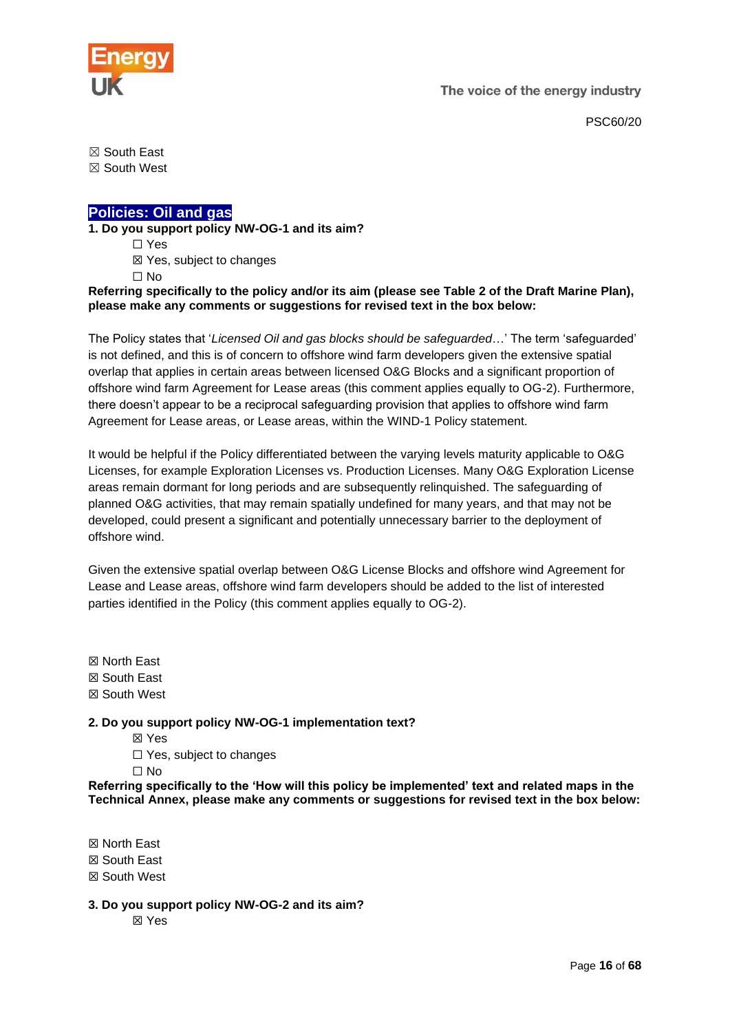☒ South East
☒ South West

## Policies: Oil and gas

**1. Do you support policy NW-OG-1 and its aim?**

☐ Yes
☒ Yes, subject to changes
☐ No

**Referring specifically to the policy and/or its aim (please see Table 2 of the Draft Marine Plan), please make any comments or suggestions for revised text in the box below:**

The Policy states that '*Licensed Oil and gas blocks should be safeguarded*…' The term 'safeguarded' is not defined, and this is of concern to offshore wind farm developers given the extensive spatial overlap that applies in certain areas between licensed O&G Blocks and a significant proportion of offshore wind farm Agreement for Lease areas (this comment applies equally to OG-2). Furthermore, there doesn't appear to be a reciprocal safeguarding provision that applies to offshore wind farm Agreement for Lease areas, or Lease areas, within the WIND-1 Policy statement.

It would be helpful if the Policy differentiated between the varying levels maturity applicable to O&G Licenses, for example Exploration Licenses vs. Production Licenses. Many O&G Exploration License areas remain dormant for long periods and are subsequently relinquished. The safeguarding of planned O&G activities, that may remain spatially undefined for many years, and that may not be developed, could present a significant and potentially unnecessary barrier to the deployment of offshore wind.

Given the extensive spatial overlap between O&G License Blocks and offshore wind Agreement for Lease and Lease areas, offshore wind farm developers should be added to the list of interested parties identified in the Policy (this comment applies equally to OG-2).

☒ North East
☒ South East
☒ South West

**2. Do you support policy NW-OG-1 implementation text?**

☒ Yes
☐ Yes, subject to changes
☐ No

**Referring specifically to the 'How will this policy be implemented' text and related maps in the Technical Annex, please make any comments or suggestions for revised text in the box below:**

☒ North East
☒ South East
☒ South West

**3. Do you support policy NW-OG-2 and its aim?**

☒ Yes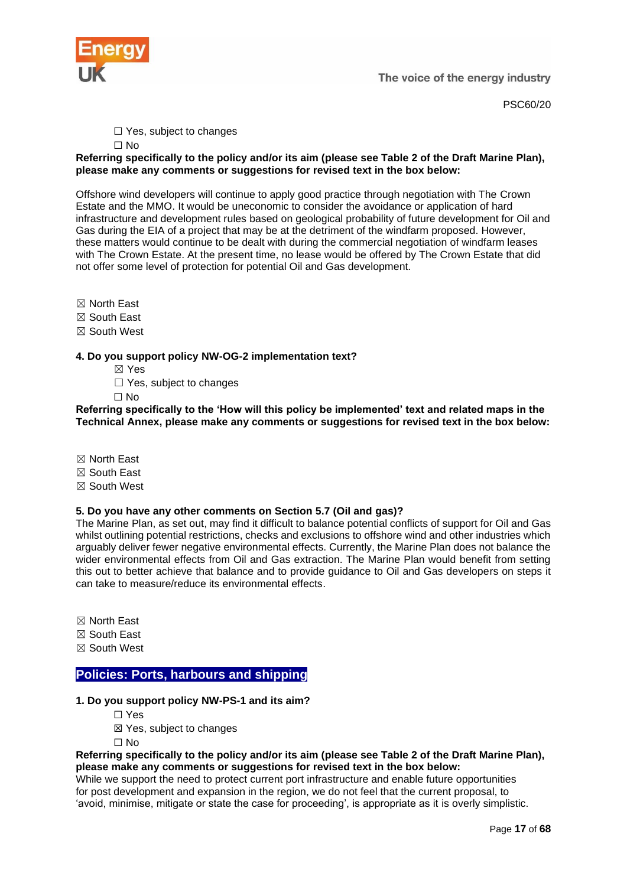☐ Yes, subject to changes
☐ No

**Referring specifically to the policy and/or its aim (please see Table 2 of the Draft Marine Plan), please make any comments or suggestions for revised text in the box below:**

Offshore wind developers will continue to apply good practice through negotiation with The Crown Estate and the MMO. It would be uneconomic to consider the avoidance or application of hard infrastructure and development rules based on geological probability of future development for Oil and Gas during the EIA of a project that may be at the detriment of the windfarm proposed. However, these matters would continue to be dealt with during the commercial negotiation of windfarm leases with The Crown Estate. At the present time, no lease would be offered by The Crown Estate that did not offer some level of protection for potential Oil and Gas development.

☒ North East
☒ South East
☒ South West

**4. Do you support policy NW-OG-2 implementation text?**

☒ Yes
☐ Yes, subject to changes
☐ No

**Referring specifically to the 'How will this policy be implemented' text and related maps in the Technical Annex, please make any comments or suggestions for revised text in the box below:**

☒ North East
☒ South East
☒ South West

**5. Do you have any other comments on Section 5.7 (Oil and gas)?**

The Marine Plan, as set out, may find it difficult to balance potential conflicts of support for Oil and Gas whilst outlining potential restrictions, checks and exclusions to offshore wind and other industries which arguably deliver fewer negative environmental effects. Currently, the Marine Plan does not balance the wider environmental effects from Oil and Gas extraction. The Marine Plan would benefit from setting this out to better achieve that balance and to provide guidance to Oil and Gas developers on steps it can take to measure/reduce its environmental effects.

☒ North East
☒ South East
☒ South West

## Policies: Ports, harbours and shipping

**1. Do you support policy NW-PS-1 and its aim?**

☐ Yes
☒ Yes, subject to changes
☐ No

**Referring specifically to the policy and/or its aim (please see Table 2 of the Draft Marine Plan), please make any comments or suggestions for revised text in the box below:**

While we support the need to protect current port infrastructure and enable future opportunities for post development and expansion in the region, we do not feel that the current proposal, to 'avoid, minimise, mitigate or state the case for proceeding', is appropriate as it is overly simplistic.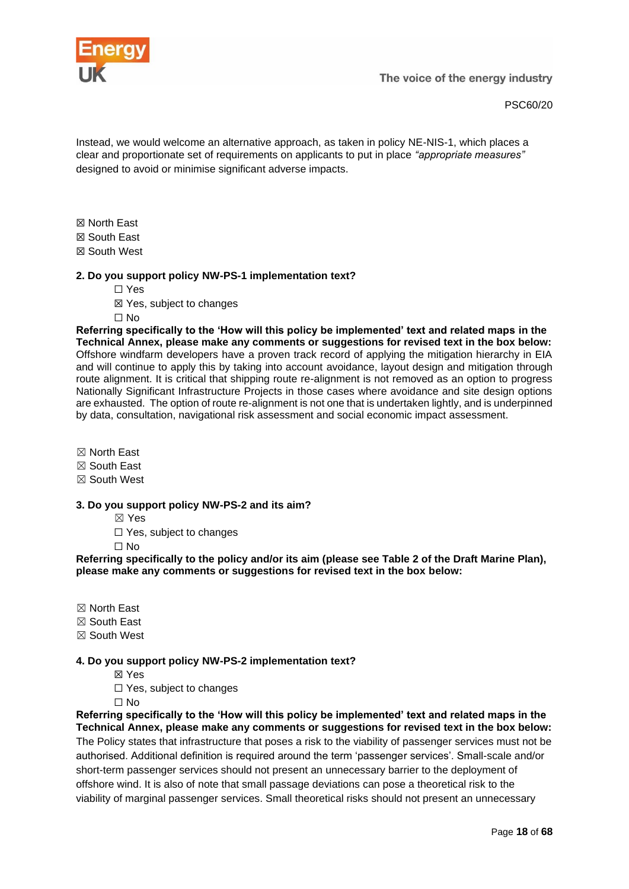Instead, we would welcome an alternative approach, as taken in policy NE-NIS-1, which places a clear and proportionate set of requirements on applicants to put in place *"appropriate measures"* designed to avoid or minimise significant adverse impacts.

☒ North East
☒ South East
☒ South West

**2. Do you support policy NW-PS-1 implementation text?**

☐ Yes
☒ Yes, subject to changes
☐ No

**Referring specifically to the 'How will this policy be implemented' text and related maps in the Technical Annex, please make any comments or suggestions for revised text in the box below:**
Offshore windfarm developers have a proven track record of applying the mitigation hierarchy in EIA and will continue to apply this by taking into account avoidance, layout design and mitigation through route alignment. It is critical that shipping route re-alignment is not removed as an option to progress Nationally Significant Infrastructure Projects in those cases where avoidance and site design options are exhausted. The option of route re-alignment is not one that is undertaken lightly, and is underpinned by data, consultation, navigational risk assessment and social economic impact assessment.

☒ North East
☒ South East
☒ South West

**3. Do you support policy NW-PS-2 and its aim?**

☒ Yes
☐ Yes, subject to changes
☐ No

**Referring specifically to the policy and/or its aim (please see Table 2 of the Draft Marine Plan), please make any comments or suggestions for revised text in the box below:**

☒ North East
☒ South East
☒ South West

**4. Do you support policy NW-PS-2 implementation text?**

☒ Yes
☐ Yes, subject to changes
☐ No

**Referring specifically to the 'How will this policy be implemented' text and related maps in the Technical Annex, please make any comments or suggestions for revised text in the box below:**
The Policy states that infrastructure that poses a risk to the viability of passenger services must not be authorised. Additional definition is required around the term 'passenger services'. Small-scale and/or short-term passenger services should not present an unnecessary barrier to the deployment of offshore wind. It is also of note that small passage deviations can pose a theoretical risk to the viability of marginal passenger services. Small theoretical risks should not present an unnecessary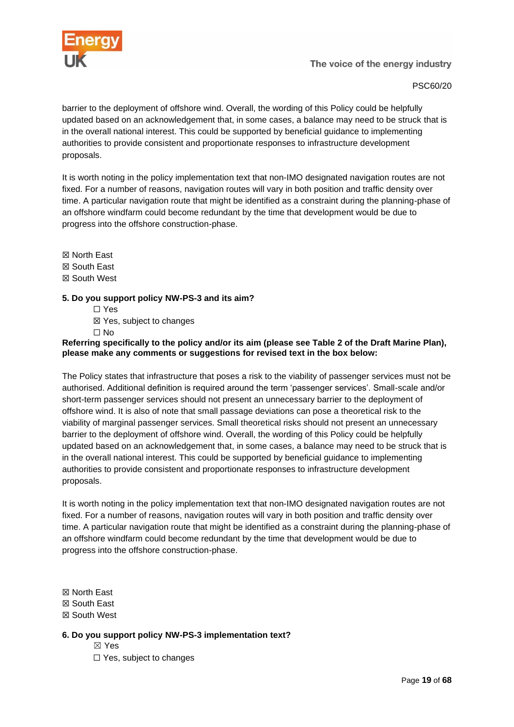barrier to the deployment of offshore wind. Overall, the wording of this Policy could be helpfully updated based on an acknowledgement that, in some cases, a balance may need to be struck that is in the overall national interest. This could be supported by beneficial guidance to implementing authorities to provide consistent and proportionate responses to infrastructure development proposals.

It is worth noting in the policy implementation text that non-IMO designated navigation routes are not fixed. For a number of reasons, navigation routes will vary in both position and traffic density over time. A particular navigation route that might be identified as a constraint during the planning-phase of an offshore windfarm could become redundant by the time that development would be due to progress into the offshore construction-phase.

☒ North East
☒ South East
☒ South West

**5. Do you support policy NW-PS-3 and its aim?**

☐ Yes
☒ Yes, subject to changes
☐ No

**Referring specifically to the policy and/or its aim (please see Table 2 of the Draft Marine Plan), please make any comments or suggestions for revised text in the box below:**

The Policy states that infrastructure that poses a risk to the viability of passenger services must not be authorised. Additional definition is required around the term 'passenger services'. Small-scale and/or short-term passenger services should not present an unnecessary barrier to the deployment of offshore wind. It is also of note that small passage deviations can pose a theoretical risk to the viability of marginal passenger services. Small theoretical risks should not present an unnecessary barrier to the deployment of offshore wind. Overall, the wording of this Policy could be helpfully updated based on an acknowledgement that, in some cases, a balance may need to be struck that is in the overall national interest. This could be supported by beneficial guidance to implementing authorities to provide consistent and proportionate responses to infrastructure development proposals.

It is worth noting in the policy implementation text that non-IMO designated navigation routes are not fixed. For a number of reasons, navigation routes will vary in both position and traffic density over time. A particular navigation route that might be identified as a constraint during the planning-phase of an offshore windfarm could become redundant by the time that development would be due to progress into the offshore construction-phase.

☒ North East
☒ South East
☒ South West

**6. Do you support policy NW-PS-3 implementation text?**

☒ Yes
☐ Yes, subject to changes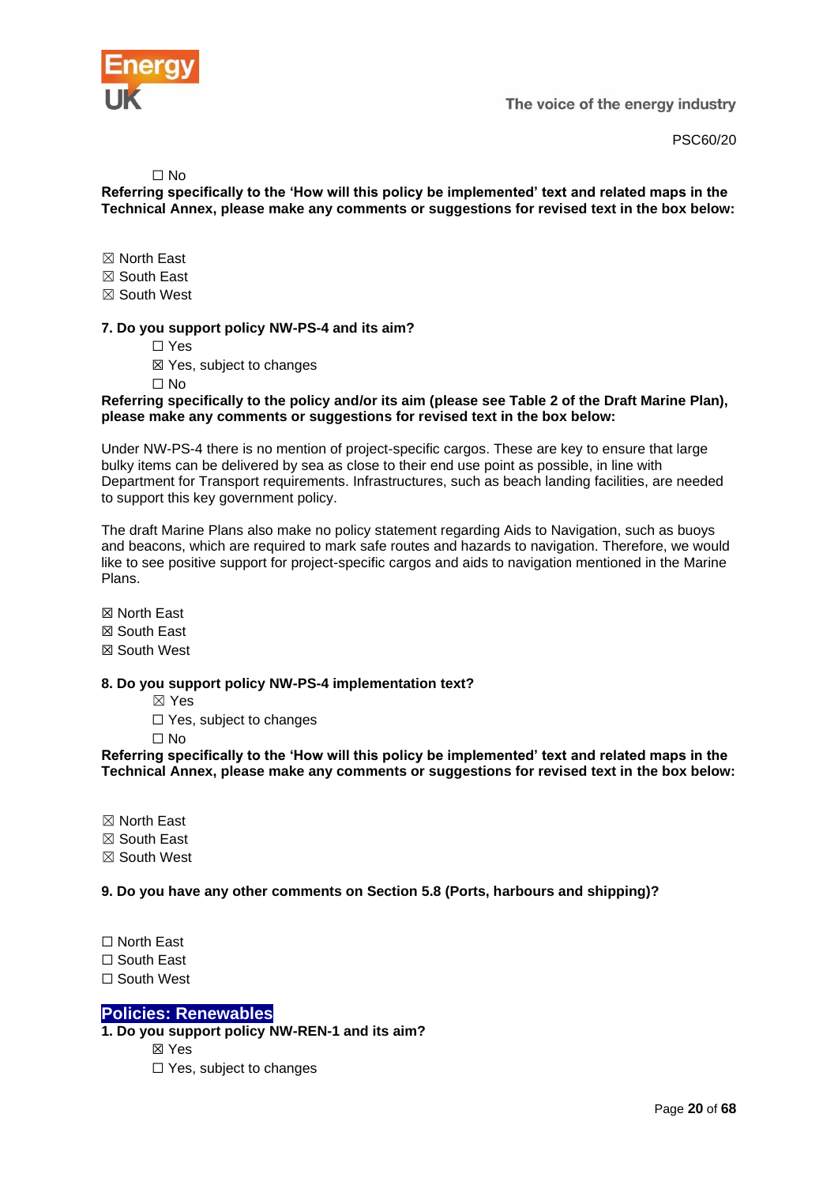☐ No

**Referring specifically to the 'How will this policy be implemented' text and related maps in the Technical Annex, please make any comments or suggestions for revised text in the box below:**

☒ North East
☒ South East
☒ South West

**7. Do you support policy NW-PS-4 and its aim?**

☐ Yes
☒ Yes, subject to changes
☐ No

**Referring specifically to the policy and/or its aim (please see Table 2 of the Draft Marine Plan), please make any comments or suggestions for revised text in the box below:**

Under NW-PS-4 there is no mention of project-specific cargos. These are key to ensure that large bulky items can be delivered by sea as close to their end use point as possible, in line with Department for Transport requirements. Infrastructures, such as beach landing facilities, are needed to support this key government policy.

The draft Marine Plans also make no policy statement regarding Aids to Navigation, such as buoys and beacons, which are required to mark safe routes and hazards to navigation. Therefore, we would like to see positive support for project-specific cargos and aids to navigation mentioned in the Marine Plans.

☒ North East
☒ South East
☒ South West

**8. Do you support policy NW-PS-4 implementation text?**

☒ Yes
☐ Yes, subject to changes
☐ No

**Referring specifically to the 'How will this policy be implemented' text and related maps in the Technical Annex, please make any comments or suggestions for revised text in the box below:**

☒ North East
☒ South East
☒ South West

**9. Do you have any other comments on Section 5.8 (Ports, harbours and shipping)?**

☐ North East
☐ South East
☐ South West

## Policies: Renewables

**1. Do you support policy NW-REN-1 and its aim?**

☒ Yes
☐ Yes, subject to changes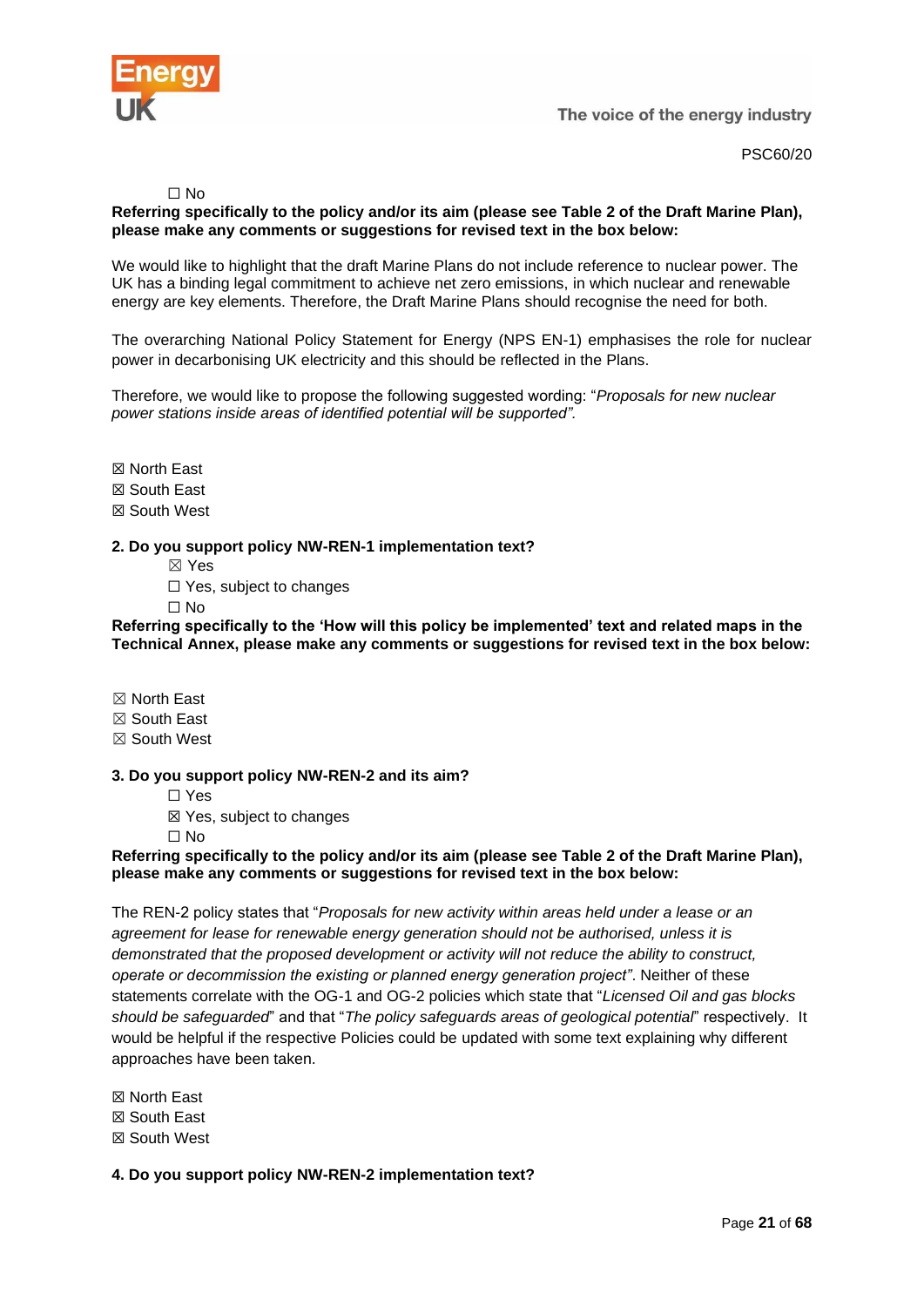☐ No

**Referring specifically to the policy and/or its aim (please see Table 2 of the Draft Marine Plan), please make any comments or suggestions for revised text in the box below:**

We would like to highlight that the draft Marine Plans do not include reference to nuclear power. The UK has a binding legal commitment to achieve net zero emissions, in which nuclear and renewable energy are key elements. Therefore, the Draft Marine Plans should recognise the need for both.

The overarching National Policy Statement for Energy (NPS EN-1) emphasises the role for nuclear power in decarbonising UK electricity and this should be reflected in the Plans.

Therefore, we would like to propose the following suggested wording: "*Proposals for new nuclear power stations inside areas of identified potential will be supported".*

☒ North East
☒ South East
☒ South West

**2. Do you support policy NW-REN-1 implementation text?**

☒ Yes
☐ Yes, subject to changes
☐ No

**Referring specifically to the 'How will this policy be implemented' text and related maps in the Technical Annex, please make any comments or suggestions for revised text in the box below:**

☒ North East
☒ South East
☒ South West

**3. Do you support policy NW-REN-2 and its aim?**

☐ Yes
☒ Yes, subject to changes
☐ No

**Referring specifically to the policy and/or its aim (please see Table 2 of the Draft Marine Plan), please make any comments or suggestions for revised text in the box below:**

The REN-2 policy states that "*Proposals for new activity within areas held under a lease or an agreement for lease for renewable energy generation should not be authorised, unless it is demonstrated that the proposed development or activity will not reduce the ability to construct, operate or decommission the existing or planned energy generation project"*. Neither of these statements correlate with the OG-1 and OG-2 policies which state that "*Licensed Oil and gas blocks should be safeguarded*" and that "*The policy safeguards areas of geological potential*" respectively. It would be helpful if the respective Policies could be updated with some text explaining why different approaches have been taken.

☒ North East
☒ South East
☒ South West

**4. Do you support policy NW-REN-2 implementation text?**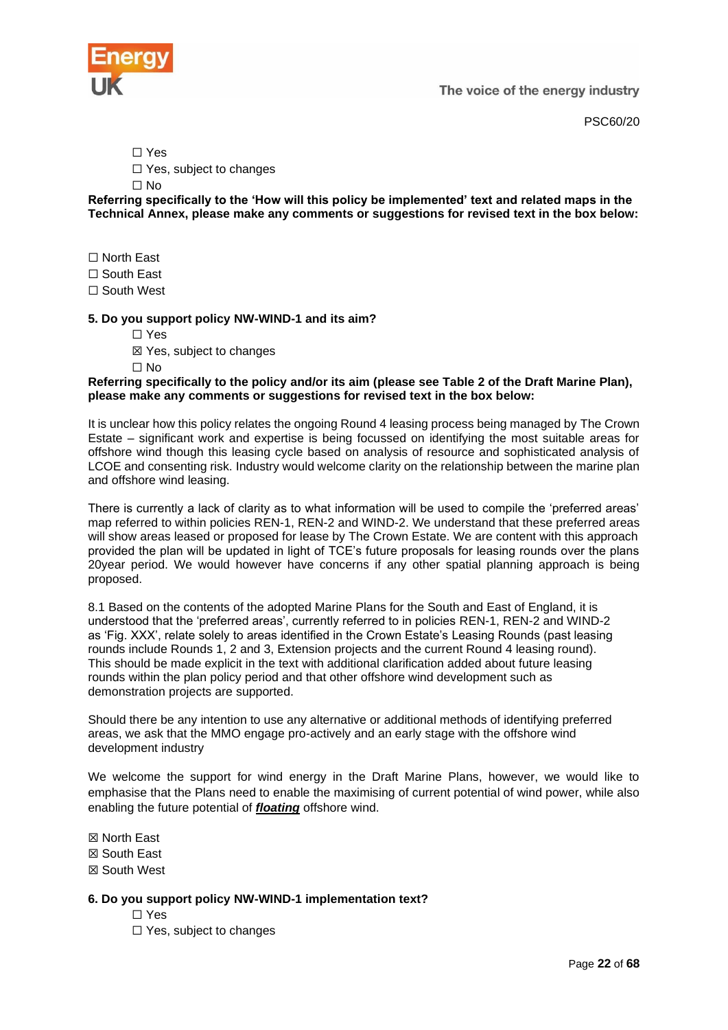☐ Yes
☐ Yes, subject to changes
☐ No

**Referring specifically to the 'How will this policy be implemented' text and related maps in the Technical Annex, please make any comments or suggestions for revised text in the box below:**

☐ North East
☐ South East
☐ South West

**5. Do you support policy NW-WIND-1 and its aim?**

☐ Yes
☒ Yes, subject to changes
☐ No

**Referring specifically to the policy and/or its aim (please see Table 2 of the Draft Marine Plan), please make any comments or suggestions for revised text in the box below:**

It is unclear how this policy relates the ongoing Round 4 leasing process being managed by The Crown Estate – significant work and expertise is being focussed on identifying the most suitable areas for offshore wind though this leasing cycle based on analysis of resource and sophisticated analysis of LCOE and consenting risk. Industry would welcome clarity on the relationship between the marine plan and offshore wind leasing.

There is currently a lack of clarity as to what information will be used to compile the 'preferred areas' map referred to within policies REN-1, REN-2 and WIND-2. We understand that these preferred areas will show areas leased or proposed for lease by The Crown Estate. We are content with this approach provided the plan will be updated in light of TCE's future proposals for leasing rounds over the plans 20year period. We would however have concerns if any other spatial planning approach is being proposed.

8.1 Based on the contents of the adopted Marine Plans for the South and East of England, it is understood that the 'preferred areas', currently referred to in policies REN-1, REN-2 and WIND-2 as 'Fig. XXX', relate solely to areas identified in the Crown Estate's Leasing Rounds (past leasing rounds include Rounds 1, 2 and 3, Extension projects and the current Round 4 leasing round). This should be made explicit in the text with additional clarification added about future leasing rounds within the plan policy period and that other offshore wind development such as demonstration projects are supported.

Should there be any intention to use any alternative or additional methods of identifying preferred areas, we ask that the MMO engage pro-actively and an early stage with the offshore wind development industry

We welcome the support for wind energy in the Draft Marine Plans, however, we would like to emphasise that the Plans need to enable the maximising of current potential of wind power, while also enabling the future potential of ***floating*** offshore wind.

☒ North East
☒ South East
☒ South West

**6. Do you support policy NW-WIND-1 implementation text?**

☐ Yes
☐ Yes, subject to changes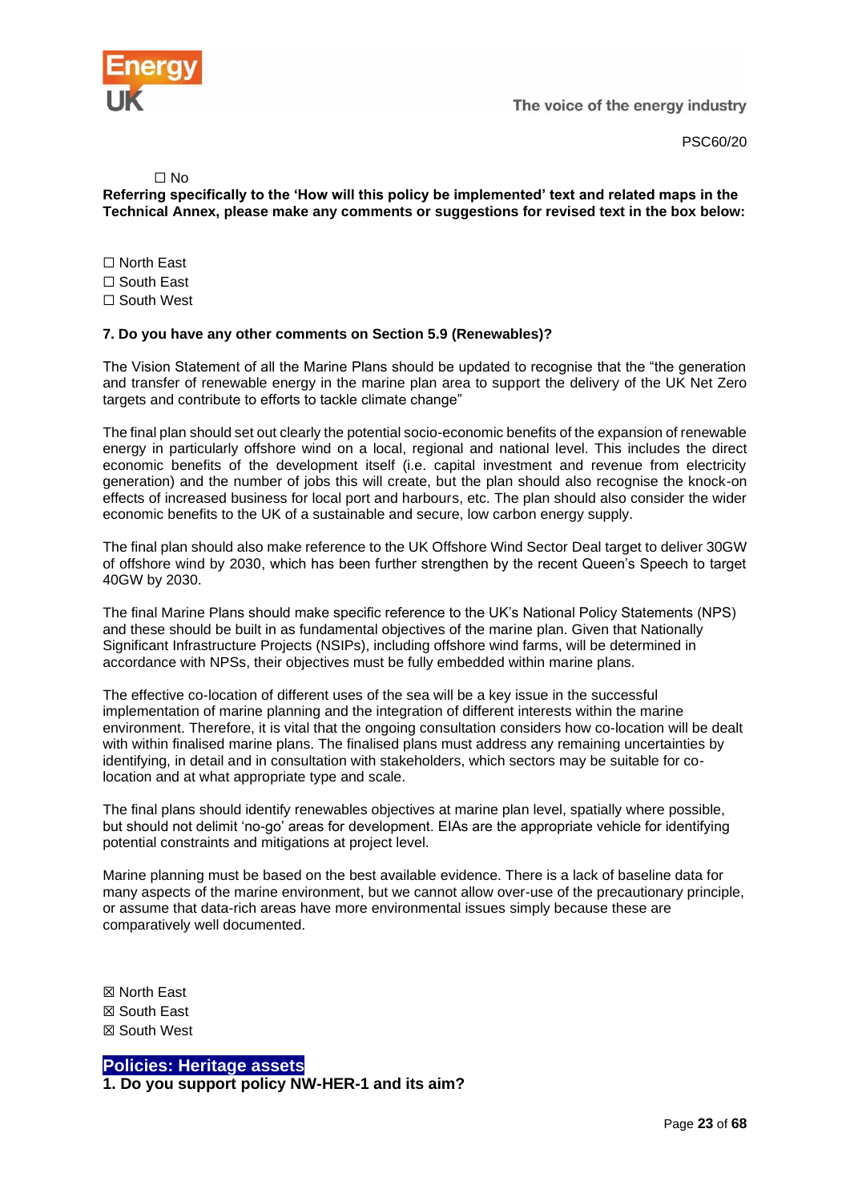☐ No

**Referring specifically to the 'How will this policy be implemented' text and related maps in the Technical Annex, please make any comments or suggestions for revised text in the box below:**

☐ North East
☐ South East
☐ South West

**7. Do you have any other comments on Section 5.9 (Renewables)?**

The Vision Statement of all the Marine Plans should be updated to recognise that the "the generation and transfer of renewable energy in the marine plan area to support the delivery of the UK Net Zero targets and contribute to efforts to tackle climate change"

The final plan should set out clearly the potential socio-economic benefits of the expansion of renewable energy in particularly offshore wind on a local, regional and national level. This includes the direct economic benefits of the development itself (i.e. capital investment and revenue from electricity generation) and the number of jobs this will create, but the plan should also recognise the knock-on effects of increased business for local port and harbours, etc. The plan should also consider the wider economic benefits to the UK of a sustainable and secure, low carbon energy supply.

The final plan should also make reference to the UK Offshore Wind Sector Deal target to deliver 30GW of offshore wind by 2030, which has been further strengthen by the recent Queen's Speech to target 40GW by 2030.

The final Marine Plans should make specific reference to the UK's National Policy Statements (NPS) and these should be built in as fundamental objectives of the marine plan. Given that Nationally Significant Infrastructure Projects (NSIPs), including offshore wind farms, will be determined in accordance with NPSs, their objectives must be fully embedded within marine plans.

The effective co-location of different uses of the sea will be a key issue in the successful implementation of marine planning and the integration of different interests within the marine environment. Therefore, it is vital that the ongoing consultation considers how co-location will be dealt with within finalised marine plans. The finalised plans must address any remaining uncertainties by identifying, in detail and in consultation with stakeholders, which sectors may be suitable for co-location and at what appropriate type and scale.

The final plans should identify renewables objectives at marine plan level, spatially where possible, but should not delimit 'no-go' areas for development. EIAs are the appropriate vehicle for identifying potential constraints and mitigations at project level.

Marine planning must be based on the best available evidence. There is a lack of baseline data for many aspects of the marine environment, but we cannot allow over-use of the precautionary principle, or assume that data-rich areas have more environmental issues simply because these are comparatively well documented.

☒ North East
☒ South East
☒ South West

## Policies: Heritage assets

**1. Do you support policy NW-HER-1 and its aim?**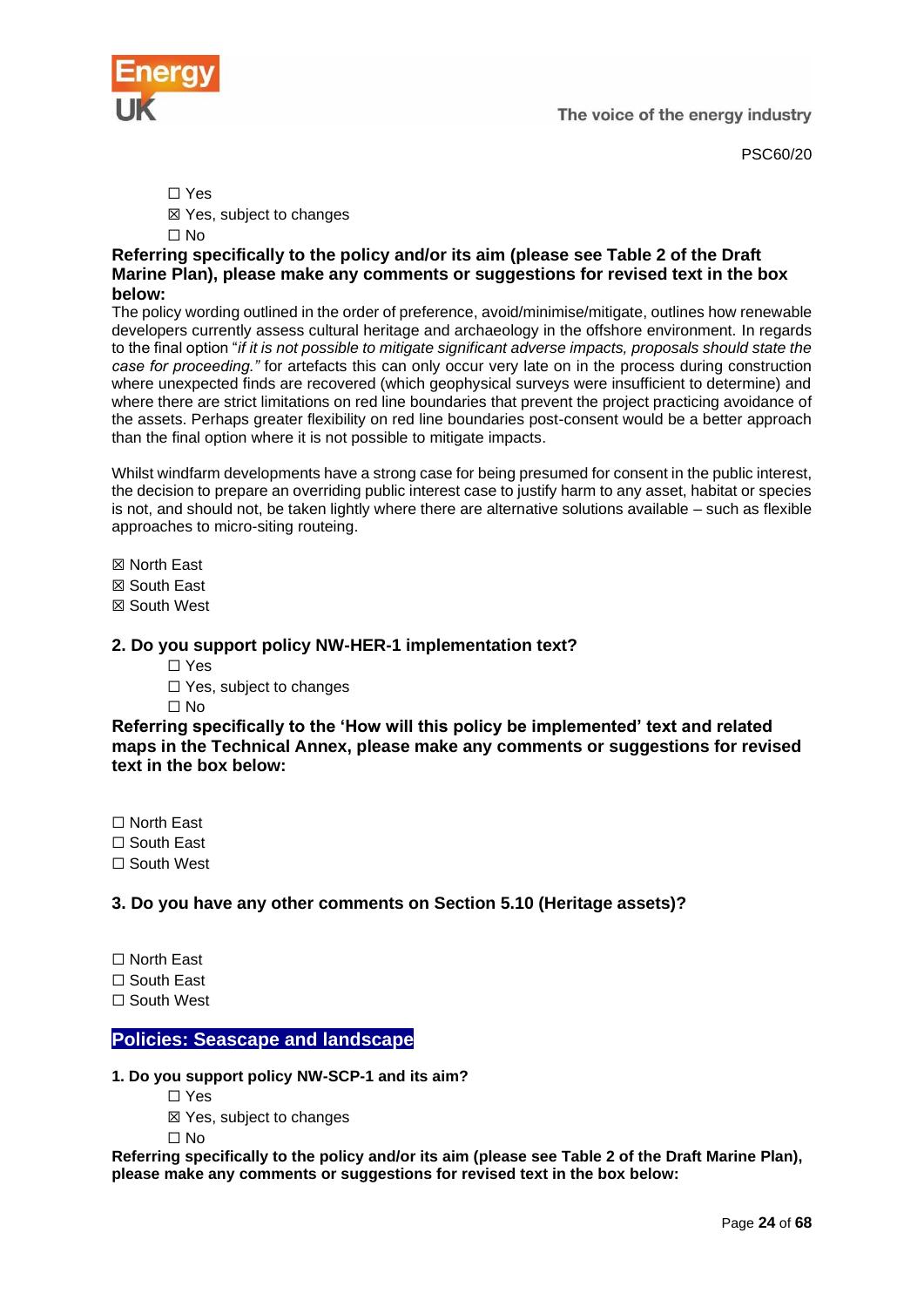☐ Yes
☒ Yes, subject to changes
☐ No

**Referring specifically to the policy and/or its aim (please see Table 2 of the Draft Marine Plan), please make any comments or suggestions for revised text in the box below:**

The policy wording outlined in the order of preference, avoid/minimise/mitigate, outlines how renewable developers currently assess cultural heritage and archaeology in the offshore environment. In regards to the final option "*if it is not possible to mitigate significant adverse impacts, proposals should state the case for proceeding."* for artefacts this can only occur very late on in the process during construction where unexpected finds are recovered (which geophysical surveys were insufficient to determine) and where there are strict limitations on red line boundaries that prevent the project practicing avoidance of the assets. Perhaps greater flexibility on red line boundaries post-consent would be a better approach than the final option where it is not possible to mitigate impacts.

Whilst windfarm developments have a strong case for being presumed for consent in the public interest, the decision to prepare an overriding public interest case to justify harm to any asset, habitat or species is not, and should not, be taken lightly where there are alternative solutions available – such as flexible approaches to micro-siting routeing.

☒ North East
☒ South East
☒ South West

**2. Do you support policy NW-HER-1 implementation text?**

☐ Yes
☐ Yes, subject to changes
☐ No

**Referring specifically to the 'How will this policy be implemented' text and related maps in the Technical Annex, please make any comments or suggestions for revised text in the box below:**

☐ North East
☐ South East
☐ South West

**3. Do you have any other comments on Section 5.10 (Heritage assets)?**

☐ North East
☐ South East
☐ South West

## Policies: Seascape and landscape

**1. Do you support policy NW-SCP-1 and its aim?**

☐ Yes
☒ Yes, subject to changes
☐ No

**Referring specifically to the policy and/or its aim (please see Table 2 of the Draft Marine Plan), please make any comments or suggestions for revised text in the box below:**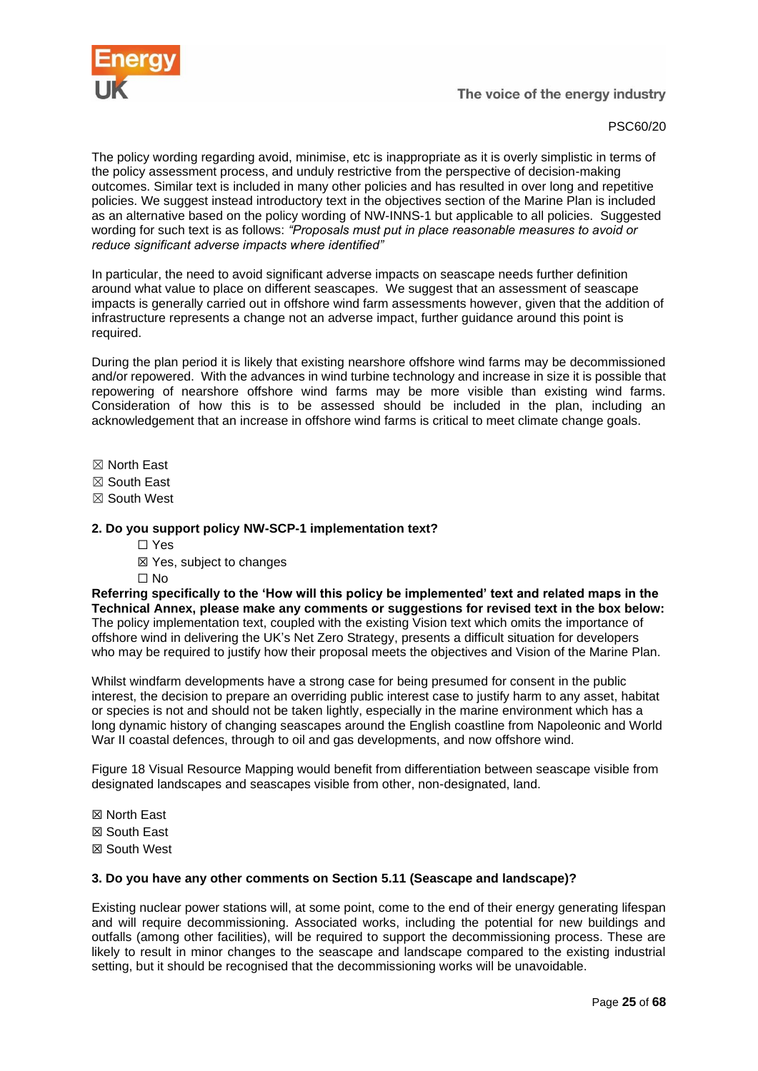The policy wording regarding avoid, minimise, etc is inappropriate as it is overly simplistic in terms of the policy assessment process, and unduly restrictive from the perspective of decision-making outcomes. Similar text is included in many other policies and has resulted in over long and repetitive policies. We suggest instead introductory text in the objectives section of the Marine Plan is included as an alternative based on the policy wording of NW-INNS-1 but applicable to all policies. Suggested wording for such text is as follows: *"Proposals must put in place reasonable measures to avoid or reduce significant adverse impacts where identified"*

In particular, the need to avoid significant adverse impacts on seascape needs further definition around what value to place on different seascapes. We suggest that an assessment of seascape impacts is generally carried out in offshore wind farm assessments however, given that the addition of infrastructure represents a change not an adverse impact, further guidance around this point is required.

During the plan period it is likely that existing nearshore offshore wind farms may be decommissioned and/or repowered. With the advances in wind turbine technology and increase in size it is possible that repowering of nearshore offshore wind farms may be more visible than existing wind farms. Consideration of how this is to be assessed should be included in the plan, including an acknowledgement that an increase in offshore wind farms is critical to meet climate change goals.

☒ North East
☒ South East
☒ South West

**2. Do you support policy NW-SCP-1 implementation text?**

☐ Yes
☒ Yes, subject to changes
☐ No

**Referring specifically to the 'How will this policy be implemented' text and related maps in the Technical Annex, please make any comments or suggestions for revised text in the box below:**
The policy implementation text, coupled with the existing Vision text which omits the importance of offshore wind in delivering the UK's Net Zero Strategy, presents a difficult situation for developers who may be required to justify how their proposal meets the objectives and Vision of the Marine Plan.

Whilst windfarm developments have a strong case for being presumed for consent in the public interest, the decision to prepare an overriding public interest case to justify harm to any asset, habitat or species is not and should not be taken lightly, especially in the marine environment which has a long dynamic history of changing seascapes around the English coastline from Napoleonic and World War II coastal defences, through to oil and gas developments, and now offshore wind.

Figure 18 Visual Resource Mapping would benefit from differentiation between seascape visible from designated landscapes and seascapes visible from other, non-designated, land.

☒ North East
☒ South East
☒ South West

**3. Do you have any other comments on Section 5.11 (Seascape and landscape)?**

Existing nuclear power stations will, at some point, come to the end of their energy generating lifespan and will require decommissioning. Associated works, including the potential for new buildings and outfalls (among other facilities), will be required to support the decommissioning process. These are likely to result in minor changes to the seascape and landscape compared to the existing industrial setting, but it should be recognised that the decommissioning works will be unavoidable.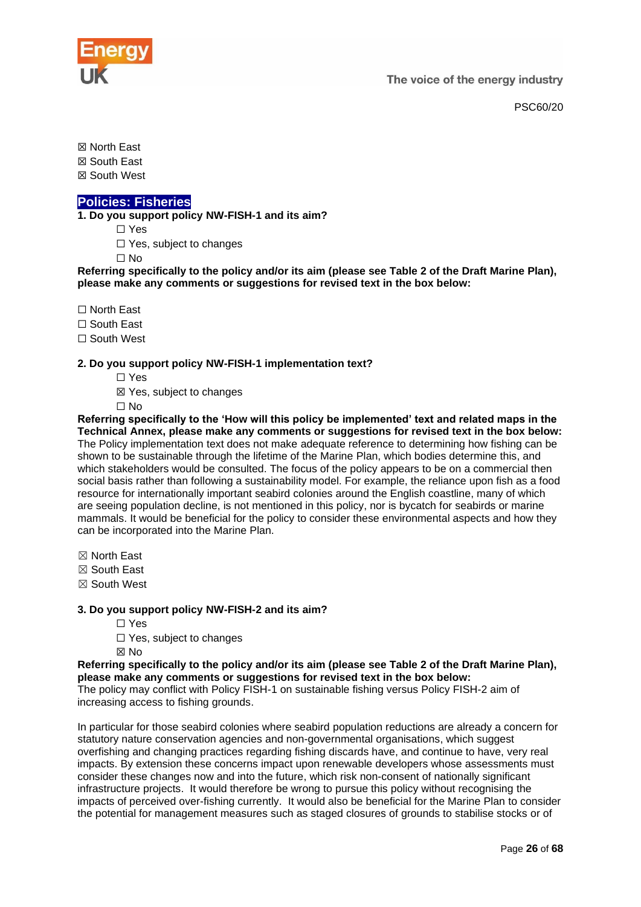☒ North East
☒ South East
☒ South West

## Policies: Fisheries

**1. Do you support policy NW-FISH-1 and its aim?**

☐ Yes
☐ Yes, subject to changes
☐ No

**Referring specifically to the policy and/or its aim (please see Table 2 of the Draft Marine Plan), please make any comments or suggestions for revised text in the box below:**

☐ North East
☐ South East
☐ South West

**2. Do you support policy NW-FISH-1 implementation text?**

☐ Yes
☒ Yes, subject to changes
☐ No

**Referring specifically to the 'How will this policy be implemented' text and related maps in the Technical Annex, please make any comments or suggestions for revised text in the box below:**

The Policy implementation text does not make adequate reference to determining how fishing can be shown to be sustainable through the lifetime of the Marine Plan, which bodies determine this, and which stakeholders would be consulted. The focus of the policy appears to be on a commercial then social basis rather than following a sustainability model. For example, the reliance upon fish as a food resource for internationally important seabird colonies around the English coastline, many of which are seeing population decline, is not mentioned in this policy, nor is bycatch for seabirds or marine mammals. It would be beneficial for the policy to consider these environmental aspects and how they can be incorporated into the Marine Plan.

☒ North East
☒ South East
☒ South West

**3. Do you support policy NW-FISH-2 and its aim?**

☐ Yes
☐ Yes, subject to changes
☒ No

**Referring specifically to the policy and/or its aim (please see Table 2 of the Draft Marine Plan), please make any comments or suggestions for revised text in the box below:**

The policy may conflict with Policy FISH-1 on sustainable fishing versus Policy FISH-2 aim of increasing access to fishing grounds.

In particular for those seabird colonies where seabird population reductions are already a concern for statutory nature conservation agencies and non-governmental organisations, which suggest overfishing and changing practices regarding fishing discards have, and continue to have, very real impacts. By extension these concerns impact upon renewable developers whose assessments must consider these changes now and into the future, which risk non-consent of nationally significant infrastructure projects. It would therefore be wrong to pursue this policy without recognising the impacts of perceived over-fishing currently. It would also be beneficial for the Marine Plan to consider the potential for management measures such as staged closures of grounds to stabilise stocks or of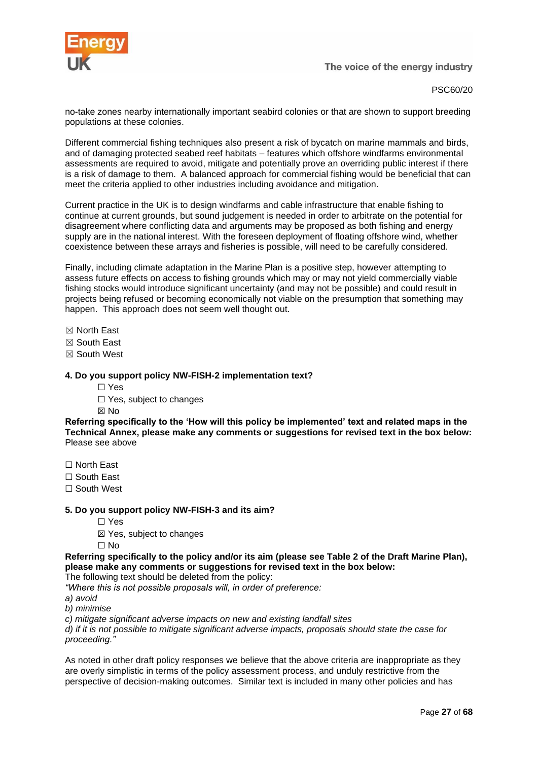no-take zones nearby internationally important seabird colonies or that are shown to support breeding populations at these colonies.

Different commercial fishing techniques also present a risk of bycatch on marine mammals and birds, and of damaging protected seabed reef habitats – features which offshore windfarms environmental assessments are required to avoid, mitigate and potentially prove an overriding public interest if there is a risk of damage to them. A balanced approach for commercial fishing would be beneficial that can meet the criteria applied to other industries including avoidance and mitigation.

Current practice in the UK is to design windfarms and cable infrastructure that enable fishing to continue at current grounds, but sound judgement is needed in order to arbitrate on the potential for disagreement where conflicting data and arguments may be proposed as both fishing and energy supply are in the national interest. With the foreseen deployment of floating offshore wind, whether coexistence between these arrays and fisheries is possible, will need to be carefully considered.

Finally, including climate adaptation in the Marine Plan is a positive step, however attempting to assess future effects on access to fishing grounds which may or may not yield commercially viable fishing stocks would introduce significant uncertainty (and may not be possible) and could result in projects being refused or becoming economically not viable on the presumption that something may happen. This approach does not seem well thought out.

☒ North East
☒ South East
☒ South West

**4. Do you support policy NW-FISH-2 implementation text?**

☐ Yes
☐ Yes, subject to changes
☒ No

**Referring specifically to the 'How will this policy be implemented' text and related maps in the Technical Annex, please make any comments or suggestions for revised text in the box below:**
Please see above

☐ North East
☐ South East
☐ South West

**5. Do you support policy NW-FISH-3 and its aim?**

☐ Yes
☒ Yes, subject to changes
☐ No

**Referring specifically to the policy and/or its aim (please see Table 2 of the Draft Marine Plan), please make any comments or suggestions for revised text in the box below:**
The following text should be deleted from the policy:
*"Where this is not possible proposals will, in order of preference:*
*a) avoid*
*b) minimise*
*c) mitigate significant adverse impacts on new and existing landfall sites*
*d) if it is not possible to mitigate significant adverse impacts, proposals should state the case for proceeding."*

As noted in other draft policy responses we believe that the above criteria are inappropriate as they are overly simplistic in terms of the policy assessment process, and unduly restrictive from the perspective of decision-making outcomes. Similar text is included in many other policies and has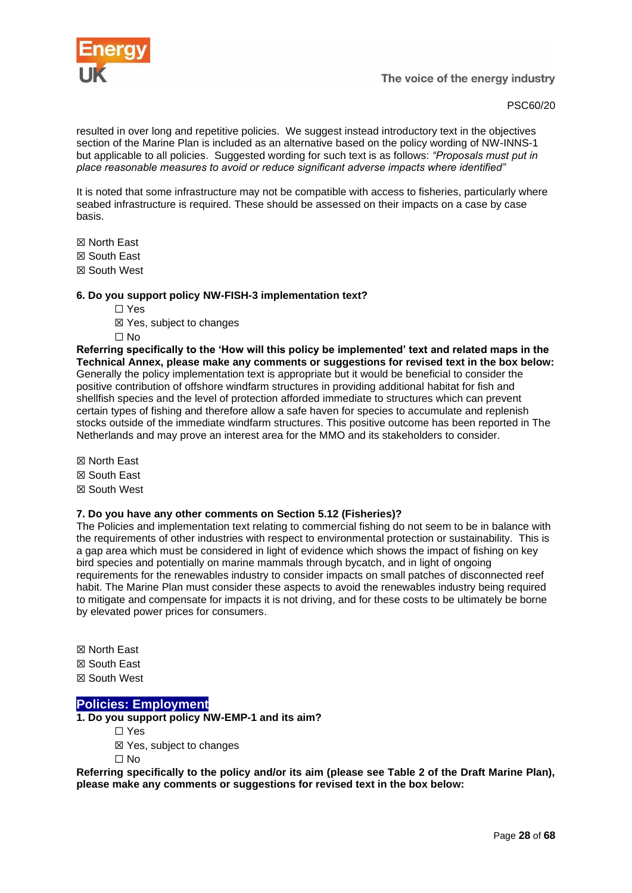resulted in over long and repetitive policies. We suggest instead introductory text in the objectives section of the Marine Plan is included as an alternative based on the policy wording of NW-INNS-1 but applicable to all policies. Suggested wording for such text is as follows: *"Proposals must put in place reasonable measures to avoid or reduce significant adverse impacts where identified"*

It is noted that some infrastructure may not be compatible with access to fisheries, particularly where seabed infrastructure is required. These should be assessed on their impacts on a case by case basis.

☒ North East  
☒ South East  
☒ South West

**6. Do you support policy NW-FISH-3 implementation text?**

☐ Yes  
☒ Yes, subject to changes  
☐ No

**Referring specifically to the 'How will this policy be implemented' text and related maps in the Technical Annex, please make any comments or suggestions for revised text in the box below:**
Generally the policy implementation text is appropriate but it would be beneficial to consider the positive contribution of offshore windfarm structures in providing additional habitat for fish and shellfish species and the level of protection afforded immediate to structures which can prevent certain types of fishing and therefore allow a safe haven for species to accumulate and replenish stocks outside of the immediate windfarm structures. This positive outcome has been reported in The Netherlands and may prove an interest area for the MMO and its stakeholders to consider.

☒ North East  
☒ South East  
☒ South West

**7. Do you have any other comments on Section 5.12 (Fisheries)?**
The Policies and implementation text relating to commercial fishing do not seem to be in balance with the requirements of other industries with respect to environmental protection or sustainability. This is a gap area which must be considered in light of evidence which shows the impact of fishing on key bird species and potentially on marine mammals through bycatch, and in light of ongoing requirements for the renewables industry to consider impacts on small patches of disconnected reef habit. The Marine Plan must consider these aspects to avoid the renewables industry being required to mitigate and compensate for impacts it is not driving, and for these costs to be ultimately be borne by elevated power prices for consumers.

☒ North East  
☒ South East  
☒ South West

## Policies: Employment

**1. Do you support policy NW-EMP-1 and its aim?**

☐ Yes  
☒ Yes, subject to changes  
☐ No

**Referring specifically to the policy and/or its aim (please see Table 2 of the Draft Marine Plan), please make any comments or suggestions for revised text in the box below:**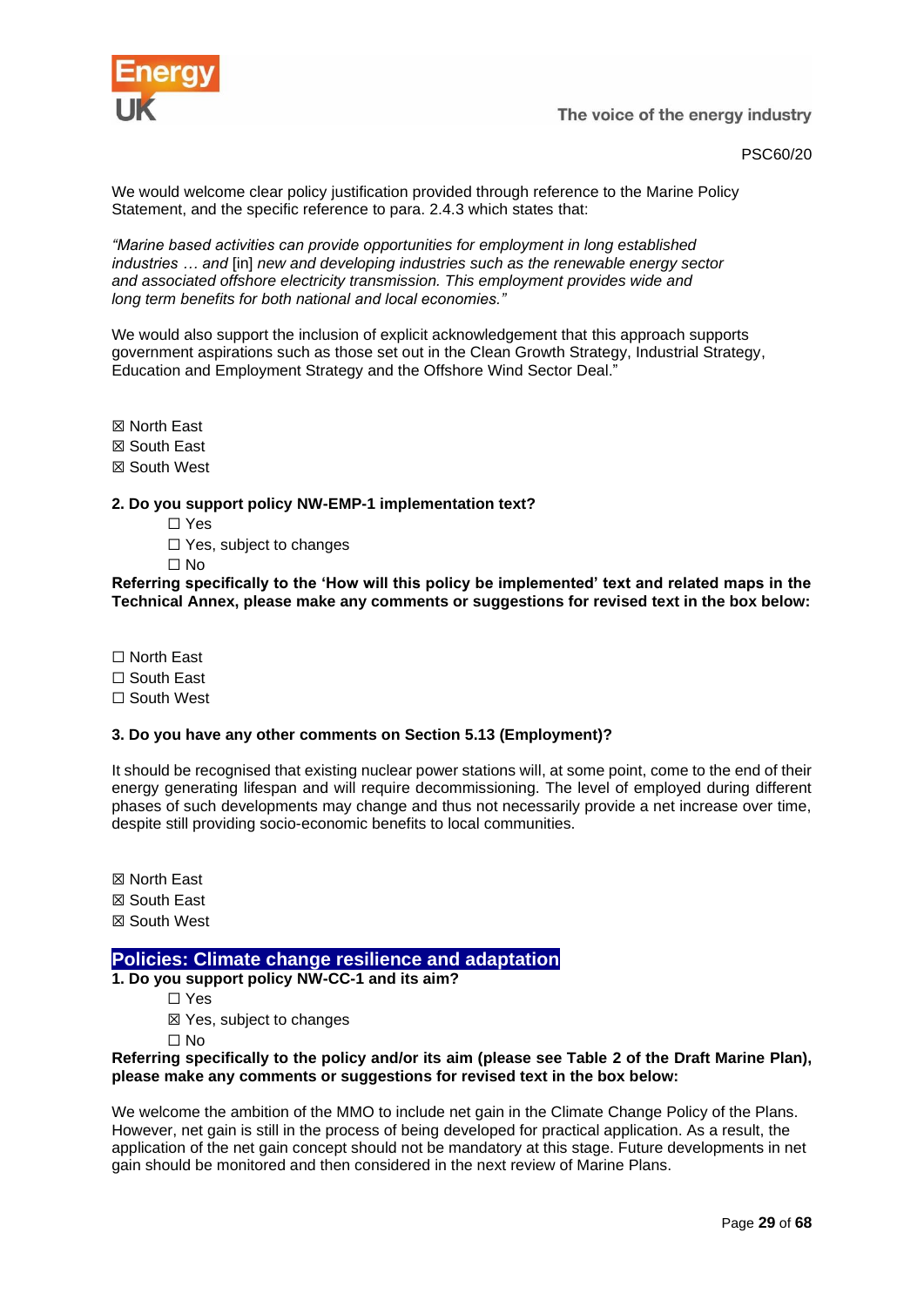PSC60/20

We would welcome clear policy justification provided through reference to the Marine Policy Statement, and the specific reference to para. 2.4.3 which states that:

*"Marine based activities can provide opportunities for employment in long established industries … and* [in] *new and developing industries such as the renewable energy sector and associated offshore electricity transmission. This employment provides wide and long term benefits for both national and local economies."*

We would also support the inclusion of explicit acknowledgement that this approach supports government aspirations such as those set out in the Clean Growth Strategy, Industrial Strategy, Education and Employment Strategy and the Offshore Wind Sector Deal."

☒ North East
☒ South East
☒ South West

**2. Do you support policy NW-EMP-1 implementation text?**

☐ Yes
☐ Yes, subject to changes
☐ No

**Referring specifically to the 'How will this policy be implemented' text and related maps in the Technical Annex, please make any comments or suggestions for revised text in the box below:**

☐ North East
☐ South East
☐ South West

**3. Do you have any other comments on Section 5.13 (Employment)?**

It should be recognised that existing nuclear power stations will, at some point, come to the end of their energy generating lifespan and will require decommissioning. The level of employed during different phases of such developments may change and thus not necessarily provide a net increase over time, despite still providing socio-economic benefits to local communities.

☒ North East
☒ South East
☒ South West

## Policies: Climate change resilience and adaptation

**1. Do you support policy NW-CC-1 and its aim?**

☐ Yes
☒ Yes, subject to changes
☐ No

**Referring specifically to the policy and/or its aim (please see Table 2 of the Draft Marine Plan), please make any comments or suggestions for revised text in the box below:**

We welcome the ambition of the MMO to include net gain in the Climate Change Policy of the Plans. However, net gain is still in the process of being developed for practical application. As a result, the application of the net gain concept should not be mandatory at this stage. Future developments in net gain should be monitored and then considered in the next review of Marine Plans.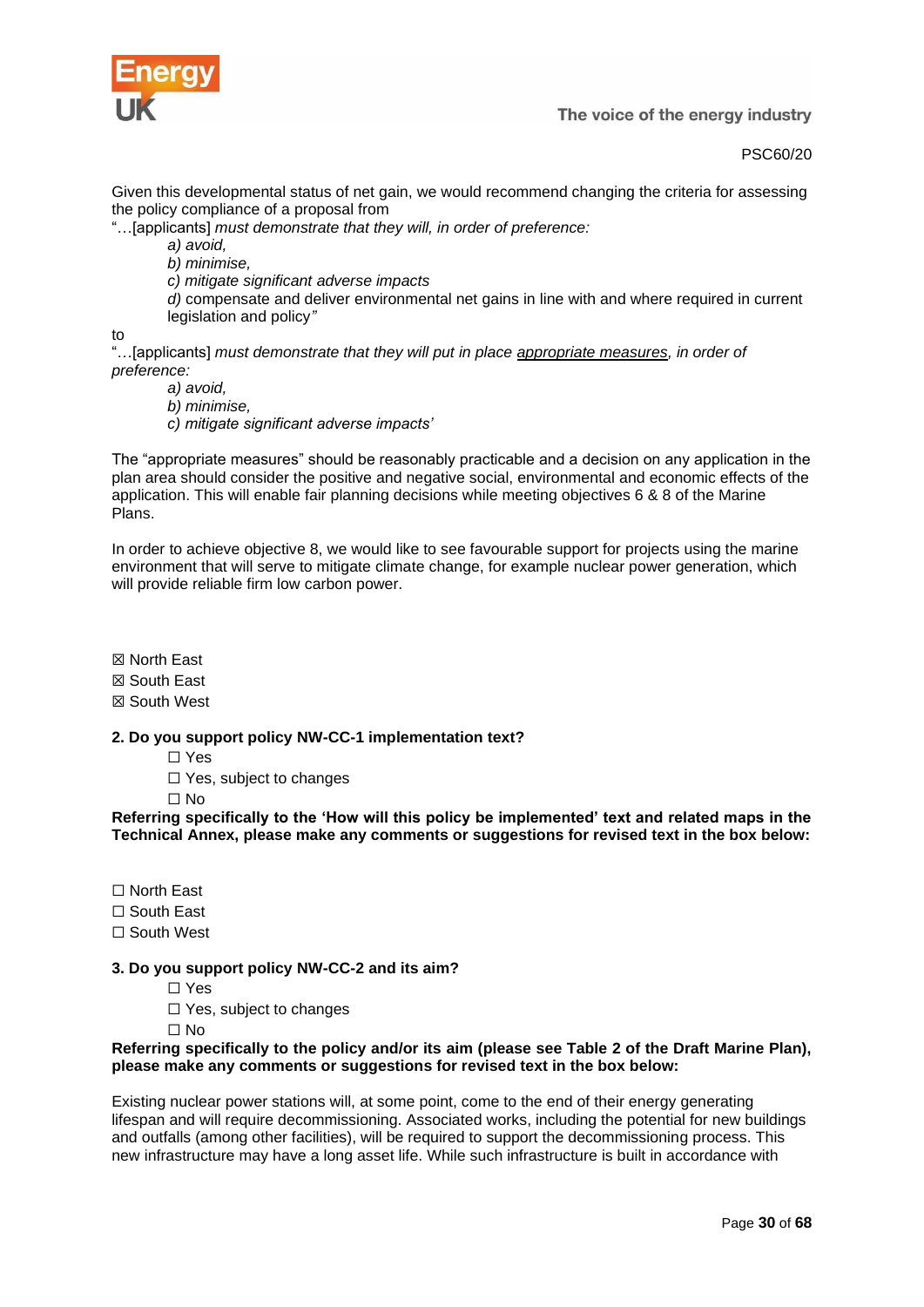PSC60/20

Given this developmental status of net gain, we would recommend changing the criteria for assessing the policy compliance of a proposal from

"…[applicants] *must demonstrate that they will, in order of preference:*

*a) avoid,*

*b) minimise,*

*c) mitigate significant adverse impacts*

*d)* compensate and deliver environmental net gains in line with and where required in current legislation and policy*"*

to

"…[applicants] *must demonstrate that they will put in place* <u>*appropriate measures*</u>*, in order of preference:*

*a) avoid,*

*b) minimise,*

*c) mitigate significant adverse impacts'*

The "appropriate measures" should be reasonably practicable and a decision on any application in the plan area should consider the positive and negative social, environmental and economic effects of the application. This will enable fair planning decisions while meeting objectives 6 & 8 of the Marine Plans.

In order to achieve objective 8, we would like to see favourable support for projects using the marine environment that will serve to mitigate climate change, for example nuclear power generation, which will provide reliable firm low carbon power.

☒ North East
☒ South East
☒ South West

**2. Do you support policy NW-CC-1 implementation text?**

☐ Yes
☐ Yes, subject to changes
☐ No

**Referring specifically to the 'How will this policy be implemented' text and related maps in the Technical Annex, please make any comments or suggestions for revised text in the box below:**

☐ North East
☐ South East
☐ South West

**3. Do you support policy NW-CC-2 and its aim?**

☐ Yes
☐ Yes, subject to changes
☐ No

**Referring specifically to the policy and/or its aim (please see Table 2 of the Draft Marine Plan), please make any comments or suggestions for revised text in the box below:**

Existing nuclear power stations will, at some point, come to the end of their energy generating lifespan and will require decommissioning. Associated works, including the potential for new buildings and outfalls (among other facilities), will be required to support the decommissioning process. This new infrastructure may have a long asset life. While such infrastructure is built in accordance with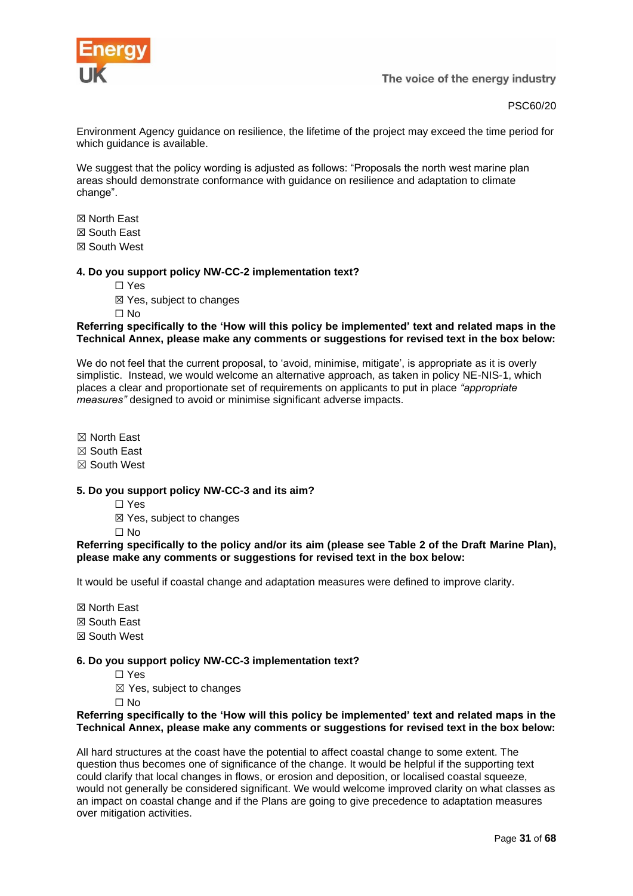Environment Agency guidance on resilience, the lifetime of the project may exceed the time period for which guidance is available.

We suggest that the policy wording is adjusted as follows: "Proposals the north west marine plan areas should demonstrate conformance with guidance on resilience and adaptation to climate change".

☒ North East
☒ South East
☒ South West

**4. Do you support policy NW-CC-2 implementation text?**

☐ Yes
☒ Yes, subject to changes
☐ No

**Referring specifically to the 'How will this policy be implemented' text and related maps in the Technical Annex, please make any comments or suggestions for revised text in the box below:**

We do not feel that the current proposal, to 'avoid, minimise, mitigate', is appropriate as it is overly simplistic. Instead, we would welcome an alternative approach, as taken in policy NE-NIS-1, which places a clear and proportionate set of requirements on applicants to put in place *"appropriate measures"* designed to avoid or minimise significant adverse impacts.

☒ North East
☒ South East
☒ South West

**5. Do you support policy NW-CC-3 and its aim?**

☐ Yes
☒ Yes, subject to changes
☐ No

**Referring specifically to the policy and/or its aim (please see Table 2 of the Draft Marine Plan), please make any comments or suggestions for revised text in the box below:**

It would be useful if coastal change and adaptation measures were defined to improve clarity.

☒ North East
☒ South East
☒ South West

**6. Do you support policy NW-CC-3 implementation text?**

☐ Yes
☒ Yes, subject to changes
☐ No

**Referring specifically to the 'How will this policy be implemented' text and related maps in the Technical Annex, please make any comments or suggestions for revised text in the box below:**

All hard structures at the coast have the potential to affect coastal change to some extent. The question thus becomes one of significance of the change. It would be helpful if the supporting text could clarify that local changes in flows, or erosion and deposition, or localised coastal squeeze, would not generally be considered significant. We would welcome improved clarity on what classes as an impact on coastal change and if the Plans are going to give precedence to adaptation measures over mitigation activities.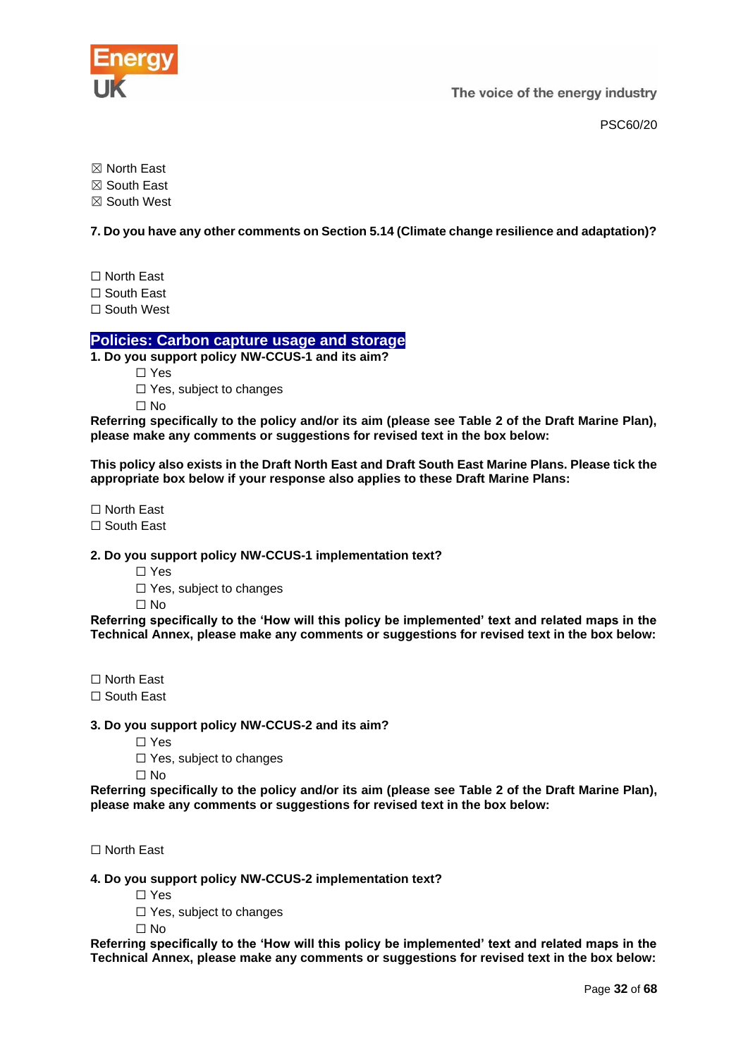☒ North East
☒ South East
☒ South West

**7. Do you have any other comments on Section 5.14 (Climate change resilience and adaptation)?**

☐ North East
☐ South East
☐ South West

## Policies: Carbon capture usage and storage

**1. Do you support policy NW-CCUS-1 and its aim?**

☐ Yes
☐ Yes, subject to changes
☐ No

**Referring specifically to the policy and/or its aim (please see Table 2 of the Draft Marine Plan), please make any comments or suggestions for revised text in the box below:**

**This policy also exists in the Draft North East and Draft South East Marine Plans. Please tick the appropriate box below if your response also applies to these Draft Marine Plans:**

☐ North East
☐ South East

**2. Do you support policy NW-CCUS-1 implementation text?**

☐ Yes
☐ Yes, subject to changes
☐ No

**Referring specifically to the 'How will this policy be implemented' text and related maps in the Technical Annex, please make any comments or suggestions for revised text in the box below:**

☐ North East
☐ South East

**3. Do you support policy NW-CCUS-2 and its aim?**

☐ Yes
☐ Yes, subject to changes
☐ No

**Referring specifically to the policy and/or its aim (please see Table 2 of the Draft Marine Plan), please make any comments or suggestions for revised text in the box below:**

☐ North East

**4. Do you support policy NW-CCUS-2 implementation text?**

☐ Yes
☐ Yes, subject to changes
☐ No

**Referring specifically to the 'How will this policy be implemented' text and related maps in the Technical Annex, please make any comments or suggestions for revised text in the box below:**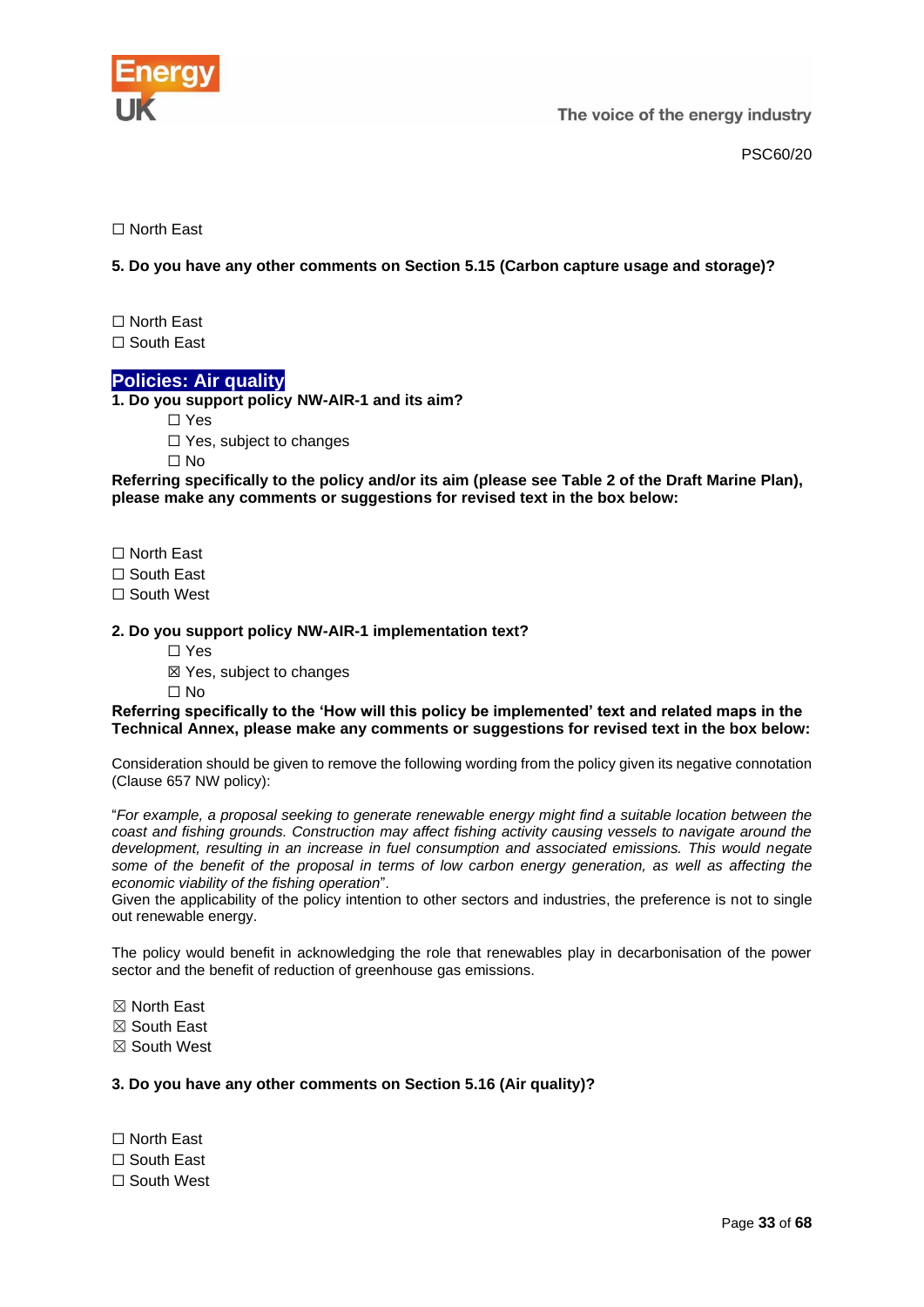☐ North East

**5. Do you have any other comments on Section 5.15 (Carbon capture usage and storage)?**

☐ North East
☐ South East

## Policies: Air quality

**1. Do you support policy NW-AIR-1 and its aim?**

☐ Yes
☐ Yes, subject to changes
☐ No

**Referring specifically to the policy and/or its aim (please see Table 2 of the Draft Marine Plan), please make any comments or suggestions for revised text in the box below:**

☐ North East
☐ South East
☐ South West

**2. Do you support policy NW-AIR-1 implementation text?**

☐ Yes
☒ Yes, subject to changes
☐ No

**Referring specifically to the 'How will this policy be implemented' text and related maps in the Technical Annex, please make any comments or suggestions for revised text in the box below:**

Consideration should be given to remove the following wording from the policy given its negative connotation (Clause 657 NW policy):

"*For example, a proposal seeking to generate renewable energy might find a suitable location between the coast and fishing grounds. Construction may affect fishing activity causing vessels to navigate around the development, resulting in an increase in fuel consumption and associated emissions. This would negate some of the benefit of the proposal in terms of low carbon energy generation, as well as affecting the economic viability of the fishing operation*".
Given the applicability of the policy intention to other sectors and industries, the preference is not to single out renewable energy.

The policy would benefit in acknowledging the role that renewables play in decarbonisation of the power sector and the benefit of reduction of greenhouse gas emissions.

☒ North East
☒ South East
☒ South West

**3. Do you have any other comments on Section 5.16 (Air quality)?**

☐ North East
☐ South East
☐ South West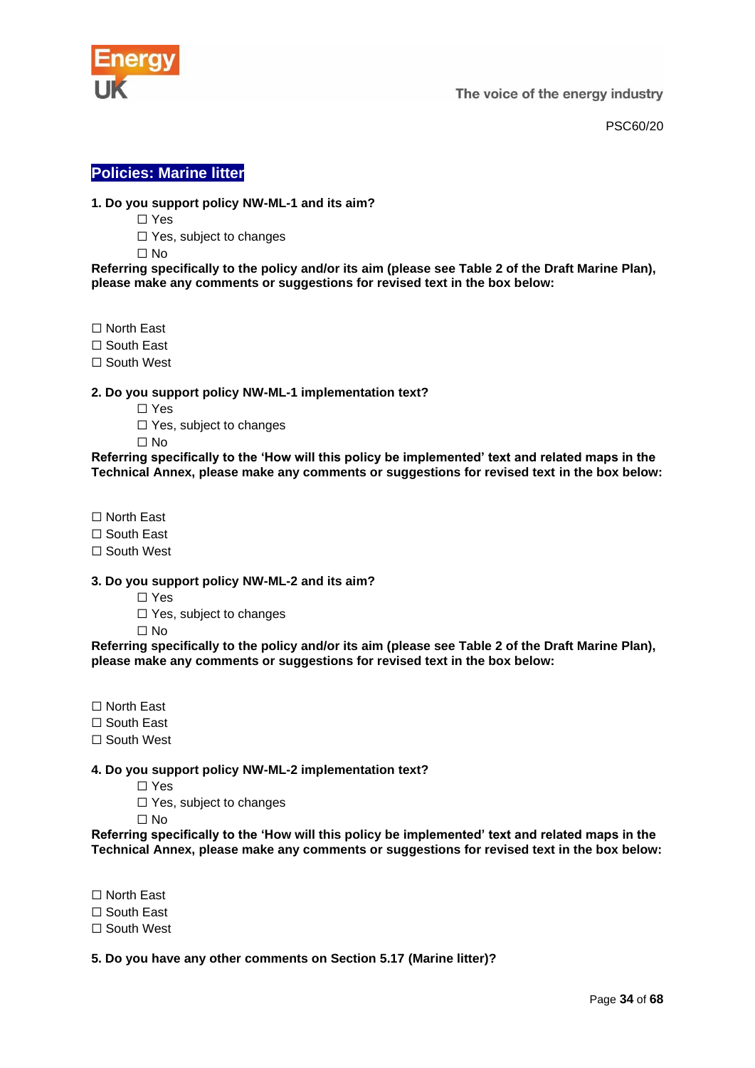## Policies: Marine litter

**1. Do you support policy NW-ML-1 and its aim?**

☐ Yes
☐ Yes, subject to changes
☐ No

**Referring specifically to the policy and/or its aim (please see Table 2 of the Draft Marine Plan), please make any comments or suggestions for revised text in the box below:**

☐ North East
☐ South East
☐ South West

**2. Do you support policy NW-ML-1 implementation text?**

☐ Yes
☐ Yes, subject to changes
☐ No

**Referring specifically to the 'How will this policy be implemented' text and related maps in the Technical Annex, please make any comments or suggestions for revised text in the box below:**

☐ North East
☐ South East
☐ South West

**3. Do you support policy NW-ML-2 and its aim?**

☐ Yes
☐ Yes, subject to changes
☐ No

**Referring specifically to the policy and/or its aim (please see Table 2 of the Draft Marine Plan), please make any comments or suggestions for revised text in the box below:**

☐ North East
☐ South East
☐ South West

**4. Do you support policy NW-ML-2 implementation text?**

☐ Yes
☐ Yes, subject to changes
☐ No

**Referring specifically to the 'How will this policy be implemented' text and related maps in the Technical Annex, please make any comments or suggestions for revised text in the box below:**

☐ North East
☐ South East
☐ South West

**5. Do you have any other comments on Section 5.17 (Marine litter)?**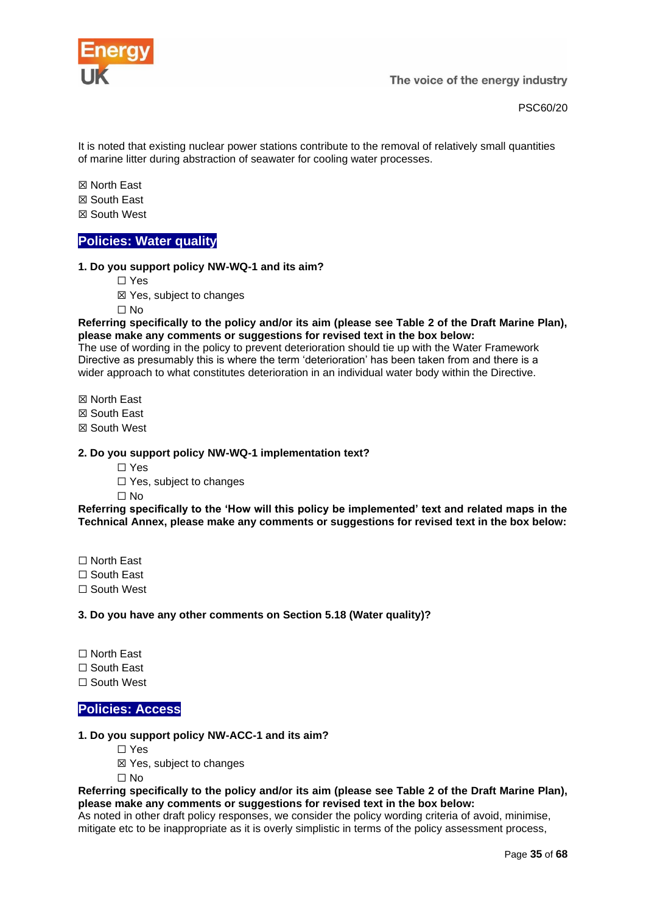It is noted that existing nuclear power stations contribute to the removal of relatively small quantities of marine litter during abstraction of seawater for cooling water processes.

☒ North East
☒ South East
☒ South West

## Policies: Water quality

**1. Do you support policy NW-WQ-1 and its aim?**

☐ Yes
☒ Yes, subject to changes
☐ No

**Referring specifically to the policy and/or its aim (please see Table 2 of the Draft Marine Plan), please make any comments or suggestions for revised text in the box below:**
The use of wording in the policy to prevent deterioration should tie up with the Water Framework Directive as presumably this is where the term 'deterioration' has been taken from and there is a wider approach to what constitutes deterioration in an individual water body within the Directive.

☒ North East
☒ South East
☒ South West

**2. Do you support policy NW-WQ-1 implementation text?**

☐ Yes
☐ Yes, subject to changes
☐ No

**Referring specifically to the 'How will this policy be implemented' text and related maps in the Technical Annex, please make any comments or suggestions for revised text in the box below:**

☐ North East
☐ South East
☐ South West

**3. Do you have any other comments on Section 5.18 (Water quality)?**

☐ North East
☐ South East
☐ South West

## Policies: Access

**1. Do you support policy NW-ACC-1 and its aim?**

☐ Yes
☒ Yes, subject to changes
☐ No

**Referring specifically to the policy and/or its aim (please see Table 2 of the Draft Marine Plan), please make any comments or suggestions for revised text in the box below:**
As noted in other draft policy responses, we consider the policy wording criteria of avoid, minimise, mitigate etc to be inappropriate as it is overly simplistic in terms of the policy assessment process,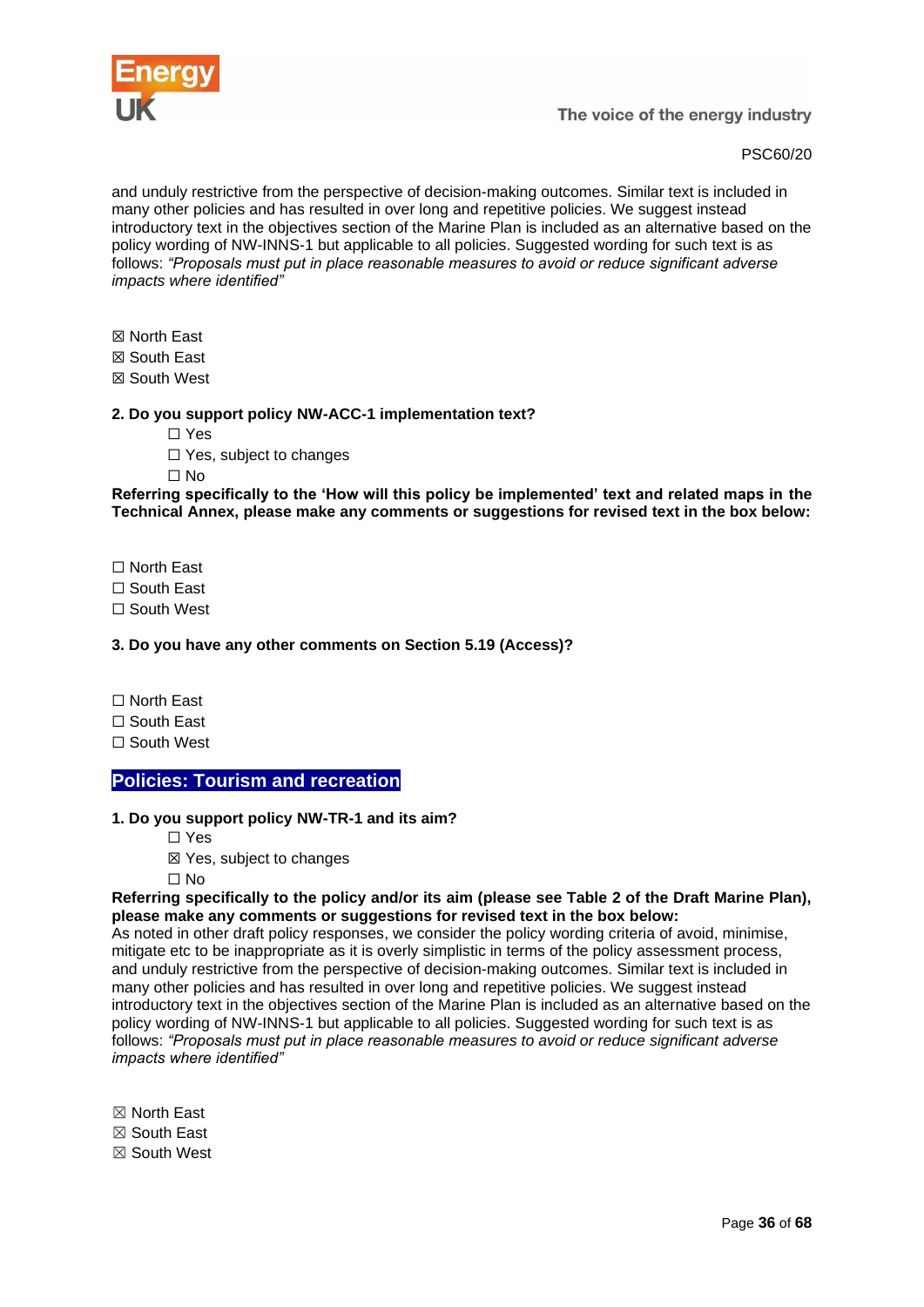and unduly restrictive from the perspective of decision-making outcomes. Similar text is included in many other policies and has resulted in over long and repetitive policies. We suggest instead introductory text in the objectives section of the Marine Plan is included as an alternative based on the policy wording of NW-INNS-1 but applicable to all policies. Suggested wording for such text is as follows: *"Proposals must put in place reasonable measures to avoid or reduce significant adverse impacts where identified"*

☒ North East
☒ South East
☒ South West

**2. Do you support policy NW-ACC-1 implementation text?**

☐ Yes
☐ Yes, subject to changes
☐ No

**Referring specifically to the 'How will this policy be implemented' text and related maps in the Technical Annex, please make any comments or suggestions for revised text in the box below:**

☐ North East
☐ South East
☐ South West

**3. Do you have any other comments on Section 5.19 (Access)?**

☐ North East
☐ South East
☐ South West

## Policies: Tourism and recreation

**1. Do you support policy NW-TR-1 and its aim?**

☐ Yes
☒ Yes, subject to changes
☐ No

**Referring specifically to the policy and/or its aim (please see Table 2 of the Draft Marine Plan), please make any comments or suggestions for revised text in the box below:**

As noted in other draft policy responses, we consider the policy wording criteria of avoid, minimise, mitigate etc to be inappropriate as it is overly simplistic in terms of the policy assessment process, and unduly restrictive from the perspective of decision-making outcomes. Similar text is included in many other policies and has resulted in over long and repetitive policies. We suggest instead introductory text in the objectives section of the Marine Plan is included as an alternative based on the policy wording of NW-INNS-1 but applicable to all policies. Suggested wording for such text is as follows: *"Proposals must put in place reasonable measures to avoid or reduce significant adverse impacts where identified"*

☒ North East
☒ South East
☒ South West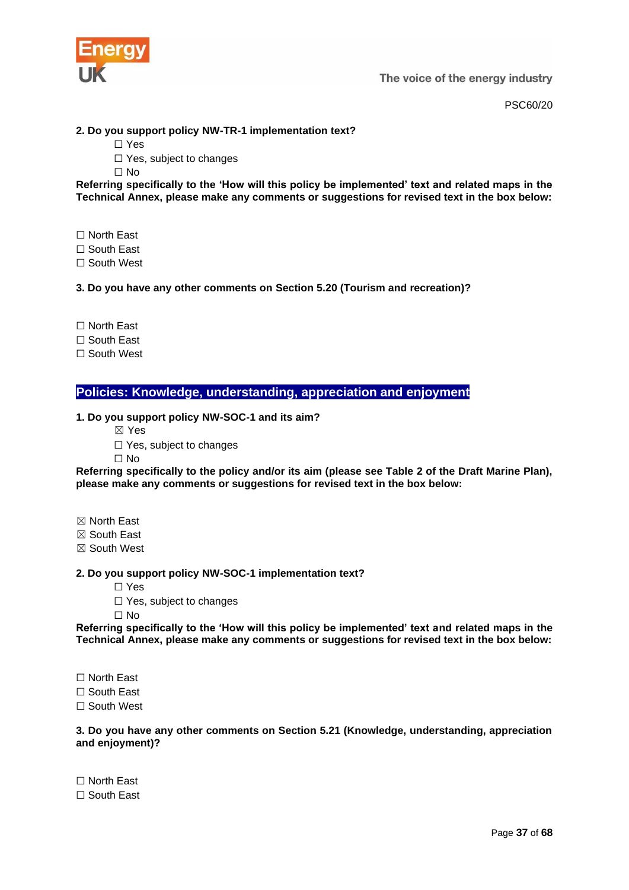**2. Do you support policy NW-TR-1 implementation text?**

☐ Yes
☐ Yes, subject to changes
☐ No

**Referring specifically to the 'How will this policy be implemented' text and related maps in the Technical Annex, please make any comments or suggestions for revised text in the box below:**

☐ North East
☐ South East
☐ South West

**3. Do you have any other comments on Section 5.20 (Tourism and recreation)?**

☐ North East
☐ South East
☐ South West

## Policies: Knowledge, understanding, appreciation and enjoyment

**1. Do you support policy NW-SOC-1 and its aim?**

☒ Yes
☐ Yes, subject to changes
☐ No

**Referring specifically to the policy and/or its aim (please see Table 2 of the Draft Marine Plan), please make any comments or suggestions for revised text in the box below:**

☒ North East
☒ South East
☒ South West

**2. Do you support policy NW-SOC-1 implementation text?**

☐ Yes
☐ Yes, subject to changes
☐ No

**Referring specifically to the 'How will this policy be implemented' text and related maps in the Technical Annex, please make any comments or suggestions for revised text in the box below:**

☐ North East
☐ South East
☐ South West

**3. Do you have any other comments on Section 5.21 (Knowledge, understanding, appreciation and enjoyment)?**

☐ North East
☐ South East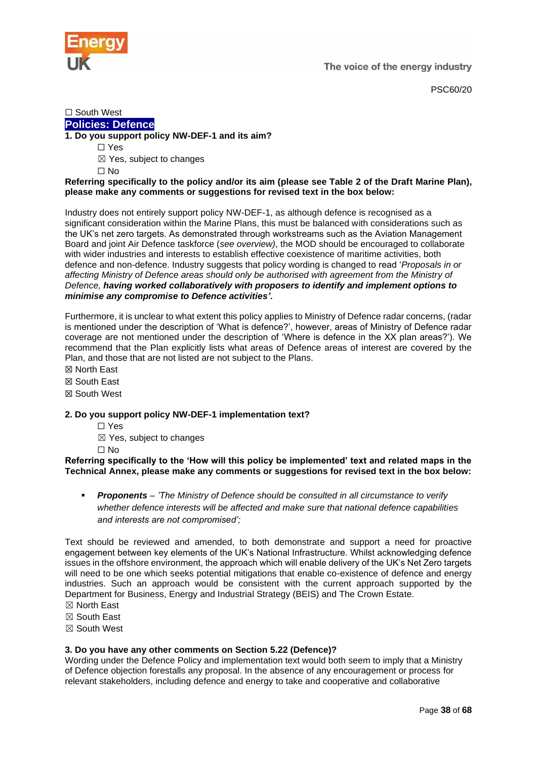☐ South West

## Policies: Defence

**1. Do you support policy NW-DEF-1 and its aim?**

☐ Yes

☒ Yes, subject to changes

☐ No

**Referring specifically to the policy and/or its aim (please see Table 2 of the Draft Marine Plan), please make any comments or suggestions for revised text in the box below:**

Industry does not entirely support policy NW-DEF-1, as although defence is recognised as a significant consideration within the Marine Plans, this must be balanced with considerations such as the UK's net zero targets. As demonstrated through workstreams such as the Aviation Management Board and joint Air Defence taskforce (*see overview)*, the MOD should be encouraged to collaborate with wider industries and interests to establish effective coexistence of maritime activities, both defence and non-defence. Industry suggests that policy wording is changed to read '*Proposals in or affecting Ministry of Defence areas should only be authorised with agreement from the Ministry of Defence,* ***having worked collaboratively with proposers to identify and implement options to minimise any compromise to Defence activities'.***

Furthermore, it is unclear to what extent this policy applies to Ministry of Defence radar concerns, (radar is mentioned under the description of 'What is defence?', however, areas of Ministry of Defence radar coverage are not mentioned under the description of 'Where is defence in the XX plan areas?'). We recommend that the Plan explicitly lists what areas of Defence areas of interest are covered by the Plan, and those that are not listed are not subject to the Plans.

☒ North East

☒ South East

☒ South West

**2. Do you support policy NW-DEF-1 implementation text?**

☐ Yes

☒ Yes, subject to changes

☐ No

**Referring specifically to the 'How will this policy be implemented' text and related maps in the Technical Annex, please make any comments or suggestions for revised text in the box below:**

- ***Proponents*** *– 'The Ministry of Defence should be consulted in all circumstance to verify whether defence interests will be affected and make sure that national defence capabilities and interests are not compromised';*

Text should be reviewed and amended, to both demonstrate and support a need for proactive engagement between key elements of the UK's National Infrastructure. Whilst acknowledging defence issues in the offshore environment, the approach which will enable delivery of the UK's Net Zero targets will need to be one which seeks potential mitigations that enable co-existence of defence and energy industries. Such an approach would be consistent with the current approach supported by the Department for Business, Energy and Industrial Strategy (BEIS) and The Crown Estate.

☒ North East

☒ South East

☒ South West

**3. Do you have any other comments on Section 5.22 (Defence)?**

Wording under the Defence Policy and implementation text would both seem to imply that a Ministry of Defence objection forestalls any proposal. In the absence of any encouragement or process for relevant stakeholders, including defence and energy to take and cooperative and collaborative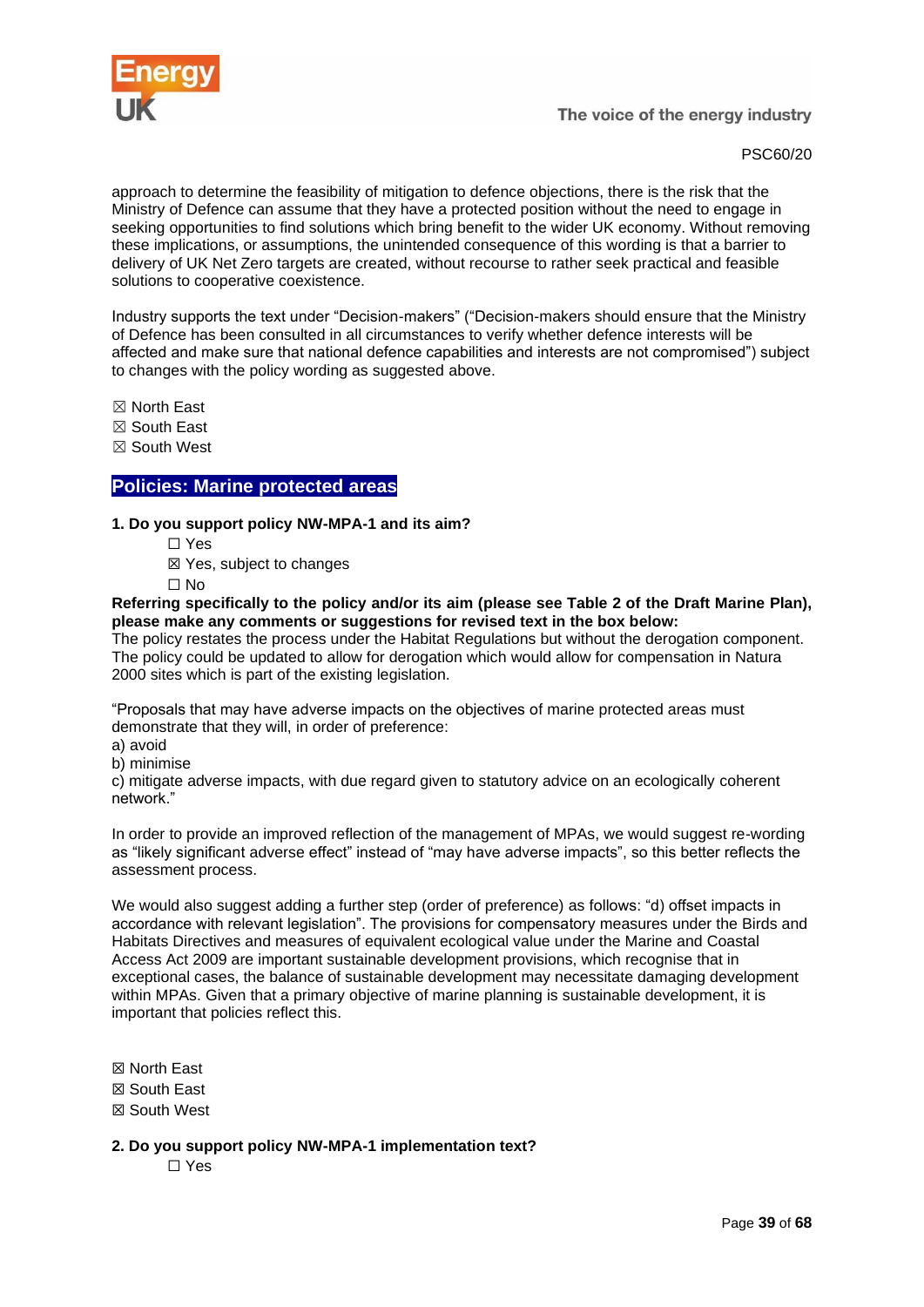approach to determine the feasibility of mitigation to defence objections, there is the risk that the Ministry of Defence can assume that they have a protected position without the need to engage in seeking opportunities to find solutions which bring benefit to the wider UK economy. Without removing these implications, or assumptions, the unintended consequence of this wording is that a barrier to delivery of UK Net Zero targets are created, without recourse to rather seek practical and feasible solutions to cooperative coexistence.

Industry supports the text under "Decision-makers" ("Decision-makers should ensure that the Ministry of Defence has been consulted in all circumstances to verify whether defence interests will be affected and make sure that national defence capabilities and interests are not compromised") subject to changes with the policy wording as suggested above.

☒ North East
☒ South East
☒ South West

## Policies: Marine protected areas

**1. Do you support policy NW-MPA-1 and its aim?**

☐ Yes
☒ Yes, subject to changes
☐ No

**Referring specifically to the policy and/or its aim (please see Table 2 of the Draft Marine Plan), please make any comments or suggestions for revised text in the box below:**

The policy restates the process under the Habitat Regulations but without the derogation component. The policy could be updated to allow for derogation which would allow for compensation in Natura 2000 sites which is part of the existing legislation.

"Proposals that may have adverse impacts on the objectives of marine protected areas must demonstrate that they will, in order of preference:
a) avoid
b) minimise
c) mitigate adverse impacts, with due regard given to statutory advice on an ecologically coherent network."

In order to provide an improved reflection of the management of MPAs, we would suggest re-wording as "likely significant adverse effect" instead of "may have adverse impacts", so this better reflects the assessment process.

We would also suggest adding a further step (order of preference) as follows: "d) offset impacts in accordance with relevant legislation". The provisions for compensatory measures under the Birds and Habitats Directives and measures of equivalent ecological value under the Marine and Coastal Access Act 2009 are important sustainable development provisions, which recognise that in exceptional cases, the balance of sustainable development may necessitate damaging development within MPAs. Given that a primary objective of marine planning is sustainable development, it is important that policies reflect this.

☒ North East
☒ South East
☒ South West

**2. Do you support policy NW-MPA-1 implementation text?**

☐ Yes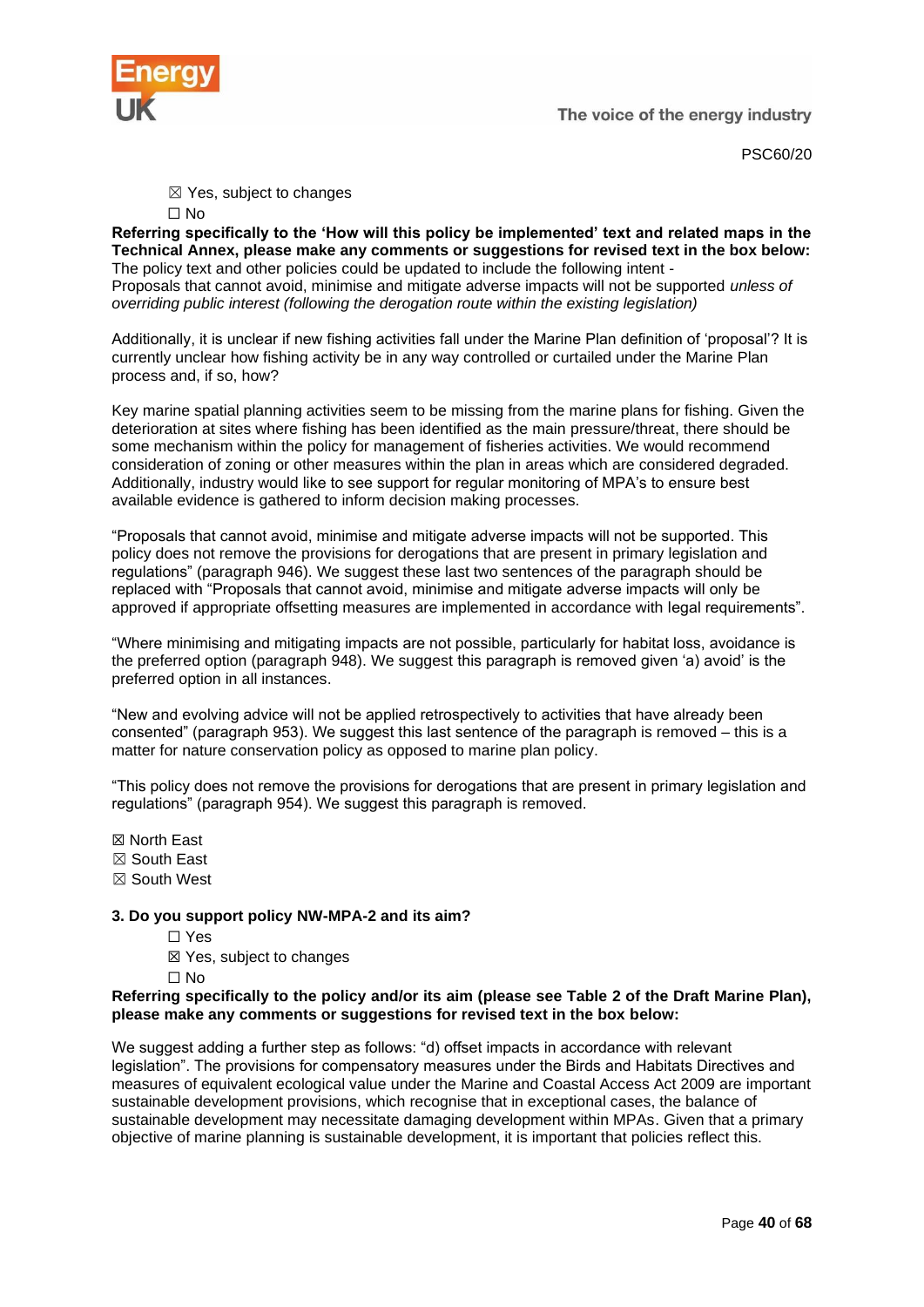☒ Yes, subject to changes
☐ No

**Referring specifically to the 'How will this policy be implemented' text and related maps in the Technical Annex, please make any comments or suggestions for revised text in the box below:**

The policy text and other policies could be updated to include the following intent -
Proposals that cannot avoid, minimise and mitigate adverse impacts will not be supported *unless of overriding public interest (following the derogation route within the existing legislation)*

Additionally, it is unclear if new fishing activities fall under the Marine Plan definition of 'proposal'? It is currently unclear how fishing activity be in any way controlled or curtailed under the Marine Plan process and, if so, how?

Key marine spatial planning activities seem to be missing from the marine plans for fishing. Given the deterioration at sites where fishing has been identified as the main pressure/threat, there should be some mechanism within the policy for management of fisheries activities. We would recommend consideration of zoning or other measures within the plan in areas which are considered degraded. Additionally, industry would like to see support for regular monitoring of MPA's to ensure best available evidence is gathered to inform decision making processes.

"Proposals that cannot avoid, minimise and mitigate adverse impacts will not be supported. This policy does not remove the provisions for derogations that are present in primary legislation and regulations" (paragraph 946). We suggest these last two sentences of the paragraph should be replaced with "Proposals that cannot avoid, minimise and mitigate adverse impacts will only be approved if appropriate offsetting measures are implemented in accordance with legal requirements".

"Where minimising and mitigating impacts are not possible, particularly for habitat loss, avoidance is the preferred option (paragraph 948). We suggest this paragraph is removed given 'a) avoid' is the preferred option in all instances.

"New and evolving advice will not be applied retrospectively to activities that have already been consented" (paragraph 953). We suggest this last sentence of the paragraph is removed – this is a matter for nature conservation policy as opposed to marine plan policy.

"This policy does not remove the provisions for derogations that are present in primary legislation and regulations" (paragraph 954). We suggest this paragraph is removed.

☒ North East
☒ South East
☒ South West

**3. Do you support policy NW-MPA-2 and its aim?**

☐ Yes
☒ Yes, subject to changes
☐ No

**Referring specifically to the policy and/or its aim (please see Table 2 of the Draft Marine Plan), please make any comments or suggestions for revised text in the box below:**

We suggest adding a further step as follows: "d) offset impacts in accordance with relevant legislation". The provisions for compensatory measures under the Birds and Habitats Directives and measures of equivalent ecological value under the Marine and Coastal Access Act 2009 are important sustainable development provisions, which recognise that in exceptional cases, the balance of sustainable development may necessitate damaging development within MPAs. Given that a primary objective of marine planning is sustainable development, it is important that policies reflect this.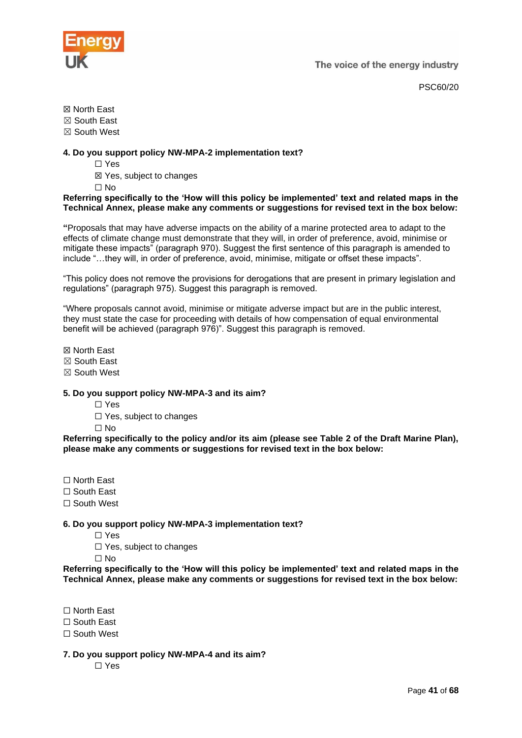☒ North East
☒ South East
☒ South West

**4. Do you support policy NW-MPA-2 implementation text?**

☐ Yes
☒ Yes, subject to changes
☐ No

**Referring specifically to the 'How will this policy be implemented' text and related maps in the Technical Annex, please make any comments or suggestions for revised text in the box below:**

**"**Proposals that may have adverse impacts on the ability of a marine protected area to adapt to the effects of climate change must demonstrate that they will, in order of preference, avoid, minimise or mitigate these impacts" (paragraph 970). Suggest the first sentence of this paragraph is amended to include "…they will, in order of preference, avoid, minimise, mitigate or offset these impacts".

"This policy does not remove the provisions for derogations that are present in primary legislation and regulations" (paragraph 975). Suggest this paragraph is removed.

"Where proposals cannot avoid, minimise or mitigate adverse impact but are in the public interest, they must state the case for proceeding with details of how compensation of equal environmental benefit will be achieved (paragraph 976)". Suggest this paragraph is removed.

☒ North East
☒ South East
☒ South West

**5. Do you support policy NW-MPA-3 and its aim?**

☐ Yes
☐ Yes, subject to changes
☐ No

**Referring specifically to the policy and/or its aim (please see Table 2 of the Draft Marine Plan), please make any comments or suggestions for revised text in the box below:**

☐ North East
☐ South East
☐ South West

**6. Do you support policy NW-MPA-3 implementation text?**

☐ Yes
☐ Yes, subject to changes
☐ No

**Referring specifically to the 'How will this policy be implemented' text and related maps in the Technical Annex, please make any comments or suggestions for revised text in the box below:**

☐ North East
☐ South East
☐ South West

**7. Do you support policy NW-MPA-4 and its aim?**

☐ Yes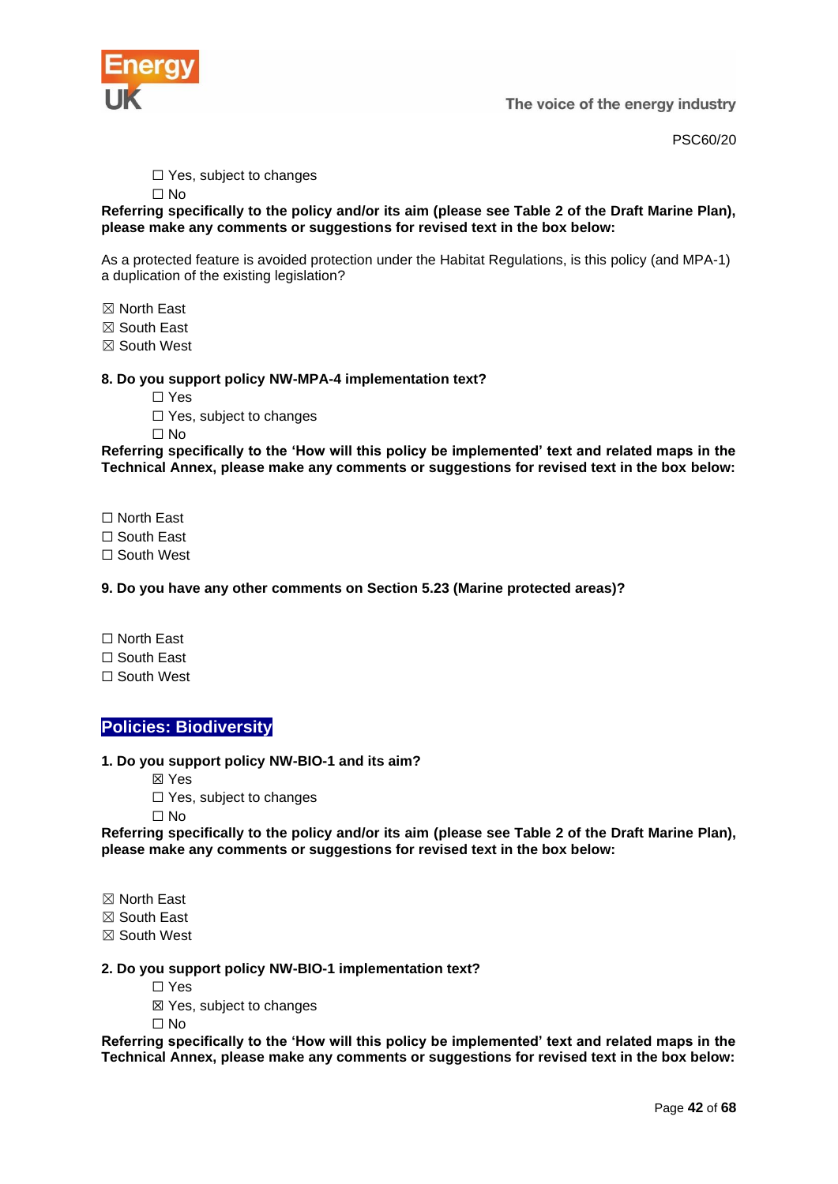☐ Yes, subject to changes
☐ No

**Referring specifically to the policy and/or its aim (please see Table 2 of the Draft Marine Plan), please make any comments or suggestions for revised text in the box below:**

As a protected feature is avoided protection under the Habitat Regulations, is this policy (and MPA-1) a duplication of the existing legislation?

☒ North East
☒ South East
☒ South West

**8. Do you support policy NW-MPA-4 implementation text?**

☐ Yes
☐ Yes, subject to changes
☐ No

**Referring specifically to the 'How will this policy be implemented' text and related maps in the Technical Annex, please make any comments or suggestions for revised text in the box below:**

☐ North East
☐ South East
☐ South West

**9. Do you have any other comments on Section 5.23 (Marine protected areas)?**

☐ North East
☐ South East
☐ South West

## Policies: Biodiversity

**1. Do you support policy NW-BIO-1 and its aim?**

☒ Yes
☐ Yes, subject to changes
☐ No

**Referring specifically to the policy and/or its aim (please see Table 2 of the Draft Marine Plan), please make any comments or suggestions for revised text in the box below:**

☒ North East
☒ South East
☒ South West

**2. Do you support policy NW-BIO-1 implementation text?**

☐ Yes
☒ Yes, subject to changes
☐ No

**Referring specifically to the 'How will this policy be implemented' text and related maps in the Technical Annex, please make any comments or suggestions for revised text in the box below:**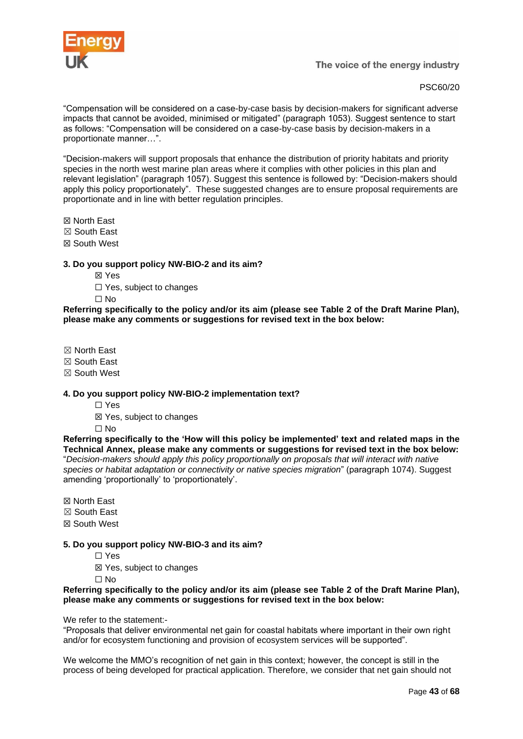"Compensation will be considered on a case-by-case basis by decision-makers for significant adverse impacts that cannot be avoided, minimised or mitigated" (paragraph 1053). Suggest sentence to start as follows: "Compensation will be considered on a case-by-case basis by decision-makers in a proportionate manner…".

"Decision-makers will support proposals that enhance the distribution of priority habitats and priority species in the north west marine plan areas where it complies with other policies in this plan and relevant legislation" (paragraph 1057). Suggest this sentence is followed by: "Decision-makers should apply this policy proportionately". These suggested changes are to ensure proposal requirements are proportionate and in line with better regulation principles.

☒ North East
☒ South East
☒ South West

**3. Do you support policy NW-BIO-2 and its aim?**

☒ Yes
☐ Yes, subject to changes
☐ No

**Referring specifically to the policy and/or its aim (please see Table 2 of the Draft Marine Plan), please make any comments or suggestions for revised text in the box below:**

☒ North East
☒ South East
☒ South West

**4. Do you support policy NW-BIO-2 implementation text?**

☐ Yes
☒ Yes, subject to changes
☐ No

**Referring specifically to the 'How will this policy be implemented' text and related maps in the Technical Annex, please make any comments or suggestions for revised text in the box below:**

"*Decision-makers should apply this policy proportionally on proposals that will interact with native species or habitat adaptation or connectivity or native species migration*" (paragraph 1074). Suggest amending 'proportionally' to 'proportionately'.

☒ North East
☒ South East
☒ South West

**5. Do you support policy NW-BIO-3 and its aim?**

☐ Yes
☒ Yes, subject to changes
☐ No

**Referring specifically to the policy and/or its aim (please see Table 2 of the Draft Marine Plan), please make any comments or suggestions for revised text in the box below:**

We refer to the statement:-
"Proposals that deliver environmental net gain for coastal habitats where important in their own right and/or for ecosystem functioning and provision of ecosystem services will be supported".

We welcome the MMO's recognition of net gain in this context; however, the concept is still in the process of being developed for practical application. Therefore, we consider that net gain should not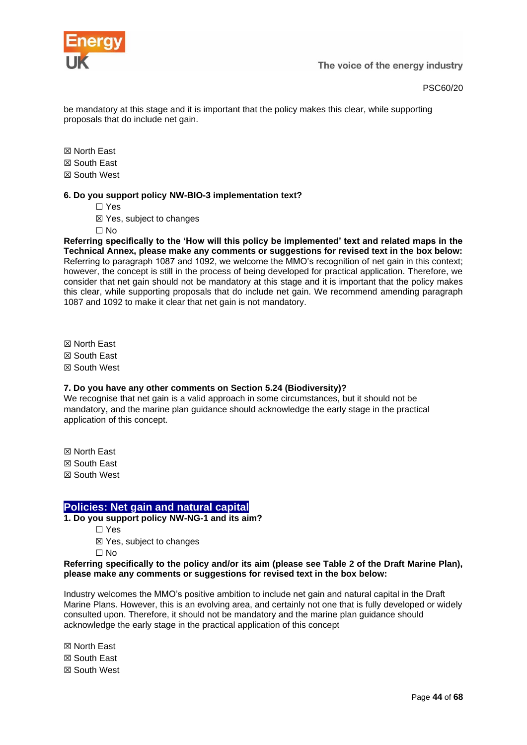be mandatory at this stage and it is important that the policy makes this clear, while supporting proposals that do include net gain.

☒ North East
☒ South East
☒ South West

**6. Do you support policy NW-BIO-3 implementation text?**

☐ Yes
☒ Yes, subject to changes
☐ No

**Referring specifically to the 'How will this policy be implemented' text and related maps in the Technical Annex, please make any comments or suggestions for revised text in the box below:**
Referring to paragraph 1087 and 1092, we welcome the MMO's recognition of net gain in this context; however, the concept is still in the process of being developed for practical application. Therefore, we consider that net gain should not be mandatory at this stage and it is important that the policy makes this clear, while supporting proposals that do include net gain. We recommend amending paragraph 1087 and 1092 to make it clear that net gain is not mandatory.

☒ North East
☒ South East
☒ South West

**7. Do you have any other comments on Section 5.24 (Biodiversity)?**
We recognise that net gain is a valid approach in some circumstances, but it should not be mandatory, and the marine plan guidance should acknowledge the early stage in the practical application of this concept.

☒ North East
☒ South East
☒ South West

## Policies: Net gain and natural capital

**1. Do you support policy NW-NG-1 and its aim?**

☐ Yes
☒ Yes, subject to changes
☐ No

**Referring specifically to the policy and/or its aim (please see Table 2 of the Draft Marine Plan), please make any comments or suggestions for revised text in the box below:**

Industry welcomes the MMO's positive ambition to include net gain and natural capital in the Draft Marine Plans. However, this is an evolving area, and certainly not one that is fully developed or widely consulted upon. Therefore, it should not be mandatory and the marine plan guidance should acknowledge the early stage in the practical application of this concept

☒ North East
☒ South East
☒ South West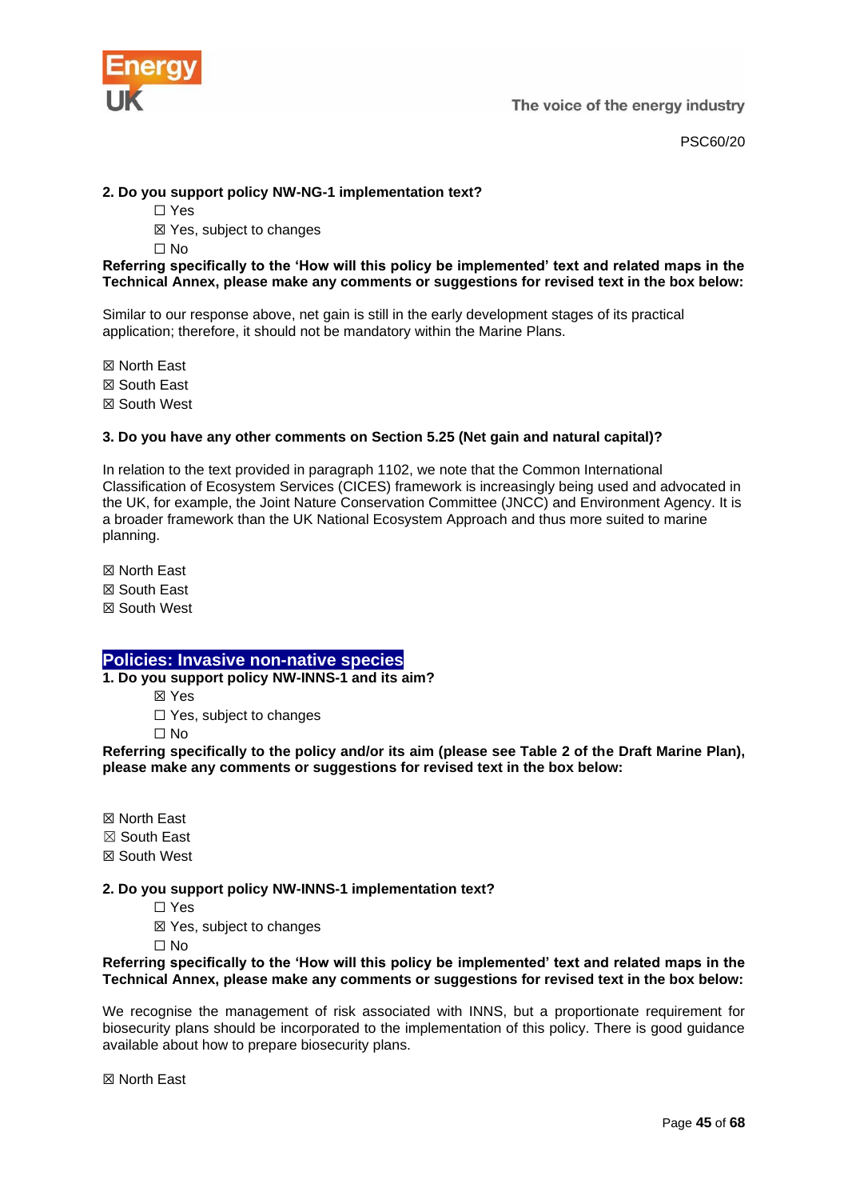**2. Do you support policy NW-NG-1 implementation text?**

☐ Yes

☒ Yes, subject to changes

☐ No

**Referring specifically to the 'How will this policy be implemented' text and related maps in the Technical Annex, please make any comments or suggestions for revised text in the box below:**

Similar to our response above, net gain is still in the early development stages of its practical application; therefore, it should not be mandatory within the Marine Plans.

☒ North East
☒ South East
☒ South West

**3. Do you have any other comments on Section 5.25 (Net gain and natural capital)?**

In relation to the text provided in paragraph 1102, we note that the Common International Classification of Ecosystem Services (CICES) framework is increasingly being used and advocated in the UK, for example, the Joint Nature Conservation Committee (JNCC) and Environment Agency. It is a broader framework than the UK National Ecosystem Approach and thus more suited to marine planning.

☒ North East
☒ South East
☒ South West

## Policies: Invasive non-native species

**1. Do you support policy NW-INNS-1 and its aim?**

☒ Yes

☐ Yes, subject to changes

☐ No

**Referring specifically to the policy and/or its aim (please see Table 2 of the Draft Marine Plan), please make any comments or suggestions for revised text in the box below:**

☒ North East
☒ South East
☒ South West

**2. Do you support policy NW-INNS-1 implementation text?**

☐ Yes

☒ Yes, subject to changes

☐ No

**Referring specifically to the 'How will this policy be implemented' text and related maps in the Technical Annex, please make any comments or suggestions for revised text in the box below:**

We recognise the management of risk associated with INNS, but a proportionate requirement for biosecurity plans should be incorporated to the implementation of this policy. There is good guidance available about how to prepare biosecurity plans.

☒ North East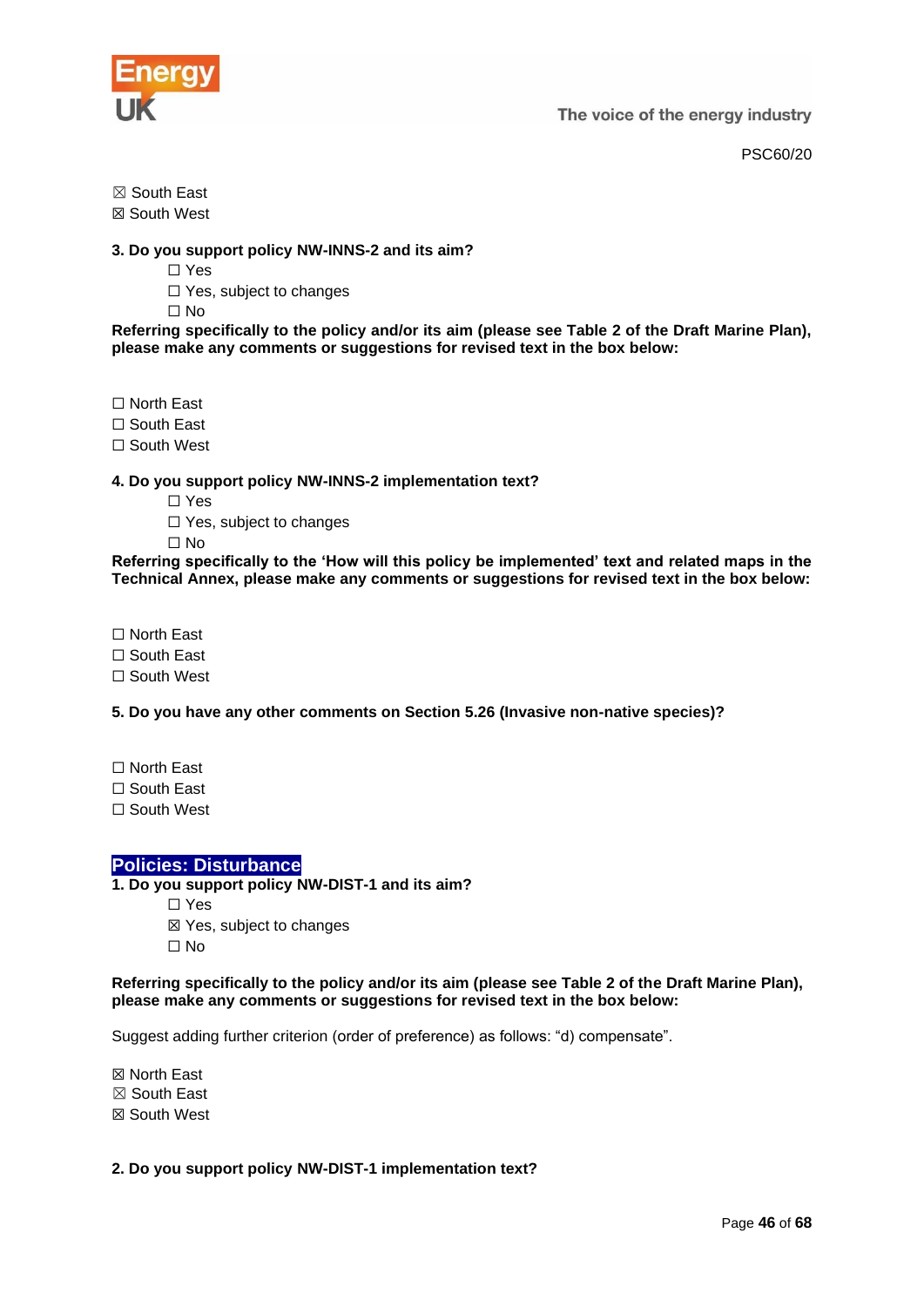☒ South East
☒ South West

**3. Do you support policy NW-INNS-2 and its aim?**

☐ Yes
☐ Yes, subject to changes
☐ No

**Referring specifically to the policy and/or its aim (please see Table 2 of the Draft Marine Plan), please make any comments or suggestions for revised text in the box below:**

☐ North East
☐ South East
☐ South West

**4. Do you support policy NW-INNS-2 implementation text?**

☐ Yes
☐ Yes, subject to changes
☐ No

**Referring specifically to the 'How will this policy be implemented' text and related maps in the Technical Annex, please make any comments or suggestions for revised text in the box below:**

☐ North East
☐ South East
☐ South West

**5. Do you have any other comments on Section 5.26 (Invasive non-native species)?**

☐ North East
☐ South East
☐ South West

## Policies: Disturbance

**1. Do you support policy NW-DIST-1 and its aim?**

☐ Yes
☒ Yes, subject to changes
☐ No

**Referring specifically to the policy and/or its aim (please see Table 2 of the Draft Marine Plan), please make any comments or suggestions for revised text in the box below:**

Suggest adding further criterion (order of preference) as follows: "d) compensate".

☒ North East
☒ South East
☒ South West

**2. Do you support policy NW-DIST-1 implementation text?**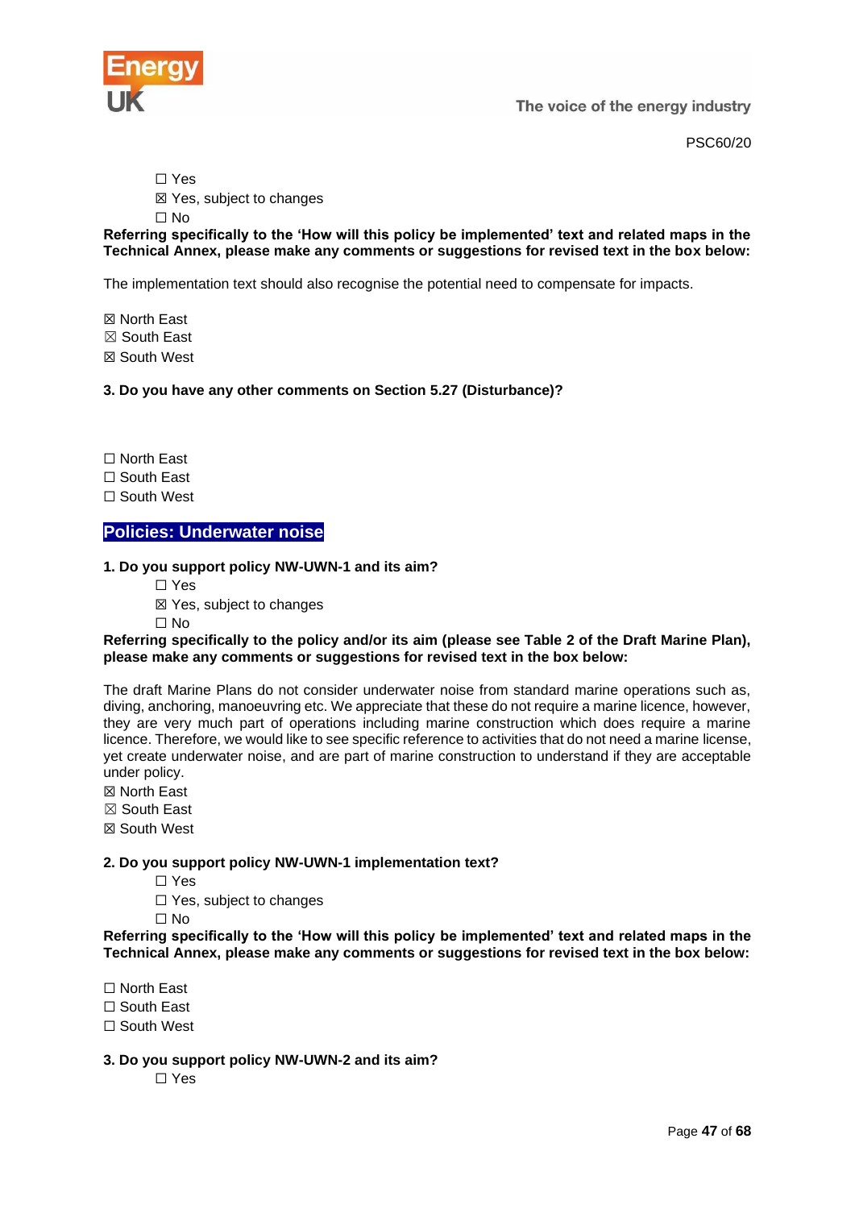☐ Yes
☒ Yes, subject to changes
☐ No

**Referring specifically to the 'How will this policy be implemented' text and related maps in the Technical Annex, please make any comments or suggestions for revised text in the box below:**

The implementation text should also recognise the potential need to compensate for impacts.

☒ North East
☒ South East
☒ South West

**3. Do you have any other comments on Section 5.27 (Disturbance)?**

☐ North East
☐ South East
☐ South West

## Policies: Underwater noise

**1. Do you support policy NW-UWN-1 and its aim?**

☐ Yes
☒ Yes, subject to changes
☐ No

**Referring specifically to the policy and/or its aim (please see Table 2 of the Draft Marine Plan), please make any comments or suggestions for revised text in the box below:**

The draft Marine Plans do not consider underwater noise from standard marine operations such as, diving, anchoring, manoeuvring etc. We appreciate that these do not require a marine licence, however, they are very much part of operations including marine construction which does require a marine licence. Therefore, we would like to see specific reference to activities that do not need a marine license, yet create underwater noise, and are part of marine construction to understand if they are acceptable under policy.

☒ North East
☒ South East
☒ South West

**2. Do you support policy NW-UWN-1 implementation text?**

☐ Yes
☐ Yes, subject to changes
☐ No

**Referring specifically to the 'How will this policy be implemented' text and related maps in the Technical Annex, please make any comments or suggestions for revised text in the box below:**

☐ North East
☐ South East
☐ South West

**3. Do you support policy NW-UWN-2 and its aim?**

☐ Yes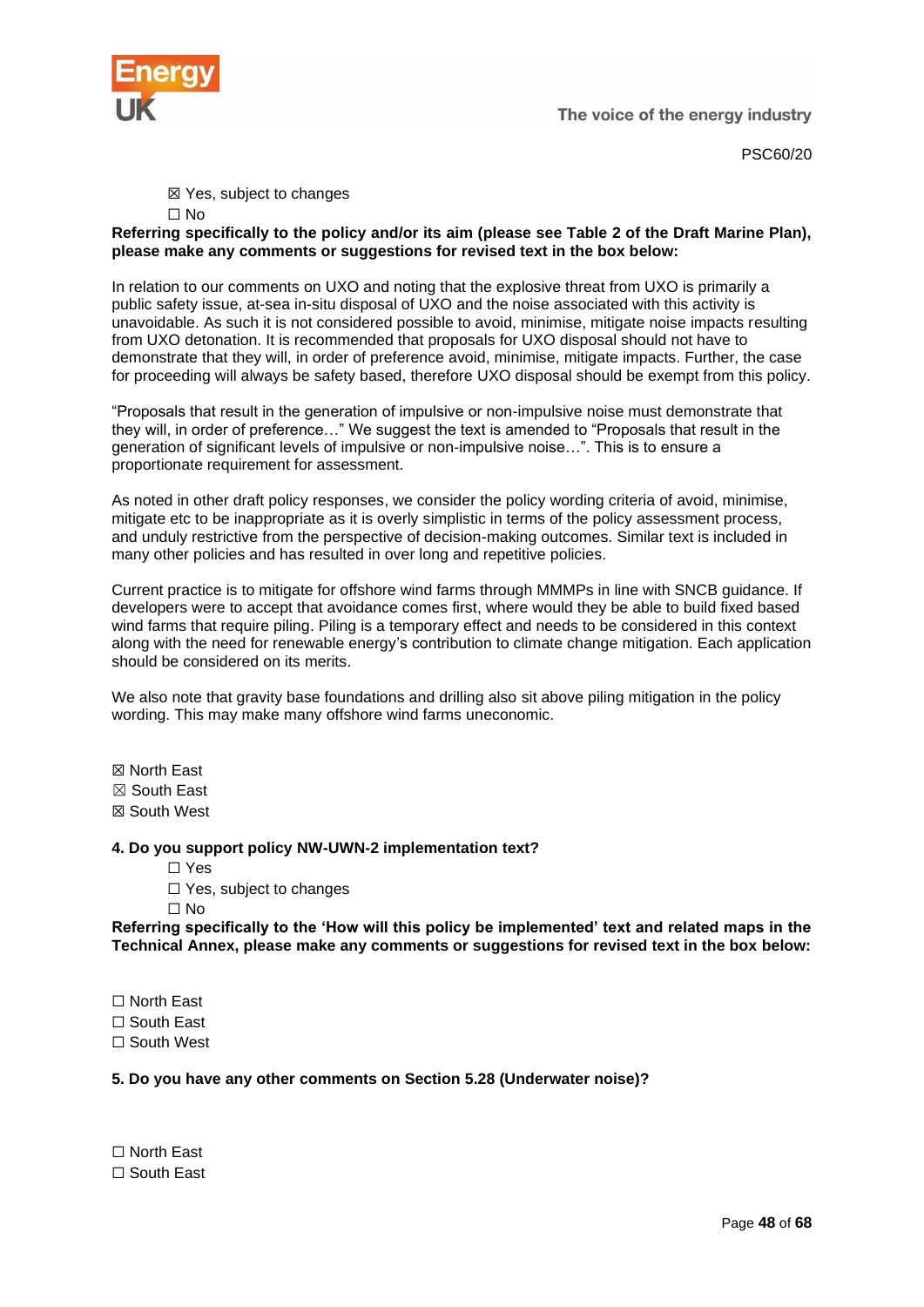☒ Yes, subject to changes

☐ No

**Referring specifically to the policy and/or its aim (please see Table 2 of the Draft Marine Plan), please make any comments or suggestions for revised text in the box below:**

In relation to our comments on UXO and noting that the explosive threat from UXO is primarily a public safety issue, at-sea in-situ disposal of UXO and the noise associated with this activity is unavoidable. As such it is not considered possible to avoid, minimise, mitigate noise impacts resulting from UXO detonation. It is recommended that proposals for UXO disposal should not have to demonstrate that they will, in order of preference avoid, minimise, mitigate impacts. Further, the case for proceeding will always be safety based, therefore UXO disposal should be exempt from this policy.

"Proposals that result in the generation of impulsive or non-impulsive noise must demonstrate that they will, in order of preference…" We suggest the text is amended to "Proposals that result in the generation of significant levels of impulsive or non-impulsive noise…". This is to ensure a proportionate requirement for assessment.

As noted in other draft policy responses, we consider the policy wording criteria of avoid, minimise, mitigate etc to be inappropriate as it is overly simplistic in terms of the policy assessment process, and unduly restrictive from the perspective of decision-making outcomes. Similar text is included in many other policies and has resulted in over long and repetitive policies.

Current practice is to mitigate for offshore wind farms through MMMPs in line with SNCB guidance. If developers were to accept that avoidance comes first, where would they be able to build fixed based wind farms that require piling. Piling is a temporary effect and needs to be considered in this context along with the need for renewable energy's contribution to climate change mitigation. Each application should be considered on its merits.

We also note that gravity base foundations and drilling also sit above piling mitigation in the policy wording. This may make many offshore wind farms uneconomic.

☒ North East

☒ South East

☒ South West

**4. Do you support policy NW-UWN-2 implementation text?**

☐ Yes

☐ Yes, subject to changes

☐ No

**Referring specifically to the 'How will this policy be implemented' text and related maps in the Technical Annex, please make any comments or suggestions for revised text in the box below:**

☐ North East

☐ South East

☐ South West

**5. Do you have any other comments on Section 5.28 (Underwater noise)?**

☐ North East

☐ South East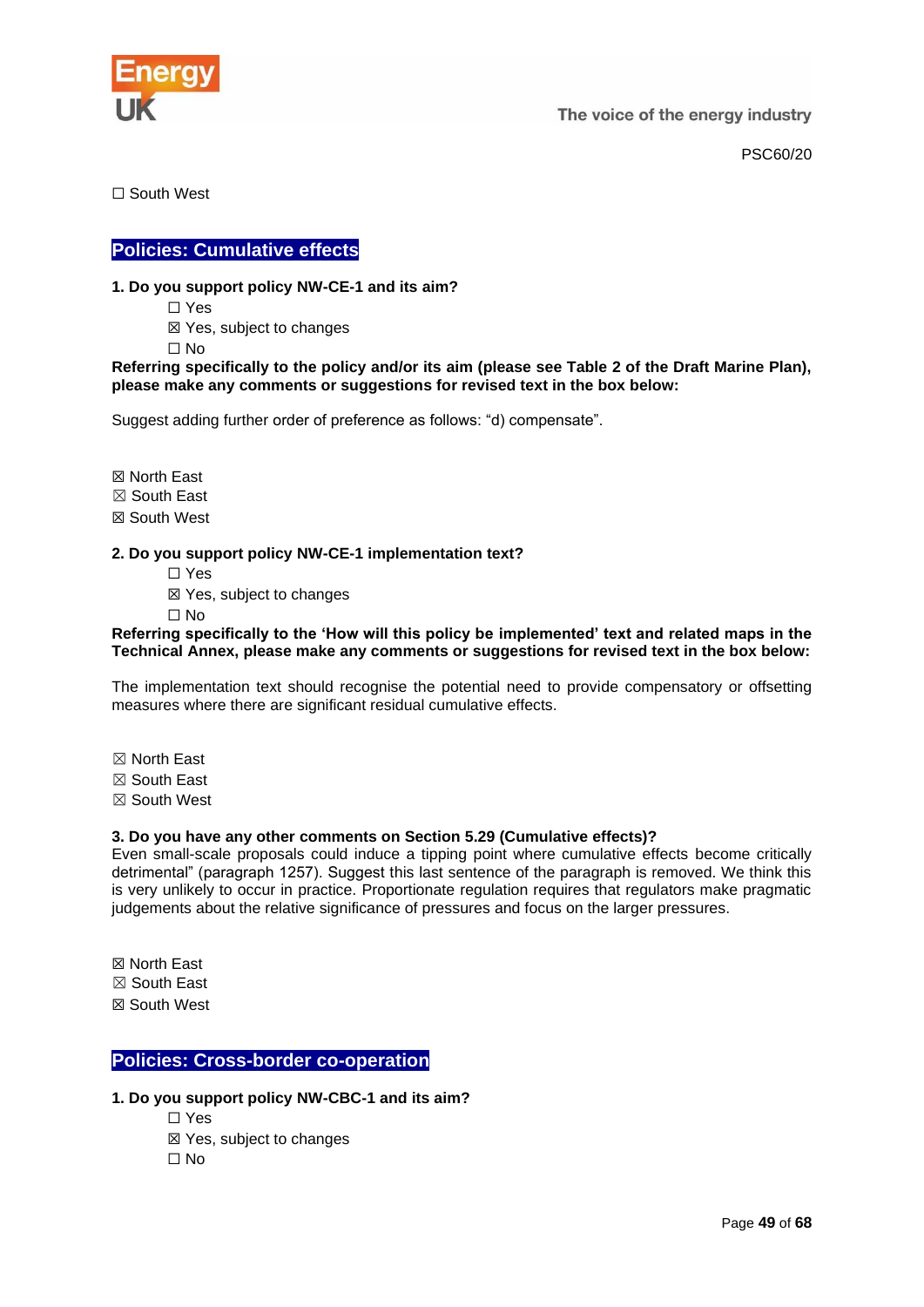☐ South West

## Policies: Cumulative effects

**1. Do you support policy NW-CE-1 and its aim?**

☐ Yes
☒ Yes, subject to changes
☐ No

**Referring specifically to the policy and/or its aim (please see Table 2 of the Draft Marine Plan), please make any comments or suggestions for revised text in the box below:**

Suggest adding further order of preference as follows: "d) compensate".

☒ North East
☒ South East
☒ South West

**2. Do you support policy NW-CE-1 implementation text?**

☐ Yes
☒ Yes, subject to changes
☐ No

**Referring specifically to the 'How will this policy be implemented' text and related maps in the Technical Annex, please make any comments or suggestions for revised text in the box below:**

The implementation text should recognise the potential need to provide compensatory or offsetting measures where there are significant residual cumulative effects.

☒ North East
☒ South East
☒ South West

**3. Do you have any other comments on Section 5.29 (Cumulative effects)?**

Even small-scale proposals could induce a tipping point where cumulative effects become critically detrimental" (paragraph 1257). Suggest this last sentence of the paragraph is removed. We think this is very unlikely to occur in practice. Proportionate regulation requires that regulators make pragmatic judgements about the relative significance of pressures and focus on the larger pressures.

☒ North East
☒ South East
☒ South West

## Policies: Cross-border co-operation

**1. Do you support policy NW-CBC-1 and its aim?**

☐ Yes
☒ Yes, subject to changes
☐ No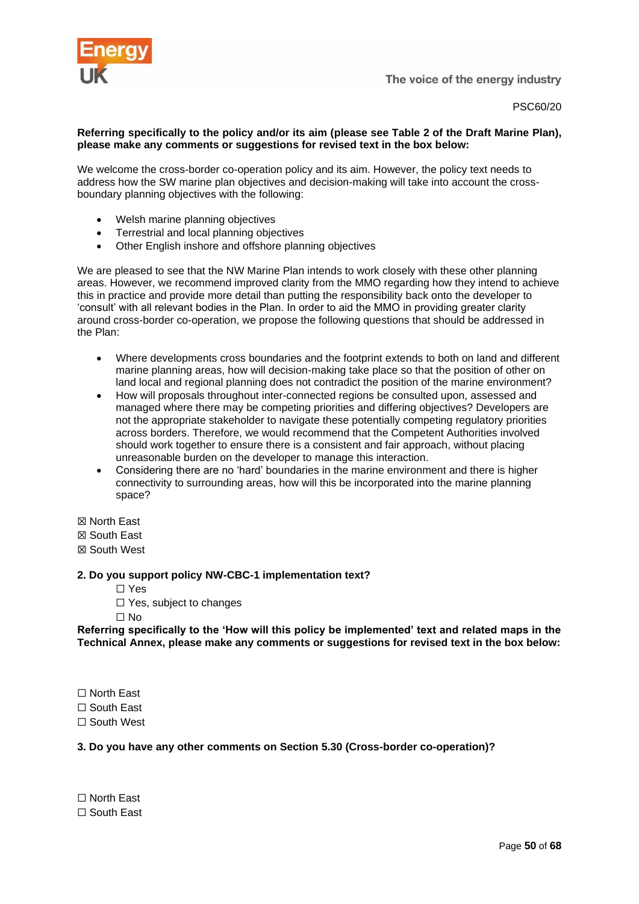PSC60/20

**Referring specifically to the policy and/or its aim (please see Table 2 of the Draft Marine Plan), please make any comments or suggestions for revised text in the box below:**

We welcome the cross-border co-operation policy and its aim. However, the policy text needs to address how the SW marine plan objectives and decision-making will take into account the cross-boundary planning objectives with the following:

- Welsh marine planning objectives
- Terrestrial and local planning objectives
- Other English inshore and offshore planning objectives

We are pleased to see that the NW Marine Plan intends to work closely with these other planning areas. However, we recommend improved clarity from the MMO regarding how they intend to achieve this in practice and provide more detail than putting the responsibility back onto the developer to 'consult' with all relevant bodies in the Plan. In order to aid the MMO in providing greater clarity around cross-border co-operation, we propose the following questions that should be addressed in the Plan:

- Where developments cross boundaries and the footprint extends to both on land and different marine planning areas, how will decision-making take place so that the position of other on land local and regional planning does not contradict the position of the marine environment?
- How will proposals throughout inter-connected regions be consulted upon, assessed and managed where there may be competing priorities and differing objectives? Developers are not the appropriate stakeholder to navigate these potentially competing regulatory priorities across borders. Therefore, we would recommend that the Competent Authorities involved should work together to ensure there is a consistent and fair approach, without placing unreasonable burden on the developer to manage this interaction.
- Considering there are no 'hard' boundaries in the marine environment and there is higher connectivity to surrounding areas, how will this be incorporated into the marine planning space?

☒ North East
☒ South East
☒ South West

**2. Do you support policy NW-CBC-1 implementation text?**

☐ Yes
☐ Yes, subject to changes
☐ No

**Referring specifically to the 'How will this policy be implemented' text and related maps in the Technical Annex, please make any comments or suggestions for revised text in the box below:**

☐ North East
☐ South East
☐ South West

**3. Do you have any other comments on Section 5.30 (Cross-border co-operation)?**

☐ North East
☐ South East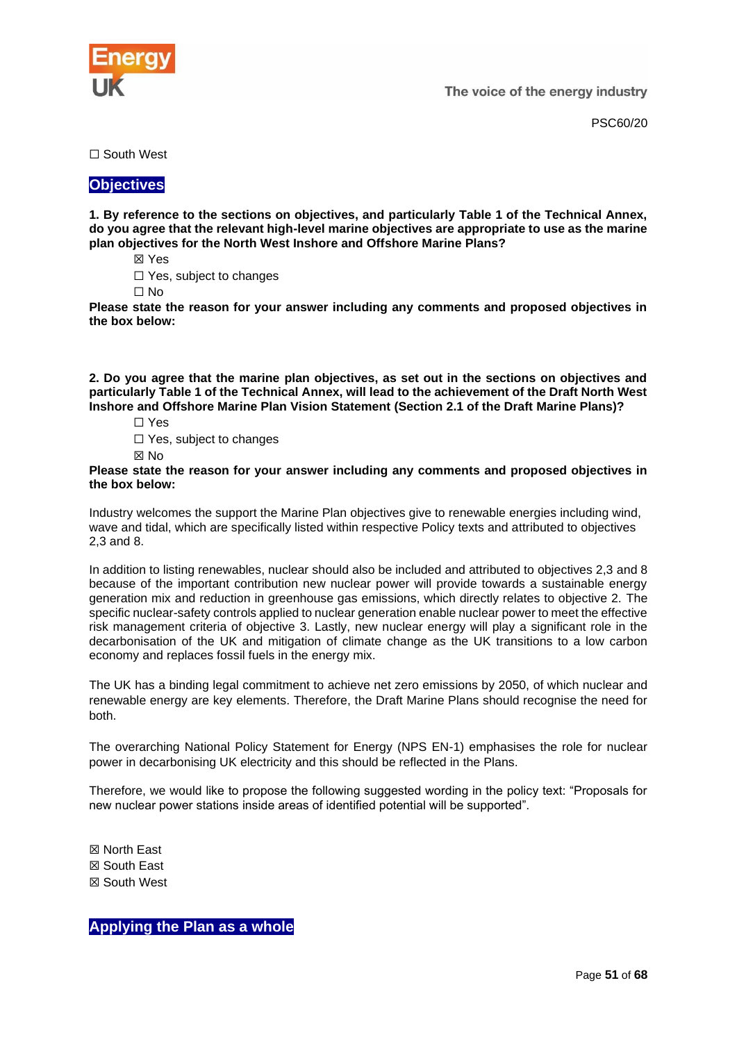☐ South West

## Objectives

**1. By reference to the sections on objectives, and particularly Table 1 of the Technical Annex, do you agree that the relevant high-level marine objectives are appropriate to use as the marine plan objectives for the North West Inshore and Offshore Marine Plans?**

☒ Yes

☐ Yes, subject to changes

☐ No

**Please state the reason for your answer including any comments and proposed objectives in the box below:**

**2. Do you agree that the marine plan objectives, as set out in the sections on objectives and particularly Table 1 of the Technical Annex, will lead to the achievement of the Draft North West Inshore and Offshore Marine Plan Vision Statement (Section 2.1 of the Draft Marine Plans)?**

☐ Yes

☐ Yes, subject to changes

☒ No

**Please state the reason for your answer including any comments and proposed objectives in the box below:**

Industry welcomes the support the Marine Plan objectives give to renewable energies including wind, wave and tidal, which are specifically listed within respective Policy texts and attributed to objectives 2,3 and 8.

In addition to listing renewables, nuclear should also be included and attributed to objectives 2,3 and 8 because of the important contribution new nuclear power will provide towards a sustainable energy generation mix and reduction in greenhouse gas emissions, which directly relates to objective 2. The specific nuclear-safety controls applied to nuclear generation enable nuclear power to meet the effective risk management criteria of objective 3. Lastly, new nuclear energy will play a significant role in the decarbonisation of the UK and mitigation of climate change as the UK transitions to a low carbon economy and replaces fossil fuels in the energy mix.

The UK has a binding legal commitment to achieve net zero emissions by 2050, of which nuclear and renewable energy are key elements. Therefore, the Draft Marine Plans should recognise the need for both.

The overarching National Policy Statement for Energy (NPS EN-1) emphasises the role for nuclear power in decarbonising UK electricity and this should be reflected in the Plans.

Therefore, we would like to propose the following suggested wording in the policy text: "Proposals for new nuclear power stations inside areas of identified potential will be supported".

☒ North East

☒ South East

☒ South West

## Applying the Plan as a whole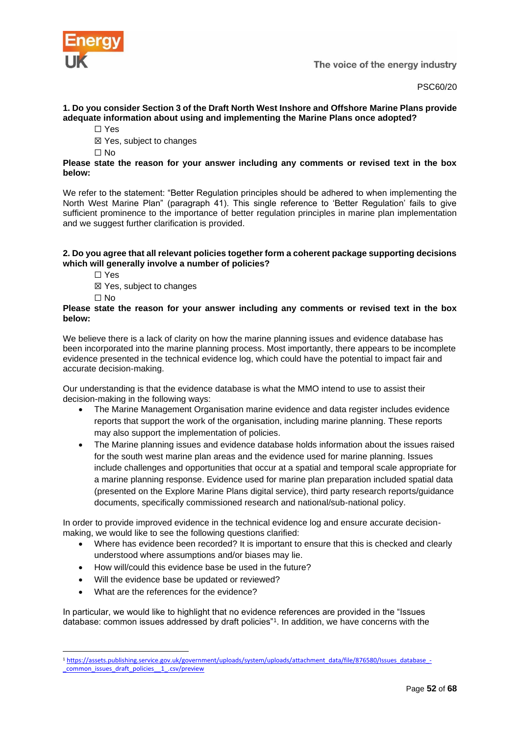PSC60/20

**1. Do you consider Section 3 of the Draft North West Inshore and Offshore Marine Plans provide adequate information about using and implementing the Marine Plans once adopted?**

☐ Yes

☒ Yes, subject to changes

☐ No

**Please state the reason for your answer including any comments or revised text in the box below:**

We refer to the statement: "Better Regulation principles should be adhered to when implementing the North West Marine Plan" (paragraph 41). This single reference to 'Better Regulation' fails to give sufficient prominence to the importance of better regulation principles in marine plan implementation and we suggest further clarification is provided.

**2. Do you agree that all relevant policies together form a coherent package supporting decisions which will generally involve a number of policies?**

☐ Yes

☒ Yes, subject to changes

☐ No

**Please state the reason for your answer including any comments or revised text in the box below:**

We believe there is a lack of clarity on how the marine planning issues and evidence database has been incorporated into the marine planning process. Most importantly, there appears to be incomplete evidence presented in the technical evidence log, which could have the potential to impact fair and accurate decision-making.

Our understanding is that the evidence database is what the MMO intend to use to assist their decision-making in the following ways:

- The Marine Management Organisation marine evidence and data register includes evidence reports that support the work of the organisation, including marine planning. These reports may also support the implementation of policies.
- The Marine planning issues and evidence database holds information about the issues raised for the south west marine plan areas and the evidence used for marine planning. Issues include challenges and opportunities that occur at a spatial and temporal scale appropriate for a marine planning response. Evidence used for marine plan preparation included spatial data (presented on the Explore Marine Plans digital service), third party research reports/guidance documents, specifically commissioned research and national/sub-national policy.

In order to provide improved evidence in the technical evidence log and ensure accurate decision-making, we would like to see the following questions clarified:

- Where has evidence been recorded? It is important to ensure that this is checked and clearly understood where assumptions and/or biases may lie.
- How will/could this evidence base be used in the future?
- Will the evidence base be updated or reviewed?
- What are the references for the evidence?

In particular, we would like to highlight that no evidence references are provided in the "Issues database: common issues addressed by draft policies"[1]. In addition, we have concerns with the

[1] https://assets.publishing.service.gov.uk/government/uploads/system/uploads/attachment_data/file/876580/Issues_database_-_common_issues_draft_policies__1_.csv/preview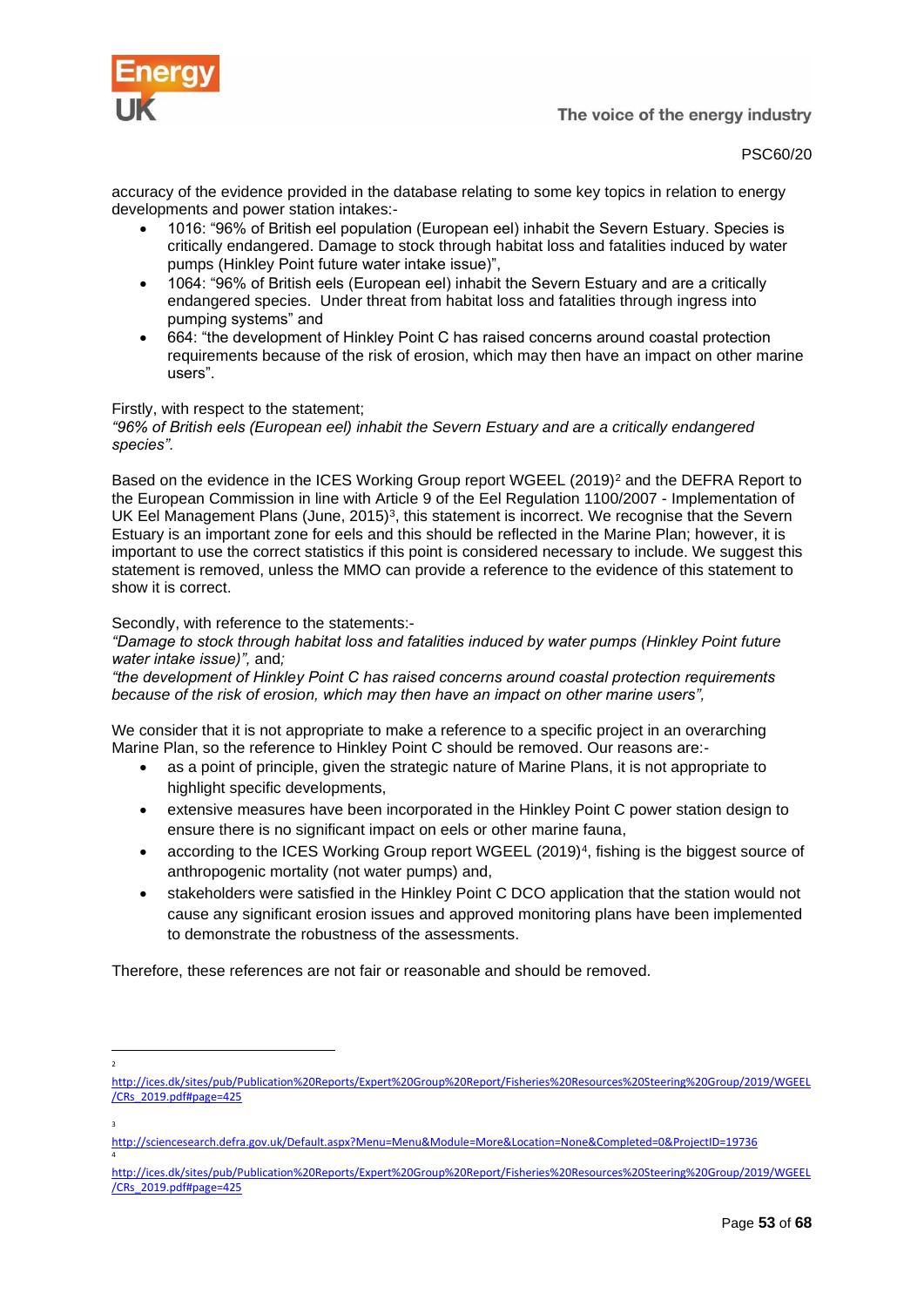accuracy of the evidence provided in the database relating to some key topics in relation to energy developments and power station intakes:-

- 1016: "96% of British eel population (European eel) inhabit the Severn Estuary. Species is critically endangered. Damage to stock through habitat loss and fatalities induced by water pumps (Hinkley Point future water intake issue)",
- 1064: "96% of British eels (European eel) inhabit the Severn Estuary and are a critically endangered species. Under threat from habitat loss and fatalities through ingress into pumping systems" and
- 664: "the development of Hinkley Point C has raised concerns around coastal protection requirements because of the risk of erosion, which may then have an impact on other marine users".

Firstly, with respect to the statement;
*"96% of British eels (European eel) inhabit the Severn Estuary and are a critically endangered species".*

Based on the evidence in the ICES Working Group report WGEEL (2019)[2] and the DEFRA Report to the European Commission in line with Article 9 of the Eel Regulation 1100/2007 - Implementation of UK Eel Management Plans (June, 2015)[3], this statement is incorrect. We recognise that the Severn Estuary is an important zone for eels and this should be reflected in the Marine Plan; however, it is important to use the correct statistics if this point is considered necessary to include. We suggest this statement is removed, unless the MMO can provide a reference to the evidence of this statement to show it is correct.

Secondly, with reference to the statements:-
*"Damage to stock through habitat loss and fatalities induced by water pumps (Hinkley Point future water intake issue)",* and*;*
*"the development of Hinkley Point C has raised concerns around coastal protection requirements because of the risk of erosion, which may then have an impact on other marine users",*

We consider that it is not appropriate to make a reference to a specific project in an overarching Marine Plan, so the reference to Hinkley Point C should be removed. Our reasons are:-

- as a point of principle, given the strategic nature of Marine Plans, it is not appropriate to highlight specific developments,
- extensive measures have been incorporated in the Hinkley Point C power station design to ensure there is no significant impact on eels or other marine fauna,
- according to the ICES Working Group report WGEEL (2019)[4], fishing is the biggest source of anthropogenic mortality (not water pumps) and,
- stakeholders were satisfied in the Hinkley Point C DCO application that the station would not cause any significant erosion issues and approved monitoring plans have been implemented to demonstrate the robustness of the assessments.

Therefore, these references are not fair or reasonable and should be removed.

---

[2] http://ices.dk/sites/pub/Publication%20Reports/Expert%20Group%20Report/Fisheries%20Resources%20Steering%20Group/2019/WGEEL/CRs_2019.pdf#page=425

[3] http://sciencesearch.defra.gov.uk/Default.aspx?Menu=Menu&Module=More&Location=None&Completed=0&ProjectID=19736

[4] http://ices.dk/sites/pub/Publication%20Reports/Expert%20Group%20Report/Fisheries%20Resources%20Steering%20Group/2019/WGEEL/CRs_2019.pdf#page=425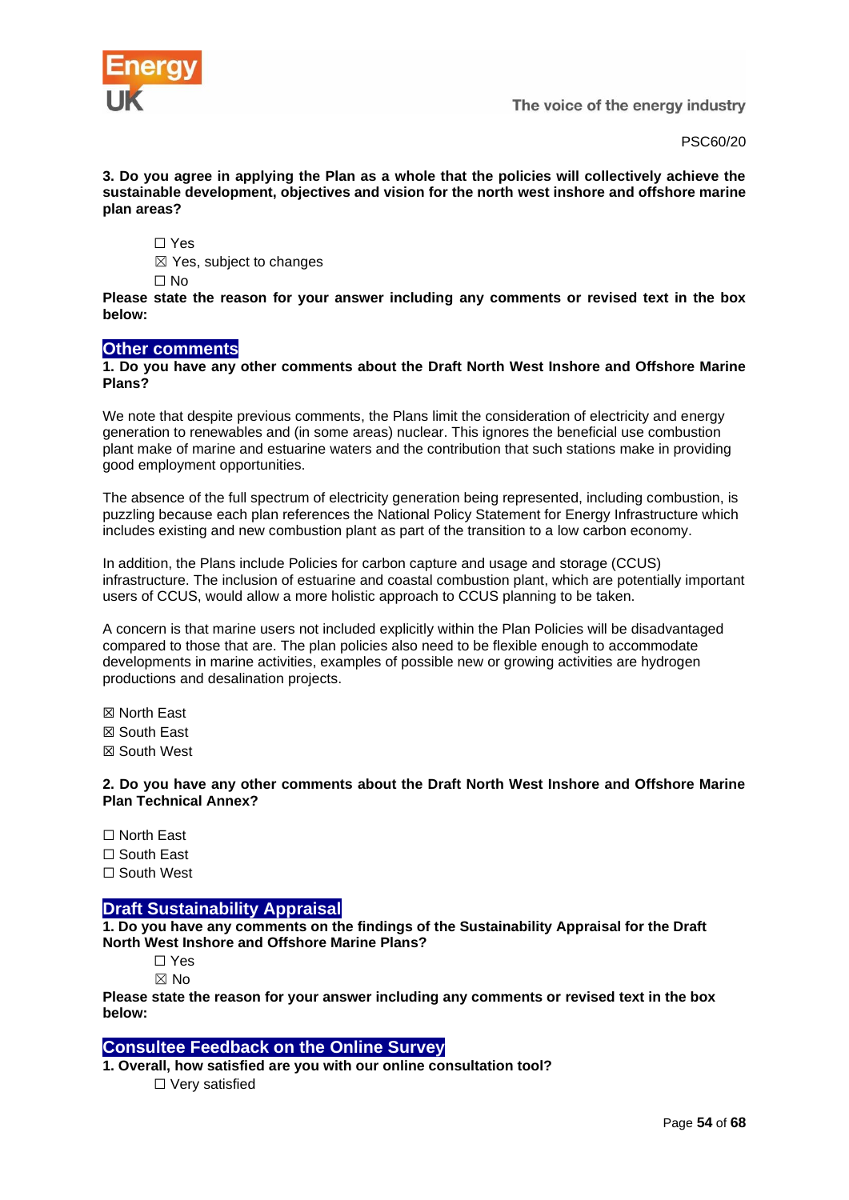PSC60/20

**3. Do you agree in applying the Plan as a whole that the policies will collectively achieve the sustainable development, objectives and vision for the north west inshore and offshore marine plan areas?**

☐ Yes
☒ Yes, subject to changes
☐ No

**Please state the reason for your answer including any comments or revised text in the box below:**

## Other comments

**1. Do you have any other comments about the Draft North West Inshore and Offshore Marine Plans?**

We note that despite previous comments, the Plans limit the consideration of electricity and energy generation to renewables and (in some areas) nuclear. This ignores the beneficial use combustion plant make of marine and estuarine waters and the contribution that such stations make in providing good employment opportunities.

The absence of the full spectrum of electricity generation being represented, including combustion, is puzzling because each plan references the National Policy Statement for Energy Infrastructure which includes existing and new combustion plant as part of the transition to a low carbon economy.

In addition, the Plans include Policies for carbon capture and usage and storage (CCUS) infrastructure. The inclusion of estuarine and coastal combustion plant, which are potentially important users of CCUS, would allow a more holistic approach to CCUS planning to be taken.

A concern is that marine users not included explicitly within the Plan Policies will be disadvantaged compared to those that are. The plan policies also need to be flexible enough to accommodate developments in marine activities, examples of possible new or growing activities are hydrogen productions and desalination projects.

☒ North East
☒ South East
☒ South West

**2. Do you have any other comments about the Draft North West Inshore and Offshore Marine Plan Technical Annex?**

☐ North East
☐ South East
☐ South West

## Draft Sustainability Appraisal

**1. Do you have any comments on the findings of the Sustainability Appraisal for the Draft North West Inshore and Offshore Marine Plans?**

☐ Yes
☒ No

**Please state the reason for your answer including any comments or revised text in the box below:**

## Consultee Feedback on the Online Survey

**1. Overall, how satisfied are you with our online consultation tool?**

☐ Very satisfied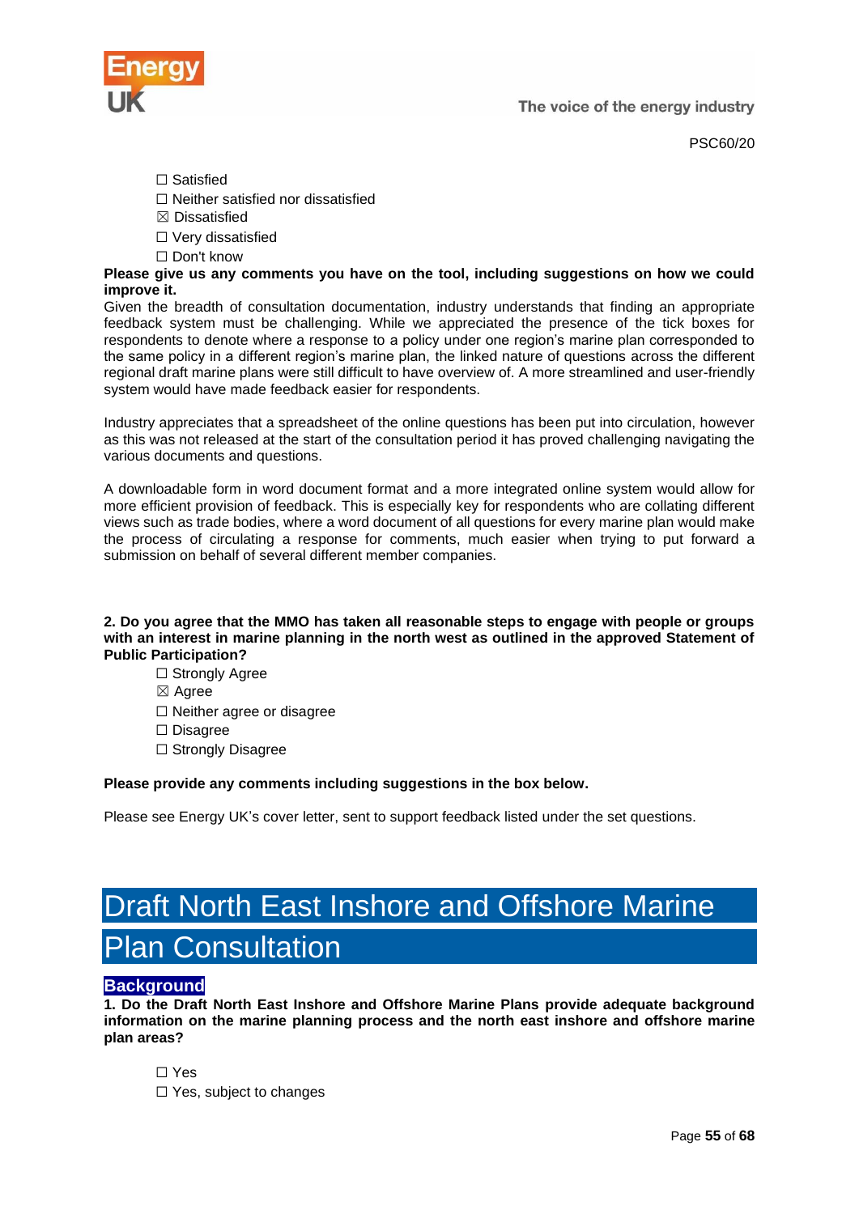☐ Satisfied
☐ Neither satisfied nor dissatisfied
☒ Dissatisfied
☐ Very dissatisfied
☐ Don't know

**Please give us any comments you have on the tool, including suggestions on how we could improve it.**

Given the breadth of consultation documentation, industry understands that finding an appropriate feedback system must be challenging. While we appreciated the presence of the tick boxes for respondents to denote where a response to a policy under one region's marine plan corresponded to the same policy in a different region's marine plan, the linked nature of questions across the different regional draft marine plans were still difficult to have overview of. A more streamlined and user-friendly system would have made feedback easier for respondents.

Industry appreciates that a spreadsheet of the online questions has been put into circulation, however as this was not released at the start of the consultation period it has proved challenging navigating the various documents and questions.

A downloadable form in word document format and a more integrated online system would allow for more efficient provision of feedback. This is especially key for respondents who are collating different views such as trade bodies, where a word document of all questions for every marine plan would make the process of circulating a response for comments, much easier when trying to put forward a submission on behalf of several different member companies.

**2. Do you agree that the MMO has taken all reasonable steps to engage with people or groups with an interest in marine planning in the north west as outlined in the approved Statement of Public Participation?**

☐ Strongly Agree
☒ Agree
☐ Neither agree or disagree
☐ Disagree
☐ Strongly Disagree

**Please provide any comments including suggestions in the box below.**

Please see Energy UK's cover letter, sent to support feedback listed under the set questions.

# Draft North East Inshore and Offshore Marine Plan Consultation

## Background

**1. Do the Draft North East Inshore and Offshore Marine Plans provide adequate background information on the marine planning process and the north east inshore and offshore marine plan areas?**

☐ Yes
☐ Yes, subject to changes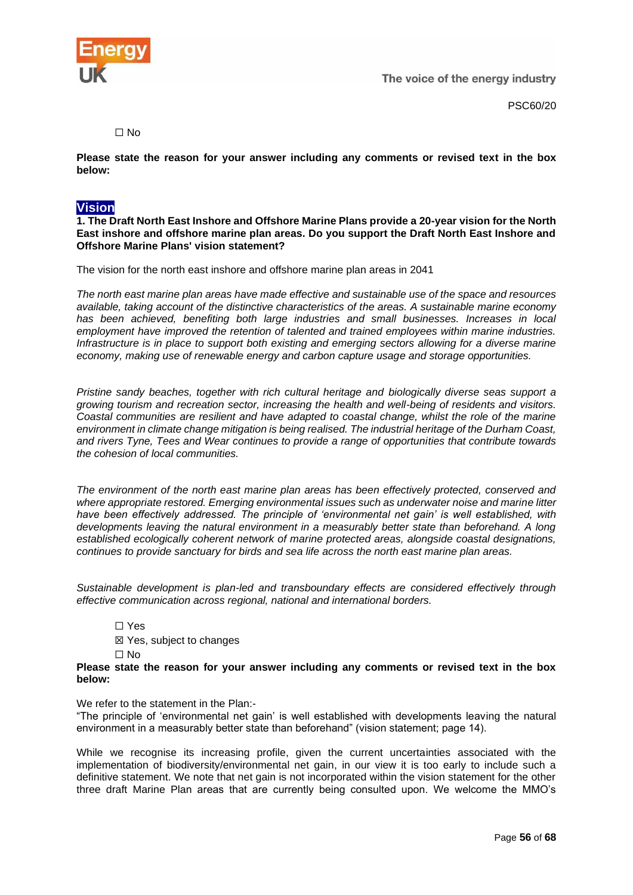☐ No

**Please state the reason for your answer including any comments or revised text in the box below:**

## Vision

**1. The Draft North East Inshore and Offshore Marine Plans provide a 20-year vision for the North East inshore and offshore marine plan areas. Do you support the Draft North East Inshore and Offshore Marine Plans' vision statement?**

The vision for the north east inshore and offshore marine plan areas in 2041

*The north east marine plan areas have made effective and sustainable use of the space and resources available, taking account of the distinctive characteristics of the areas. A sustainable marine economy has been achieved, benefiting both large industries and small businesses. Increases in local employment have improved the retention of talented and trained employees within marine industries. Infrastructure is in place to support both existing and emerging sectors allowing for a diverse marine economy, making use of renewable energy and carbon capture usage and storage opportunities.*

*Pristine sandy beaches, together with rich cultural heritage and biologically diverse seas support a growing tourism and recreation sector, increasing the health and well-being of residents and visitors. Coastal communities are resilient and have adapted to coastal change, whilst the role of the marine environment in climate change mitigation is being realised. The industrial heritage of the Durham Coast, and rivers Tyne, Tees and Wear continues to provide a range of opportunities that contribute towards the cohesion of local communities.*

*The environment of the north east marine plan areas has been effectively protected, conserved and where appropriate restored. Emerging environmental issues such as underwater noise and marine litter have been effectively addressed. The principle of 'environmental net gain' is well established, with developments leaving the natural environment in a measurably better state than beforehand. A long established ecologically coherent network of marine protected areas, alongside coastal designations, continues to provide sanctuary for birds and sea life across the north east marine plan areas.*

*Sustainable development is plan-led and transboundary effects are considered effectively through effective communication across regional, national and international borders.*

☐ Yes
☒ Yes, subject to changes
☐ No

**Please state the reason for your answer including any comments or revised text in the box below:**

We refer to the statement in the Plan:-
"The principle of 'environmental net gain' is well established with developments leaving the natural environment in a measurably better state than beforehand" (vision statement; page 14).

While we recognise its increasing profile, given the current uncertainties associated with the implementation of biodiversity/environmental net gain, in our view it is too early to include such a definitive statement. We note that net gain is not incorporated within the vision statement for the other three draft Marine Plan areas that are currently being consulted upon. We welcome the MMO's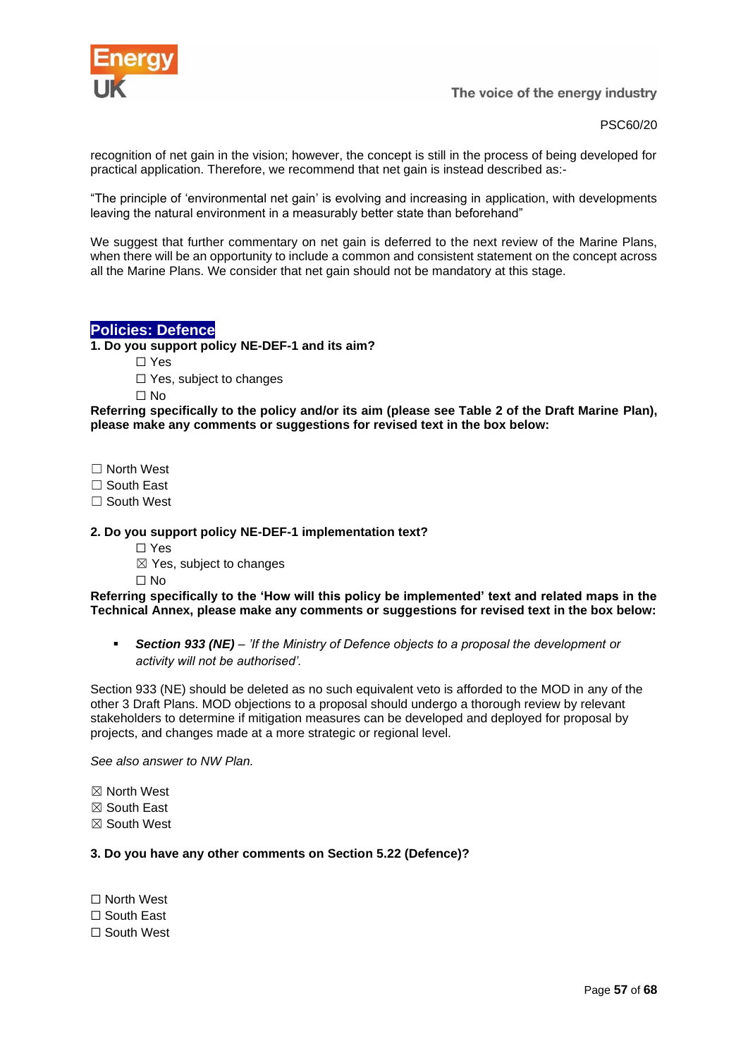recognition of net gain in the vision; however, the concept is still in the process of being developed for practical application. Therefore, we recommend that net gain is instead described as:-

"The principle of 'environmental net gain' is evolving and increasing in application, with developments leaving the natural environment in a measurably better state than beforehand"

We suggest that further commentary on net gain is deferred to the next review of the Marine Plans, when there will be an opportunity to include a common and consistent statement on the concept across all the Marine Plans. We consider that net gain should not be mandatory at this stage.

## Policies: Defence

**1. Do you support policy NE-DEF-1 and its aim?**

☐ Yes
☐ Yes, subject to changes
☐ No

**Referring specifically to the policy and/or its aim (please see Table 2 of the Draft Marine Plan), please make any comments or suggestions for revised text in the box below:**

☐ North West
☐ South East
☐ South West

**2. Do you support policy NE-DEF-1 implementation text?**

☐ Yes
☒ Yes, subject to changes
☐ No

**Referring specifically to the 'How will this policy be implemented' text and related maps in the Technical Annex, please make any comments or suggestions for revised text in the box below:**

- ***Section 933 (NE)*** *– 'If the Ministry of Defence objects to a proposal the development or activity will not be authorised'.*

Section 933 (NE) should be deleted as no such equivalent veto is afforded to the MOD in any of the other 3 Draft Plans. MOD objections to a proposal should undergo a thorough review by relevant stakeholders to determine if mitigation measures can be developed and deployed for proposal by projects, and changes made at a more strategic or regional level.

*See also answer to NW Plan.*

☒ North West
☒ South East
☒ South West

**3. Do you have any other comments on Section 5.22 (Defence)?**

☐ North West
☐ South East
☐ South West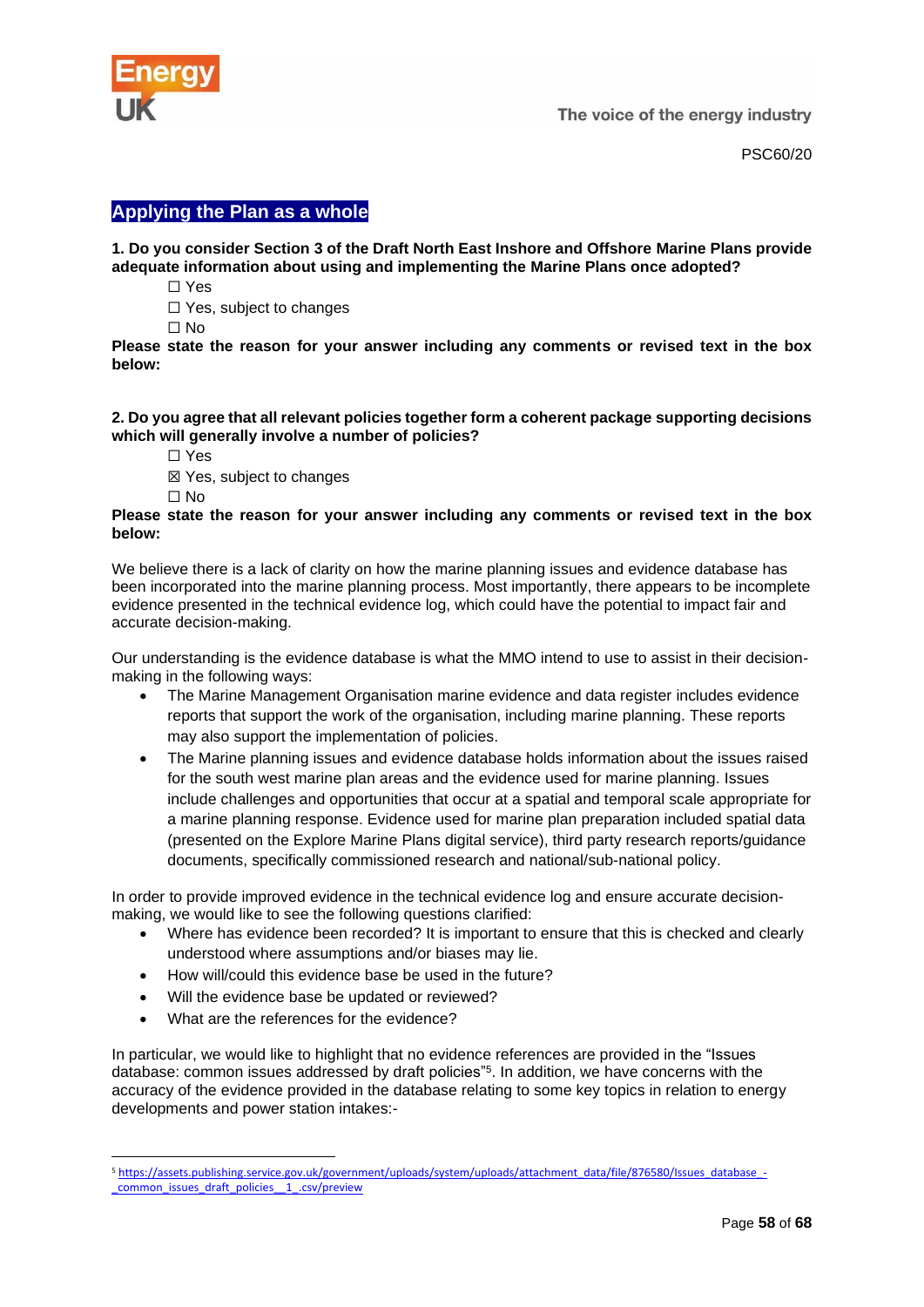## Applying the Plan as a whole

**1. Do you consider Section 3 of the Draft North East Inshore and Offshore Marine Plans provide adequate information about using and implementing the Marine Plans once adopted?**

☐ Yes

☐ Yes, subject to changes

☐ No

**Please state the reason for your answer including any comments or revised text in the box below:**

**2. Do you agree that all relevant policies together form a coherent package supporting decisions which will generally involve a number of policies?**

☐ Yes

☒ Yes, subject to changes

☐ No

**Please state the reason for your answer including any comments or revised text in the box below:**

We believe there is a lack of clarity on how the marine planning issues and evidence database has been incorporated into the marine planning process. Most importantly, there appears to be incomplete evidence presented in the technical evidence log, which could have the potential to impact fair and accurate decision-making.

Our understanding is the evidence database is what the MMO intend to use to assist in their decision-making in the following ways:

- The Marine Management Organisation marine evidence and data register includes evidence reports that support the work of the organisation, including marine planning. These reports may also support the implementation of policies.
- The Marine planning issues and evidence database holds information about the issues raised for the south west marine plan areas and the evidence used for marine planning. Issues include challenges and opportunities that occur at a spatial and temporal scale appropriate for a marine planning response. Evidence used for marine plan preparation included spatial data (presented on the Explore Marine Plans digital service), third party research reports/guidance documents, specifically commissioned research and national/sub-national policy.

In order to provide improved evidence in the technical evidence log and ensure accurate decision-making, we would like to see the following questions clarified:

- Where has evidence been recorded? It is important to ensure that this is checked and clearly understood where assumptions and/or biases may lie.
- How will/could this evidence base be used in the future?
- Will the evidence base be updated or reviewed?
- What are the references for the evidence?

In particular, we would like to highlight that no evidence references are provided in the "Issues database: common issues addressed by draft policies"[5]. In addition, we have concerns with the accuracy of the evidence provided in the database relating to some key topics in relation to energy developments and power station intakes:-

[5] https://assets.publishing.service.gov.uk/government/uploads/system/uploads/attachment_data/file/876580/Issues_database_-_common_issues_draft_policies__1_.csv/preview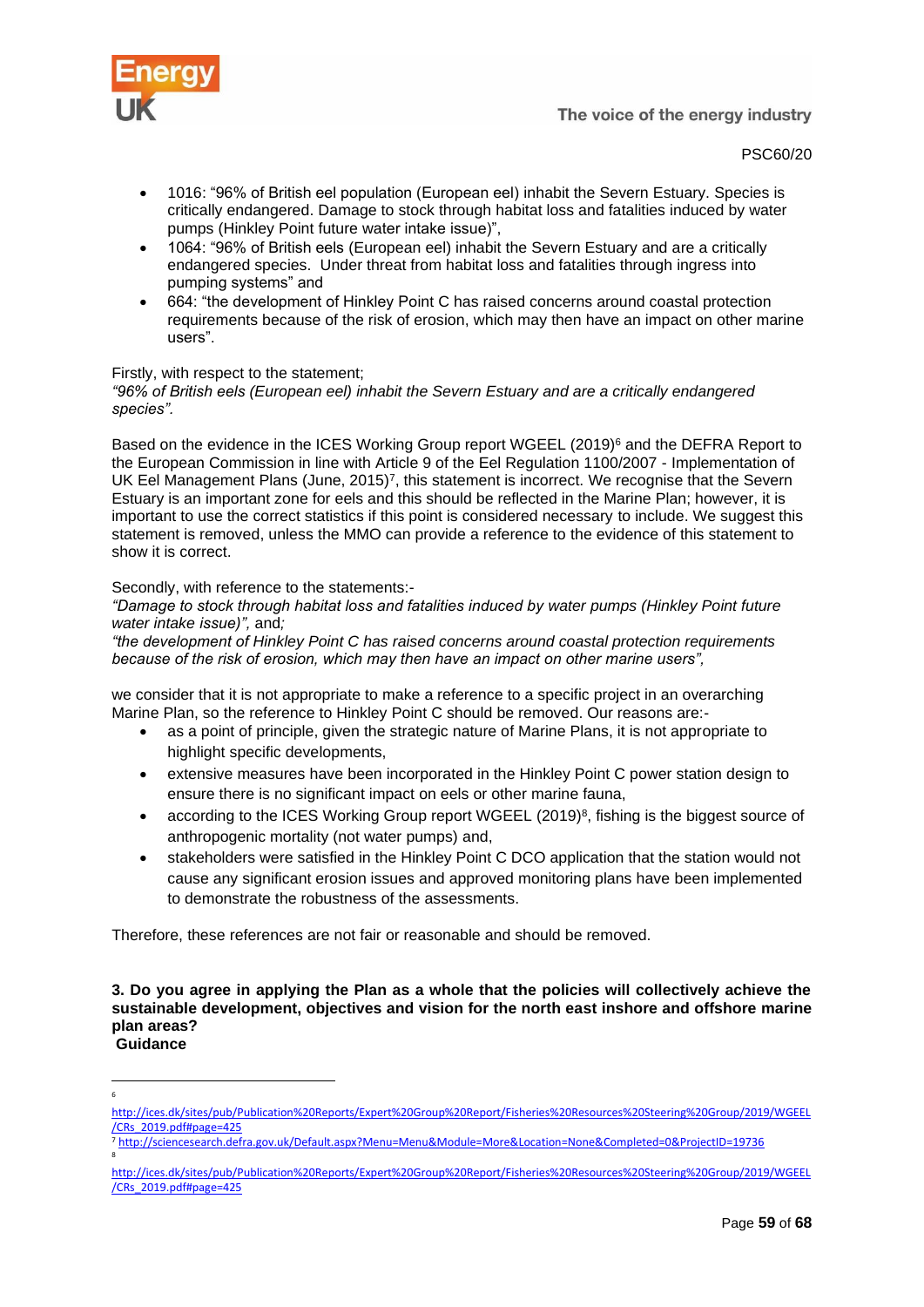- 1016: "96% of British eel population (European eel) inhabit the Severn Estuary. Species is critically endangered. Damage to stock through habitat loss and fatalities induced by water pumps (Hinkley Point future water intake issue)",
- 1064: "96% of British eels (European eel) inhabit the Severn Estuary and are a critically endangered species. Under threat from habitat loss and fatalities through ingress into pumping systems" and
- 664: "the development of Hinkley Point C has raised concerns around coastal protection requirements because of the risk of erosion, which may then have an impact on other marine users".

Firstly, with respect to the statement;
*"96% of British eels (European eel) inhabit the Severn Estuary and are a critically endangered species".*

Based on the evidence in the ICES Working Group report WGEEL (2019)[6] and the DEFRA Report to the European Commission in line with Article 9 of the Eel Regulation 1100/2007 - Implementation of UK Eel Management Plans (June, 2015)[7], this statement is incorrect. We recognise that the Severn Estuary is an important zone for eels and this should be reflected in the Marine Plan; however, it is important to use the correct statistics if this point is considered necessary to include. We suggest this statement is removed, unless the MMO can provide a reference to the evidence of this statement to show it is correct.

Secondly, with reference to the statements:-
*"Damage to stock through habitat loss and fatalities induced by water pumps (Hinkley Point future water intake issue)",* and*;*
*"the development of Hinkley Point C has raised concerns around coastal protection requirements because of the risk of erosion, which may then have an impact on other marine users",*

we consider that it is not appropriate to make a reference to a specific project in an overarching Marine Plan, so the reference to Hinkley Point C should be removed. Our reasons are:-

- as a point of principle, given the strategic nature of Marine Plans, it is not appropriate to highlight specific developments,
- extensive measures have been incorporated in the Hinkley Point C power station design to ensure there is no significant impact on eels or other marine fauna,
- according to the ICES Working Group report WGEEL (2019)[8], fishing is the biggest source of anthropogenic mortality (not water pumps) and,
- stakeholders were satisfied in the Hinkley Point C DCO application that the station would not cause any significant erosion issues and approved monitoring plans have been implemented to demonstrate the robustness of the assessments.

Therefore, these references are not fair or reasonable and should be removed.

**3. Do you agree in applying the Plan as a whole that the policies will collectively achieve the sustainable development, objectives and vision for the north east inshore and offshore marine plan areas?**
**Guidance**

---

[6] http://ices.dk/sites/pub/Publication%20Reports/Expert%20Group%20Report/Fisheries%20Resources%20Steering%20Group/2019/WGEEL/CRs_2019.pdf#page=425

[7] http://sciencesearch.defra.gov.uk/Default.aspx?Menu=Menu&Module=More&Location=None&Completed=0&ProjectID=19736

[8] http://ices.dk/sites/pub/Publication%20Reports/Expert%20Group%20Report/Fisheries%20Resources%20Steering%20Group/2019/WGEEL/CRs_2019.pdf#page=425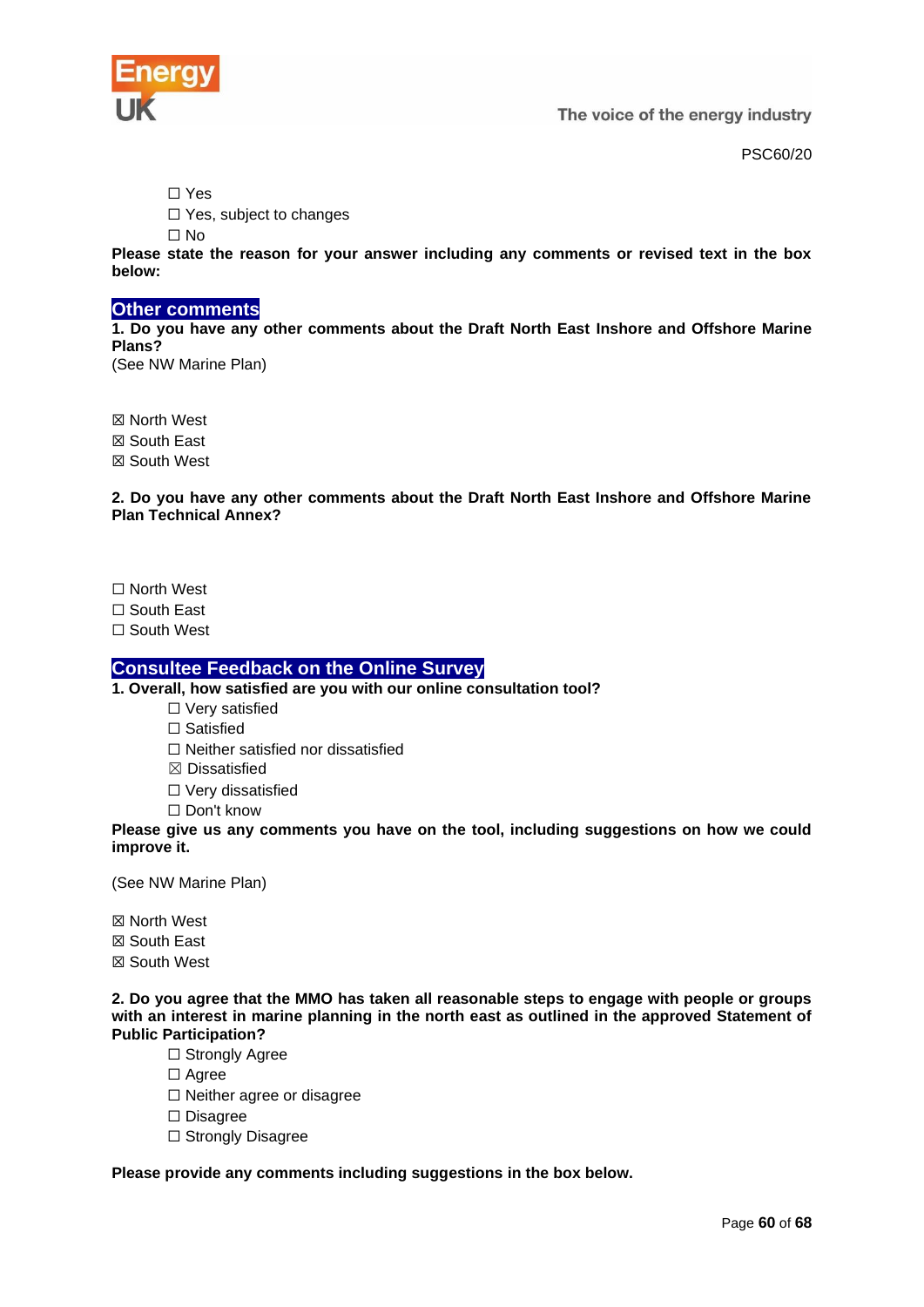PSC60/20

☐ Yes
☐ Yes, subject to changes
☐ No

**Please state the reason for your answer including any comments or revised text in the box below:**

## Other comments

**1. Do you have any other comments about the Draft North East Inshore and Offshore Marine Plans?**

(See NW Marine Plan)

☒ North West
☒ South East
☒ South West

**2. Do you have any other comments about the Draft North East Inshore and Offshore Marine Plan Technical Annex?**

☐ North West
☐ South East
☐ South West

## Consultee Feedback on the Online Survey

**1. Overall, how satisfied are you with our online consultation tool?**

☐ Very satisfied
☐ Satisfied
☐ Neither satisfied nor dissatisfied
☒ Dissatisfied
☐ Very dissatisfied
☐ Don't know

**Please give us any comments you have on the tool, including suggestions on how we could improve it.**

(See NW Marine Plan)

☒ North West
☒ South East
☒ South West

**2. Do you agree that the MMO has taken all reasonable steps to engage with people or groups with an interest in marine planning in the north east as outlined in the approved Statement of Public Participation?**

☐ Strongly Agree
☐ Agree
☐ Neither agree or disagree
☐ Disagree
☐ Strongly Disagree

**Please provide any comments including suggestions in the box below.**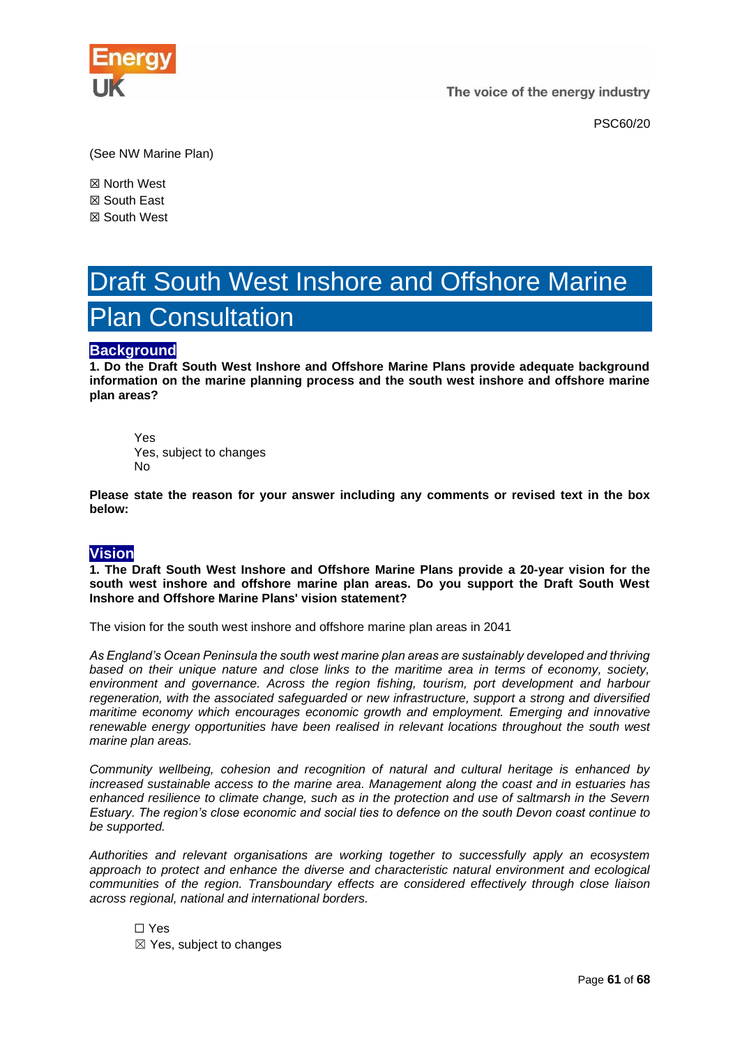(See NW Marine Plan)

☒ North West
☒ South East
☒ South West

# Draft South West Inshore and Offshore Marine Plan Consultation

## Background

**1. Do the Draft South West Inshore and Offshore Marine Plans provide adequate background information on the marine planning process and the south west inshore and offshore marine plan areas?**

Yes
Yes, subject to changes
No

**Please state the reason for your answer including any comments or revised text in the box below:**

## Vision

**1. The Draft South West Inshore and Offshore Marine Plans provide a 20-year vision for the south west inshore and offshore marine plan areas. Do you support the Draft South West Inshore and Offshore Marine Plans' vision statement?**

The vision for the south west inshore and offshore marine plan areas in 2041

*As England's Ocean Peninsula the south west marine plan areas are sustainably developed and thriving based on their unique nature and close links to the maritime area in terms of economy, society, environment and governance. Across the region fishing, tourism, port development and harbour regeneration, with the associated safeguarded or new infrastructure, support a strong and diversified maritime economy which encourages economic growth and employment. Emerging and innovative renewable energy opportunities have been realised in relevant locations throughout the south west marine plan areas.*

*Community wellbeing, cohesion and recognition of natural and cultural heritage is enhanced by increased sustainable access to the marine area. Management along the coast and in estuaries has enhanced resilience to climate change, such as in the protection and use of saltmarsh in the Severn Estuary. The region's close economic and social ties to defence on the south Devon coast continue to be supported.*

*Authorities and relevant organisations are working together to successfully apply an ecosystem approach to protect and enhance the diverse and characteristic natural environment and ecological communities of the region. Transboundary effects are considered effectively through close liaison across regional, national and international borders.*

☐ Yes
☒ Yes, subject to changes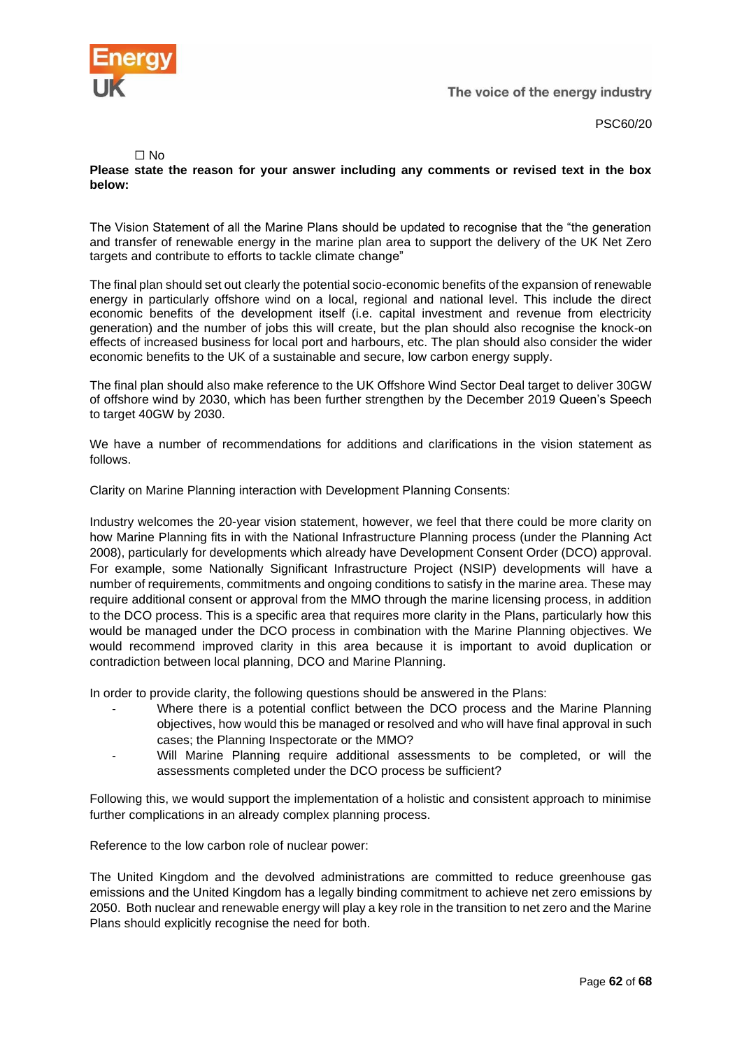☐ No

**Please state the reason for your answer including any comments or revised text in the box below:**

The Vision Statement of all the Marine Plans should be updated to recognise that the "the generation and transfer of renewable energy in the marine plan area to support the delivery of the UK Net Zero targets and contribute to efforts to tackle climate change"

The final plan should set out clearly the potential socio-economic benefits of the expansion of renewable energy in particularly offshore wind on a local, regional and national level. This include the direct economic benefits of the development itself (i.e. capital investment and revenue from electricity generation) and the number of jobs this will create, but the plan should also recognise the knock-on effects of increased business for local port and harbours, etc. The plan should also consider the wider economic benefits to the UK of a sustainable and secure, low carbon energy supply.

The final plan should also make reference to the UK Offshore Wind Sector Deal target to deliver 30GW of offshore wind by 2030, which has been further strengthen by the December 2019 Queen's Speech to target 40GW by 2030.

We have a number of recommendations for additions and clarifications in the vision statement as follows.

Clarity on Marine Planning interaction with Development Planning Consents:

Industry welcomes the 20-year vision statement, however, we feel that there could be more clarity on how Marine Planning fits in with the National Infrastructure Planning process (under the Planning Act 2008), particularly for developments which already have Development Consent Order (DCO) approval. For example, some Nationally Significant Infrastructure Project (NSIP) developments will have a number of requirements, commitments and ongoing conditions to satisfy in the marine area. These may require additional consent or approval from the MMO through the marine licensing process, in addition to the DCO process. This is a specific area that requires more clarity in the Plans, particularly how this would be managed under the DCO process in combination with the Marine Planning objectives. We would recommend improved clarity in this area because it is important to avoid duplication or contradiction between local planning, DCO and Marine Planning.

In order to provide clarity, the following questions should be answered in the Plans:

- Where there is a potential conflict between the DCO process and the Marine Planning objectives, how would this be managed or resolved and who will have final approval in such cases; the Planning Inspectorate or the MMO?
- Will Marine Planning require additional assessments to be completed, or will the assessments completed under the DCO process be sufficient?

Following this, we would support the implementation of a holistic and consistent approach to minimise further complications in an already complex planning process.

Reference to the low carbon role of nuclear power:

The United Kingdom and the devolved administrations are committed to reduce greenhouse gas emissions and the United Kingdom has a legally binding commitment to achieve net zero emissions by 2050. Both nuclear and renewable energy will play a key role in the transition to net zero and the Marine Plans should explicitly recognise the need for both.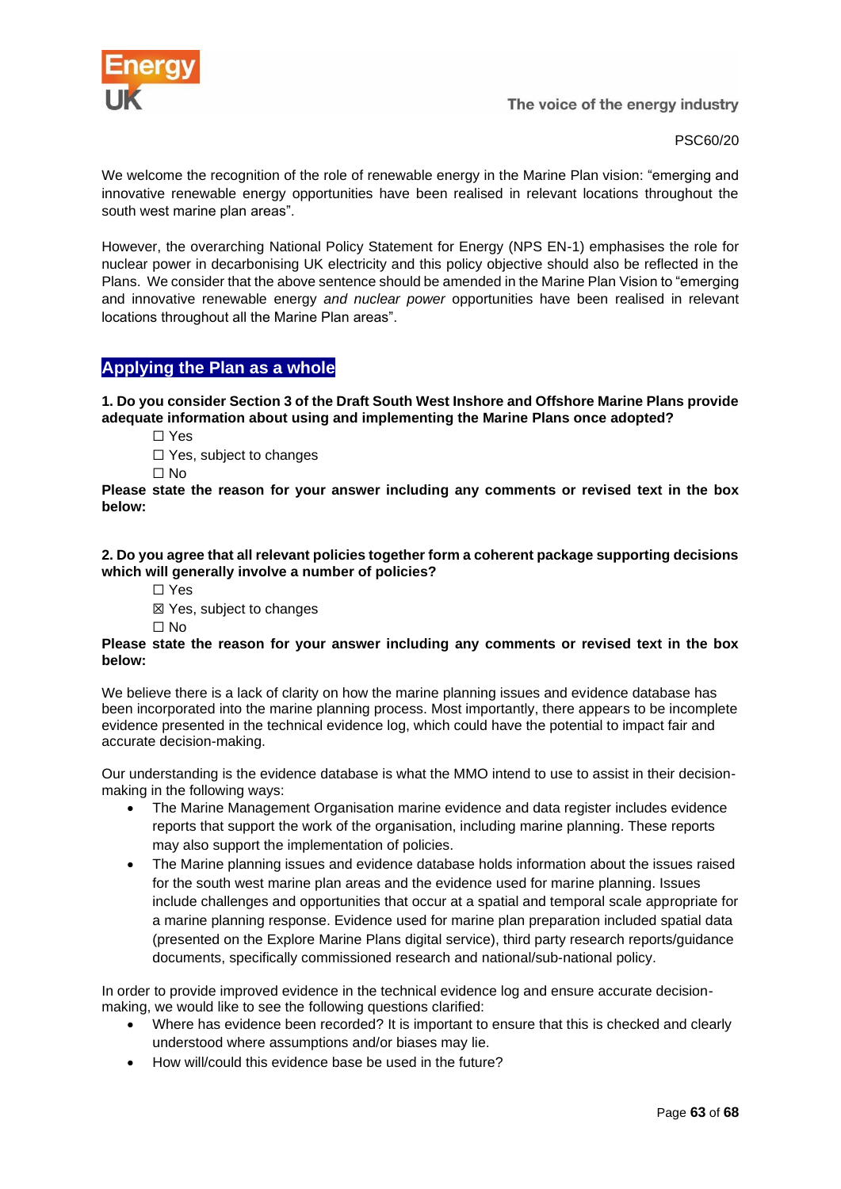We welcome the recognition of the role of renewable energy in the Marine Plan vision: “emerging and innovative renewable energy opportunities have been realised in relevant locations throughout the south west marine plan areas”.

However, the overarching National Policy Statement for Energy (NPS EN-1) emphasises the role for nuclear power in decarbonising UK electricity and this policy objective should also be reflected in the Plans. We consider that the above sentence should be amended in the Marine Plan Vision to “emerging and innovative renewable energy *and nuclear power* opportunities have been realised in relevant locations throughout all the Marine Plan areas”.

## Applying the Plan as a whole

**1. Do you consider Section 3 of the Draft South West Inshore and Offshore Marine Plans provide adequate information about using and implementing the Marine Plans once adopted?**

☐ Yes

☐ Yes, subject to changes

☐ No

**Please state the reason for your answer including any comments or revised text in the box below:**

**2. Do you agree that all relevant policies together form a coherent package supporting decisions which will generally involve a number of policies?**

☐ Yes

☒ Yes, subject to changes

☐ No

**Please state the reason for your answer including any comments or revised text in the box below:**

We believe there is a lack of clarity on how the marine planning issues and evidence database has been incorporated into the marine planning process. Most importantly, there appears to be incomplete evidence presented in the technical evidence log, which could have the potential to impact fair and accurate decision-making.

Our understanding is the evidence database is what the MMO intend to use to assist in their decision-making in the following ways:

- The Marine Management Organisation marine evidence and data register includes evidence reports that support the work of the organisation, including marine planning. These reports may also support the implementation of policies.
- The Marine planning issues and evidence database holds information about the issues raised for the south west marine plan areas and the evidence used for marine planning. Issues include challenges and opportunities that occur at a spatial and temporal scale appropriate for a marine planning response. Evidence used for marine plan preparation included spatial data (presented on the Explore Marine Plans digital service), third party research reports/guidance documents, specifically commissioned research and national/sub-national policy.

In order to provide improved evidence in the technical evidence log and ensure accurate decision-making, we would like to see the following questions clarified:

- Where has evidence been recorded? It is important to ensure that this is checked and clearly understood where assumptions and/or biases may lie.
- How will/could this evidence base be used in the future?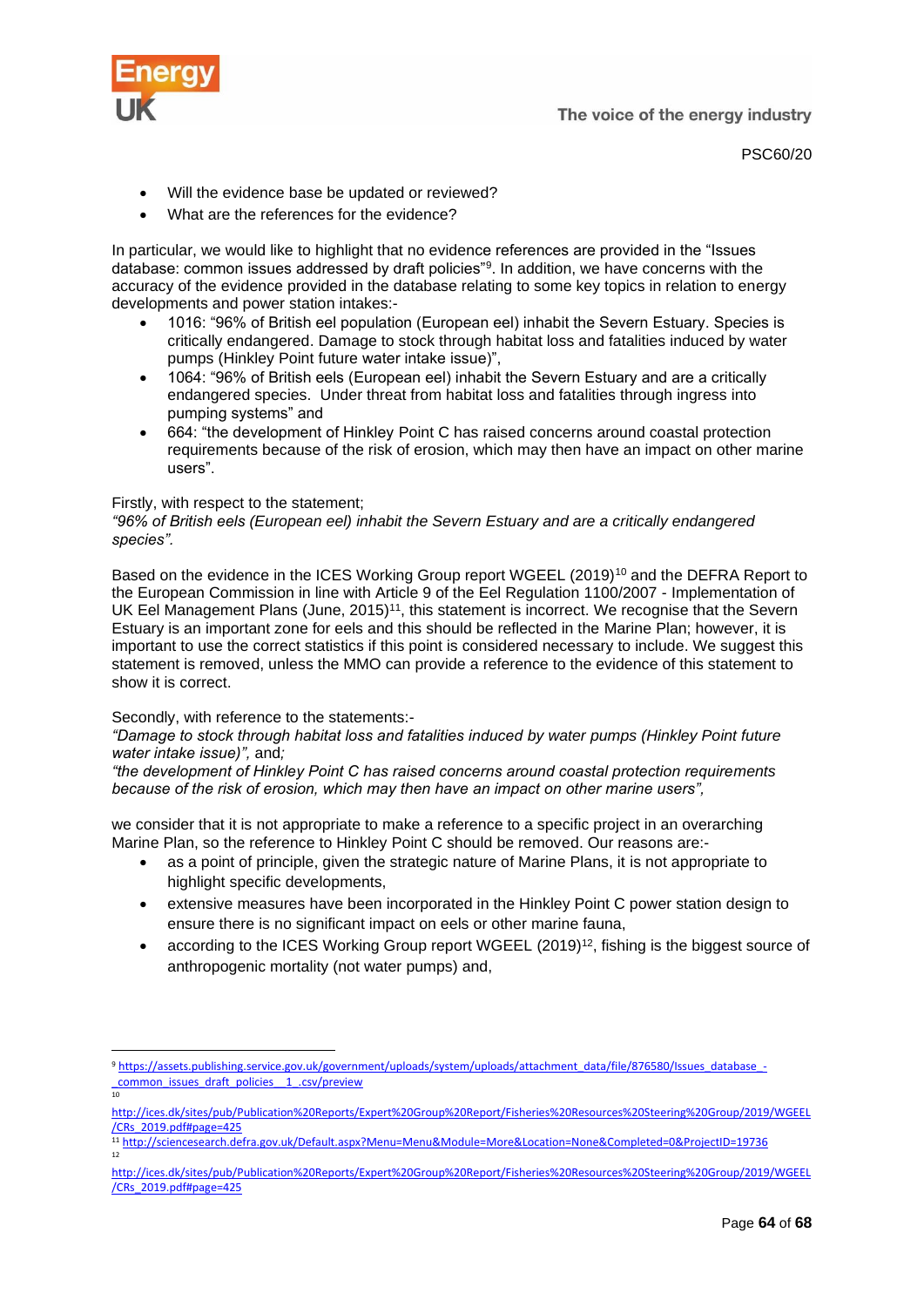- Will the evidence base be updated or reviewed?
- What are the references for the evidence?

In particular, we would like to highlight that no evidence references are provided in the "Issues database: common issues addressed by draft policies"[9]. In addition, we have concerns with the accuracy of the evidence provided in the database relating to some key topics in relation to energy developments and power station intakes:-

- 1016: "96% of British eel population (European eel) inhabit the Severn Estuary. Species is critically endangered. Damage to stock through habitat loss and fatalities induced by water pumps (Hinkley Point future water intake issue)",
- 1064: "96% of British eels (European eel) inhabit the Severn Estuary and are a critically endangered species. Under threat from habitat loss and fatalities through ingress into pumping systems" and
- 664: "the development of Hinkley Point C has raised concerns around coastal protection requirements because of the risk of erosion, which may then have an impact on other marine users".

Firstly, with respect to the statement;
*"96% of British eels (European eel) inhabit the Severn Estuary and are a critically endangered species".*

Based on the evidence in the ICES Working Group report WGEEL (2019)[10] and the DEFRA Report to the European Commission in line with Article 9 of the Eel Regulation 1100/2007 - Implementation of UK Eel Management Plans (June, 2015)[11], this statement is incorrect. We recognise that the Severn Estuary is an important zone for eels and this should be reflected in the Marine Plan; however, it is important to use the correct statistics if this point is considered necessary to include. We suggest this statement is removed, unless the MMO can provide a reference to the evidence of this statement to show it is correct.

Secondly, with reference to the statements:-
*"Damage to stock through habitat loss and fatalities induced by water pumps (Hinkley Point future water intake issue)",* and;
*"the development of Hinkley Point C has raised concerns around coastal protection requirements because of the risk of erosion, which may then have an impact on other marine users",*

we consider that it is not appropriate to make a reference to a specific project in an overarching Marine Plan, so the reference to Hinkley Point C should be removed. Our reasons are:-

- as a point of principle, given the strategic nature of Marine Plans, it is not appropriate to highlight specific developments,
- extensive measures have been incorporated in the Hinkley Point C power station design to ensure there is no significant impact on eels or other marine fauna,
- according to the ICES Working Group report WGEEL (2019)[12], fishing is the biggest source of anthropogenic mortality (not water pumps) and,

---

[9] https://assets.publishing.service.gov.uk/government/uploads/system/uploads/attachment_data/file/876580/Issues_database_-_common_issues_draft_policies__1_.csv/preview

[10] http://ices.dk/sites/pub/Publication%20Reports/Expert%20Group%20Report/Fisheries%20Resources%20Steering%20Group/2019/WGEEL/CRs_2019.pdf#page=425

[11] http://sciencesearch.defra.gov.uk/Default.aspx?Menu=Menu&Module=More&Location=None&Completed=0&ProjectID=19736

[12] http://ices.dk/sites/pub/Publication%20Reports/Expert%20Group%20Report/Fisheries%20Resources%20Steering%20Group/2019/WGEEL/CRs_2019.pdf#page=425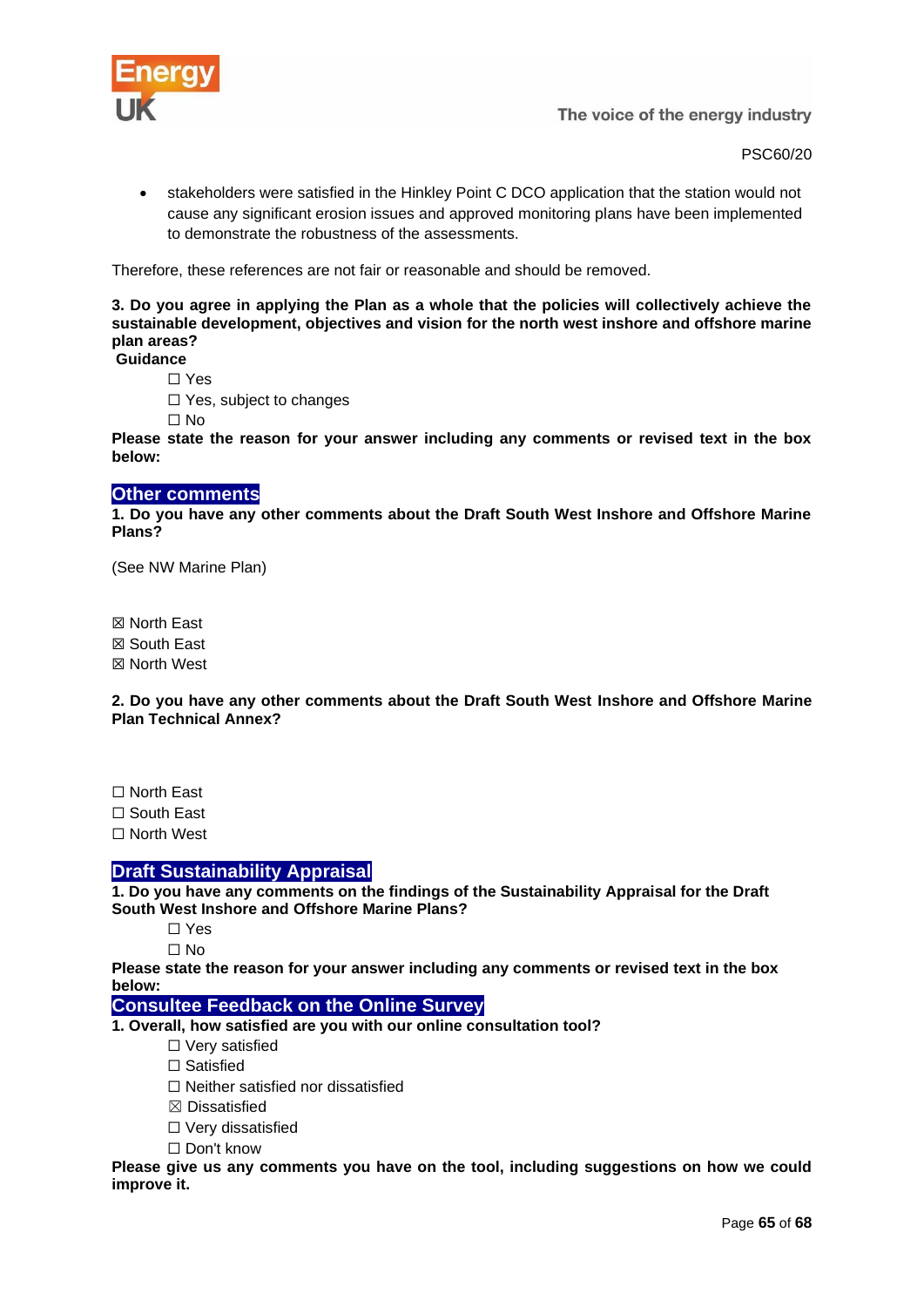- stakeholders were satisfied in the Hinkley Point C DCO application that the station would not cause any significant erosion issues and approved monitoring plans have been implemented to demonstrate the robustness of the assessments.

Therefore, these references are not fair or reasonable and should be removed.

**3. Do you agree in applying the Plan as a whole that the policies will collectively achieve the sustainable development, objectives and vision for the north west inshore and offshore marine plan areas?**

**Guidance**

☐ Yes

☐ Yes, subject to changes

☐ No

**Please state the reason for your answer including any comments or revised text in the box below:**

## Other comments

**1. Do you have any other comments about the Draft South West Inshore and Offshore Marine Plans?**

(See NW Marine Plan)

☒ North East

☒ South East

☒ North West

**2. Do you have any other comments about the Draft South West Inshore and Offshore Marine Plan Technical Annex?**

☐ North East

☐ South East

☐ North West

## Draft Sustainability Appraisal

**1. Do you have any comments on the findings of the Sustainability Appraisal for the Draft South West Inshore and Offshore Marine Plans?**

☐ Yes

☐ No

**Please state the reason for your answer including any comments or revised text in the box below:**

## Consultee Feedback on the Online Survey

**1. Overall, how satisfied are you with our online consultation tool?**

☐ Very satisfied

☐ Satisfied

☐ Neither satisfied nor dissatisfied

☒ Dissatisfied

☐ Very dissatisfied

☐ Don't know

**Please give us any comments you have on the tool, including suggestions on how we could improve it.**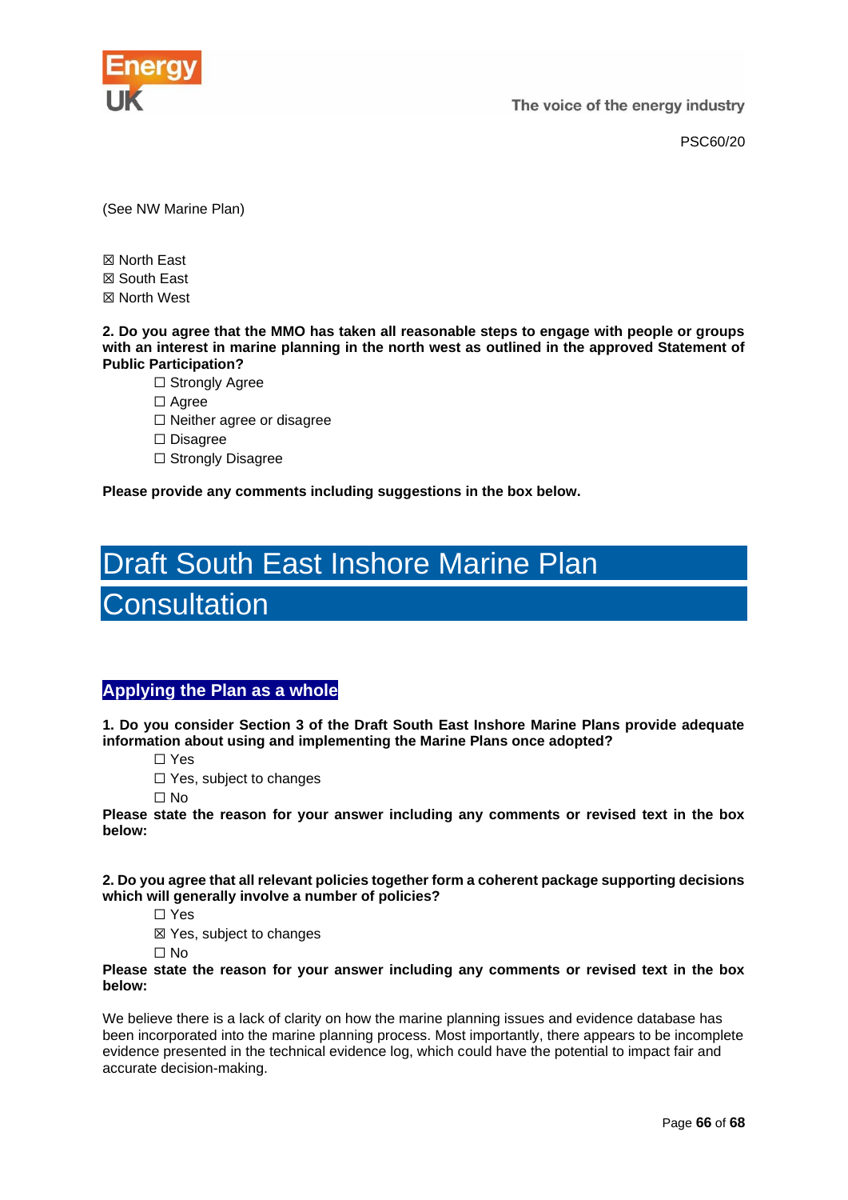(See NW Marine Plan)

☒ North East
☒ South East
☒ North West

**2. Do you agree that the MMO has taken all reasonable steps to engage with people or groups with an interest in marine planning in the north west as outlined in the approved Statement of Public Participation?**

☐ Strongly Agree
☐ Agree
☐ Neither agree or disagree
☐ Disagree
☐ Strongly Disagree

**Please provide any comments including suggestions in the box below.**

# Draft South East Inshore Marine Plan Consultation

## Applying the Plan as a whole

**1. Do you consider Section 3 of the Draft South East Inshore Marine Plans provide adequate information about using and implementing the Marine Plans once adopted?**

☐ Yes
☐ Yes, subject to changes
☐ No

**Please state the reason for your answer including any comments or revised text in the box below:**

**2. Do you agree that all relevant policies together form a coherent package supporting decisions which will generally involve a number of policies?**

☐ Yes
☒ Yes, subject to changes
☐ No

**Please state the reason for your answer including any comments or revised text in the box below:**

We believe there is a lack of clarity on how the marine planning issues and evidence database has been incorporated into the marine planning process. Most importantly, there appears to be incomplete evidence presented in the technical evidence log, which could have the potential to impact fair and accurate decision-making.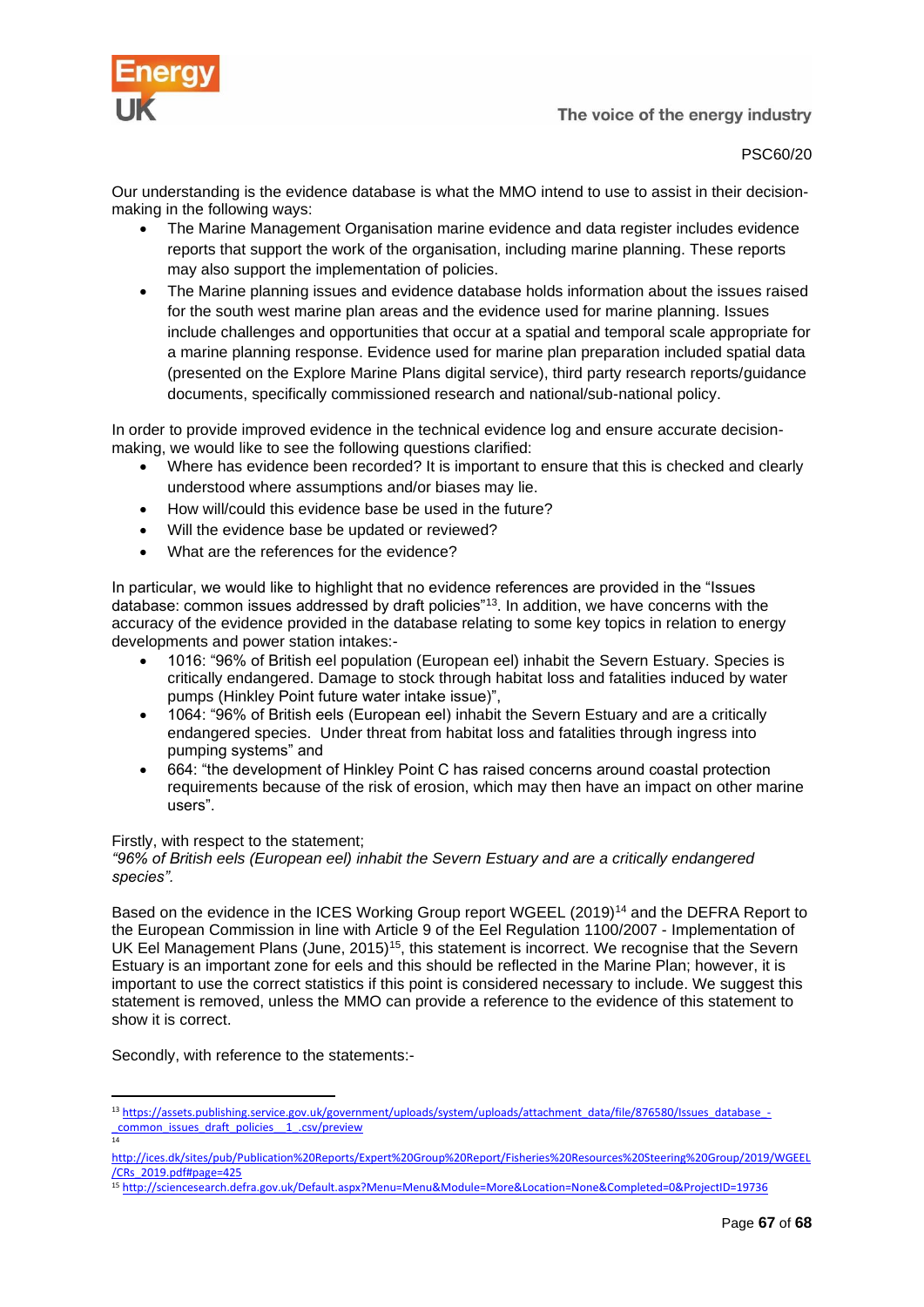PSC60/20

Our understanding is the evidence database is what the MMO intend to use to assist in their decision-making in the following ways:

- The Marine Management Organisation marine evidence and data register includes evidence reports that support the work of the organisation, including marine planning. These reports may also support the implementation of policies.
- The Marine planning issues and evidence database holds information about the issues raised for the south west marine plan areas and the evidence used for marine planning. Issues include challenges and opportunities that occur at a spatial and temporal scale appropriate for a marine planning response. Evidence used for marine plan preparation included spatial data (presented on the Explore Marine Plans digital service), third party research reports/guidance documents, specifically commissioned research and national/sub-national policy.

In order to provide improved evidence in the technical evidence log and ensure accurate decision-making, we would like to see the following questions clarified:

- Where has evidence been recorded? It is important to ensure that this is checked and clearly understood where assumptions and/or biases may lie.
- How will/could this evidence base be used in the future?
- Will the evidence base be updated or reviewed?
- What are the references for the evidence?

In particular, we would like to highlight that no evidence references are provided in the "Issues database: common issues addressed by draft policies"[13]. In addition, we have concerns with the accuracy of the evidence provided in the database relating to some key topics in relation to energy developments and power station intakes:-

- 1016: "96% of British eel population (European eel) inhabit the Severn Estuary. Species is critically endangered. Damage to stock through habitat loss and fatalities induced by water pumps (Hinkley Point future water intake issue)",
- 1064: "96% of British eels (European eel) inhabit the Severn Estuary and are a critically endangered species. Under threat from habitat loss and fatalities through ingress into pumping systems" and
- 664: "the development of Hinkley Point C has raised concerns around coastal protection requirements because of the risk of erosion, which may then have an impact on other marine users".

Firstly, with respect to the statement;
*"96% of British eels (European eel) inhabit the Severn Estuary and are a critically endangered species".*

Based on the evidence in the ICES Working Group report WGEEL (2019)[14] and the DEFRA Report to the European Commission in line with Article 9 of the Eel Regulation 1100/2007 - Implementation of UK Eel Management Plans (June, 2015)[15], this statement is incorrect. We recognise that the Severn Estuary is an important zone for eels and this should be reflected in the Marine Plan; however, it is important to use the correct statistics if this point is considered necessary to include. We suggest this statement is removed, unless the MMO can provide a reference to the evidence of this statement to show it is correct.

Secondly, with reference to the statements:-

---

[13] https://assets.publishing.service.gov.uk/government/uploads/system/uploads/attachment_data/file/876580/Issues_database_-_common_issues_draft_policies__1_.csv/preview

[14] http://ices.dk/sites/pub/Publication%20Reports/Expert%20Group%20Report/Fisheries%20Resources%20Steering%20Group/2019/WGEEL/CRs_2019.pdf#page=425

[15] http://sciencesearch.defra.gov.uk/Default.aspx?Menu=Menu&Module=More&Location=None&Completed=0&ProjectID=19736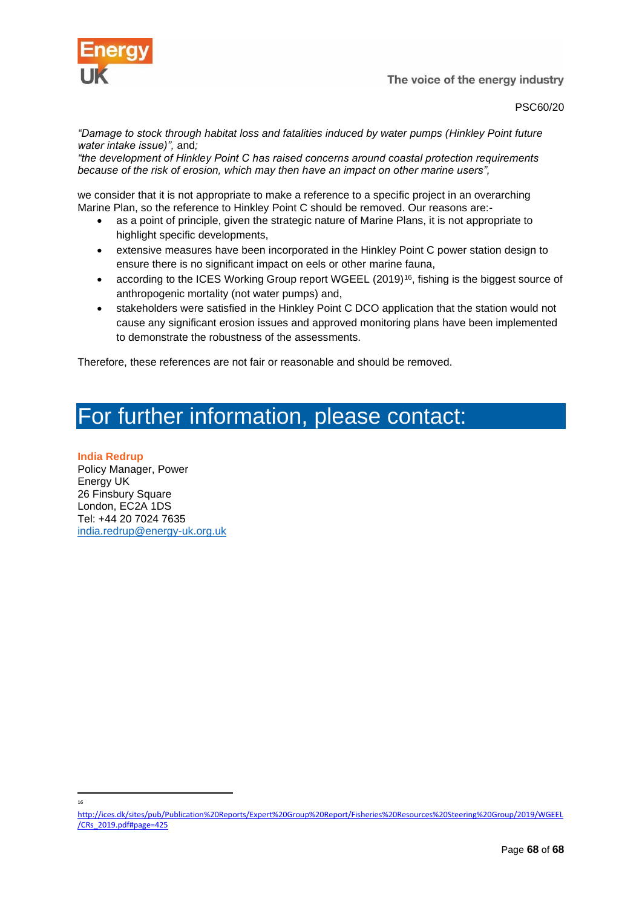PSC60/20

*"Damage to stock through habitat loss and fatalities induced by water pumps (Hinkley Point future water intake issue)",* and*;*
*"the development of Hinkley Point C has raised concerns around coastal protection requirements because of the risk of erosion, which may then have an impact on other marine users",*

we consider that it is not appropriate to make a reference to a specific project in an overarching Marine Plan, so the reference to Hinkley Point C should be removed. Our reasons are:-

- as a point of principle, given the strategic nature of Marine Plans, it is not appropriate to highlight specific developments,
- extensive measures have been incorporated in the Hinkley Point C power station design to ensure there is no significant impact on eels or other marine fauna,
- according to the ICES Working Group report WGEEL (2019)[16], fishing is the biggest source of anthropogenic mortality (not water pumps) and,
- stakeholders were satisfied in the Hinkley Point C DCO application that the station would not cause any significant erosion issues and approved monitoring plans have been implemented to demonstrate the robustness of the assessments.

Therefore, these references are not fair or reasonable and should be removed.

# For further information, please contact:

**India Redrup**
Policy Manager, Power
Energy UK
26 Finsbury Square
London, EC2A 1DS
Tel: +44 20 7024 7635
india.redrup@energy-uk.org.uk

[16] http://ices.dk/sites/pub/Publication%20Reports/Expert%20Group%20Report/Fisheries%20Resources%20Steering%20Group/2019/WGEEL/CRs_2019.pdf#page=425